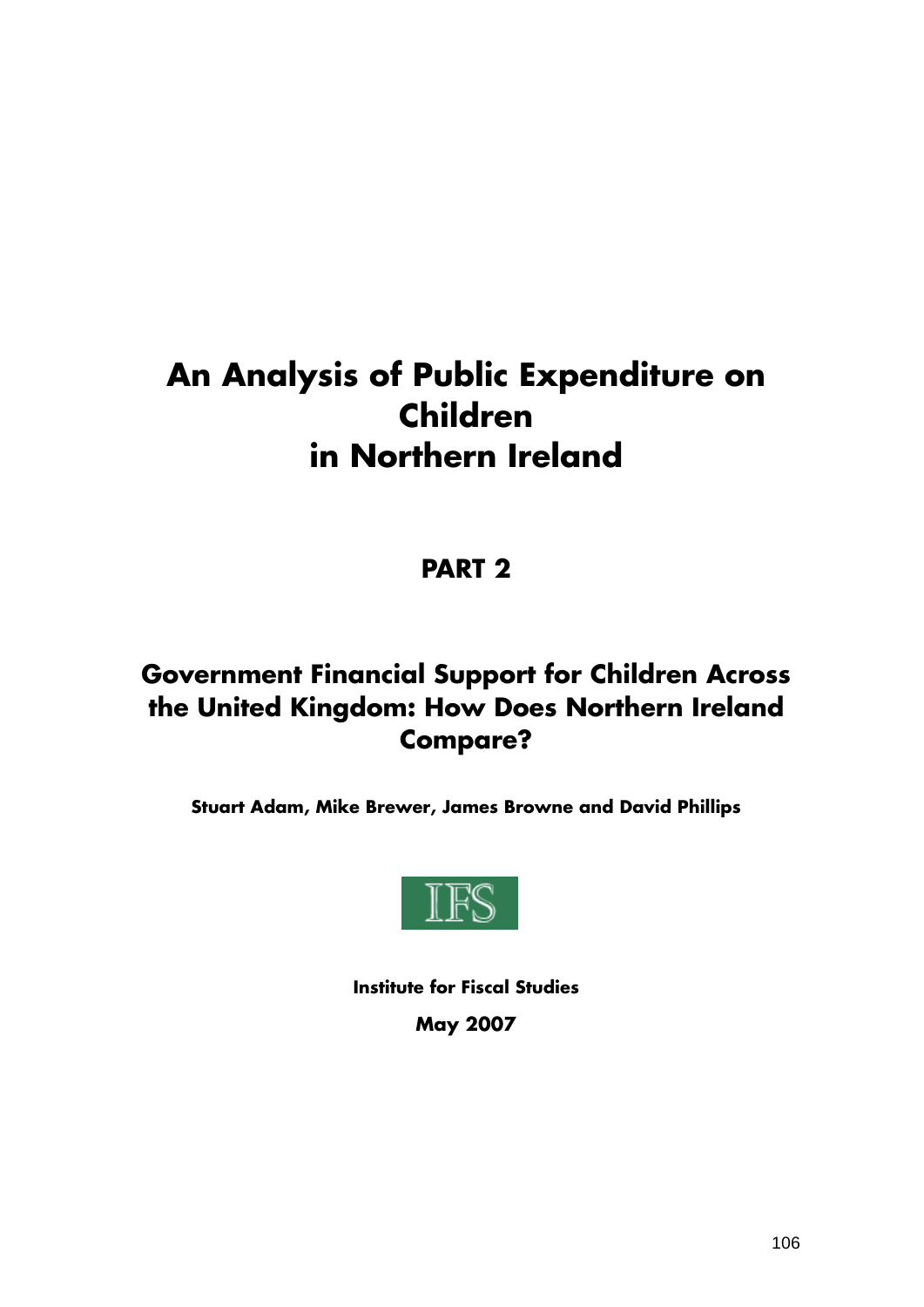# An Analysis of Public Expenditure on Children in Northern Ireland

## PART 2

## Government Financial Support for Children Across the United Kingdom: How Does Northern Ireland Compare?

**Stuart Adam, Mike Brewer, James Browne and David Phillips**

IFS

**Institute for Fiscal Studies**

**May 2007**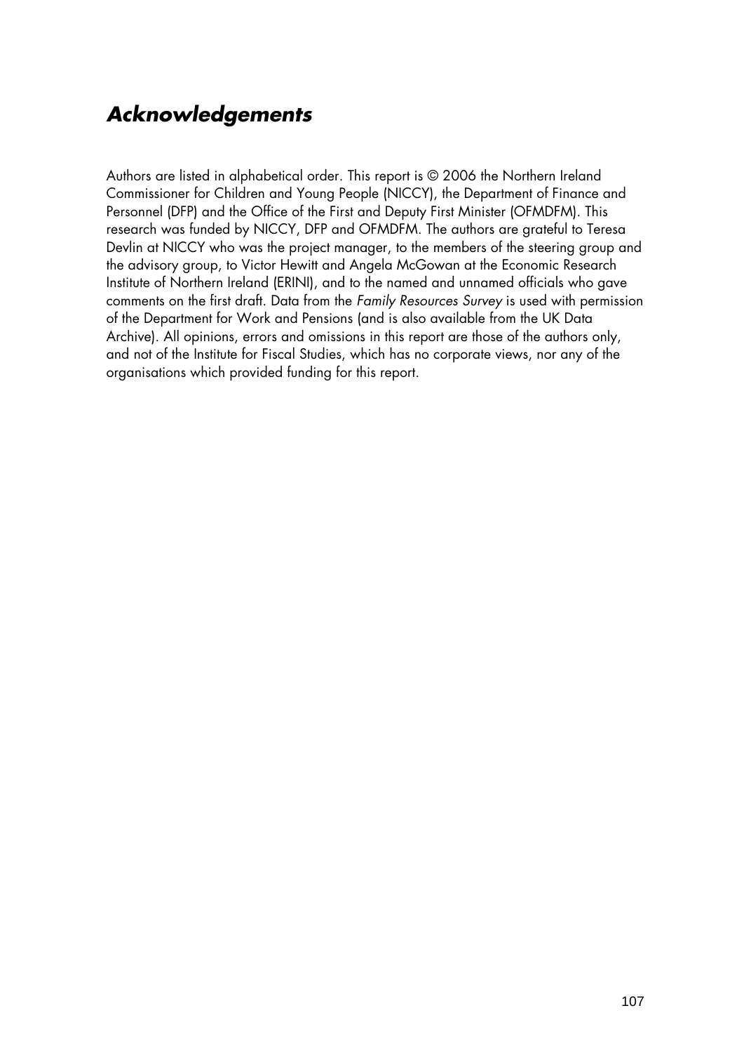## *Acknowledgements*

Authors are listed in alphabetical order. This report is © 2006 the Northern Ireland Commissioner for Children and Young People (NICCY), the Department of Finance and Personnel (DFP) and the Office of the First and Deputy First Minister (OFMDFM). This research was funded by NICCY, DFP and OFMDFM. The authors are grateful to Teresa Devlin at NICCY who was the project manager, to the members of the steering group and the advisory group, to Victor Hewitt and Angela McGowan at the Economic Research Institute of Northern Ireland (ERINI), and to the named and unnamed officials who gave comments on the first draft. Data from the *Family Resources Survey* is used with permission of the Department for Work and Pensions (and is also available from the UK Data Archive). All opinions, errors and omissions in this report are those of the authors only, and not of the Institute for Fiscal Studies, which has no corporate views, nor any of the organisations which provided funding for this report.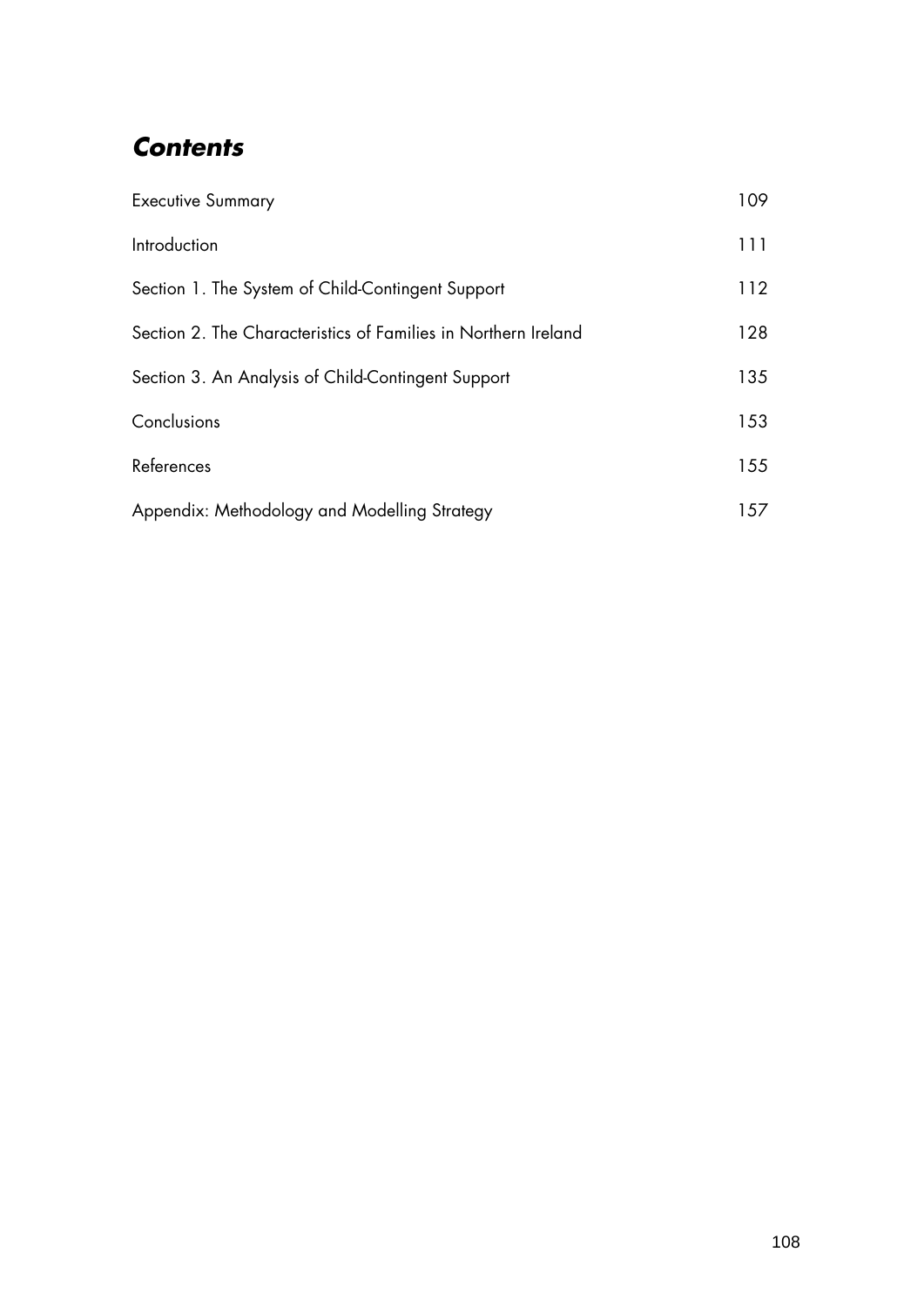## *Contents*

| | |
|---|---|
| Executive Summary | 109 |
| Introduction | 111 |
| Section 1. The System of Child-Contingent Support | 112 |
| Section 2. The Characteristics of Families in Northern Ireland | 128 |
| Section 3. An Analysis of Child-Contingent Support | 135 |
| Conclusions | 153 |
| References | 155 |
| Appendix: Methodology and Modelling Strategy | 157 |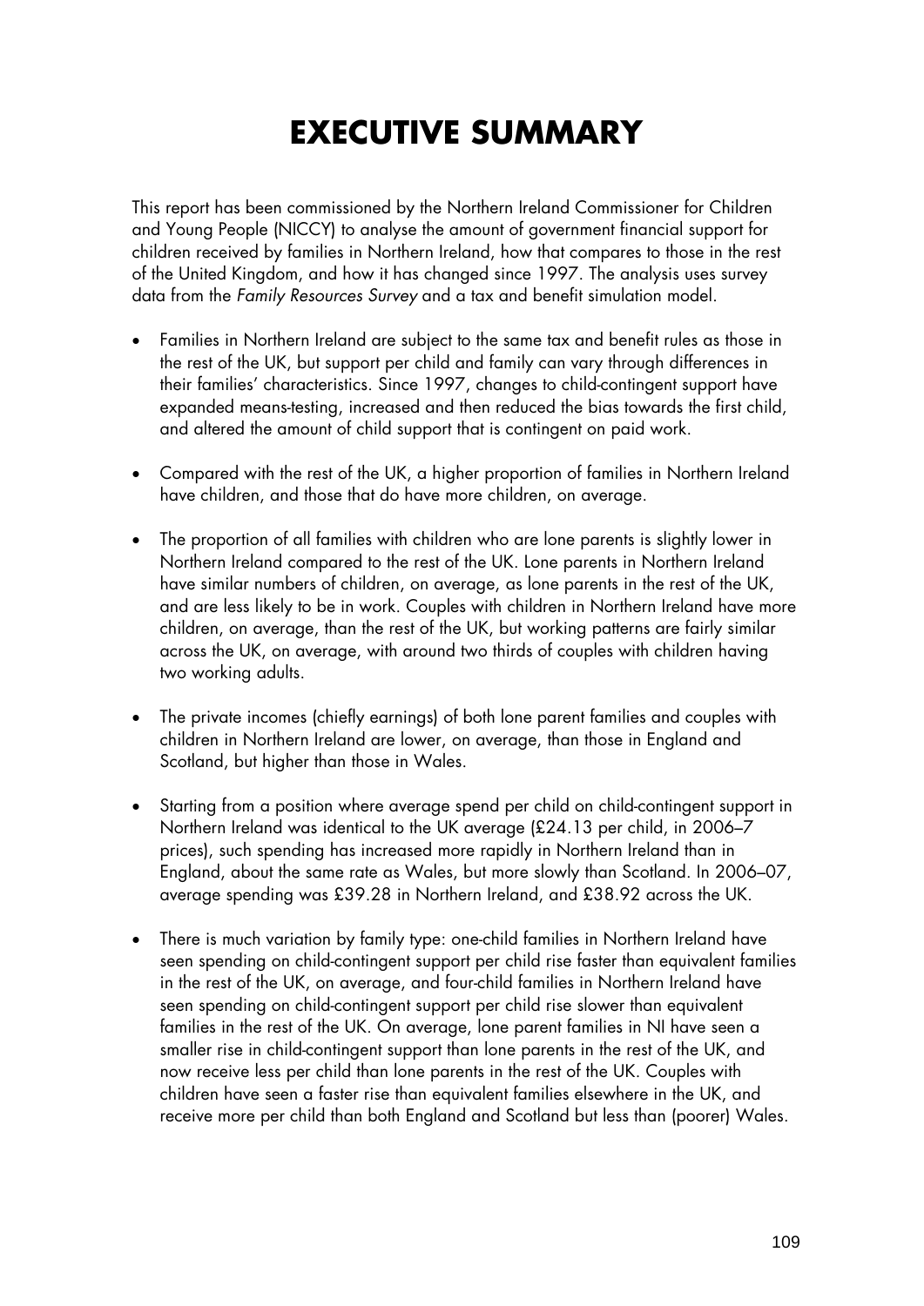# EXECUTIVE SUMMARY

This report has been commissioned by the Northern Ireland Commissioner for Children and Young People (NICCY) to analyse the amount of government financial support for children received by families in Northern Ireland, how that compares to those in the rest of the United Kingdom, and how it has changed since 1997. The analysis uses survey data from the *Family Resources Survey* and a tax and benefit simulation model.

- Families in Northern Ireland are subject to the same tax and benefit rules as those in the rest of the UK, but support per child and family can vary through differences in their families' characteristics. Since 1997, changes to child-contingent support have expanded means-testing, increased and then reduced the bias towards the first child, and altered the amount of child support that is contingent on paid work.
- Compared with the rest of the UK, a higher proportion of families in Northern Ireland have children, and those that do have more children, on average.
- The proportion of all families with children who are lone parents is slightly lower in Northern Ireland compared to the rest of the UK. Lone parents in Northern Ireland have similar numbers of children, on average, as lone parents in the rest of the UK, and are less likely to be in work. Couples with children in Northern Ireland have more children, on average, than the rest of the UK, but working patterns are fairly similar across the UK, on average, with around two thirds of couples with children having two working adults.
- The private incomes (chiefly earnings) of both lone parent families and couples with children in Northern Ireland are lower, on average, than those in England and Scotland, but higher than those in Wales.
- Starting from a position where average spend per child on child-contingent support in Northern Ireland was identical to the UK average (£24.13 per child, in 2006–7 prices), such spending has increased more rapidly in Northern Ireland than in England, about the same rate as Wales, but more slowly than Scotland. In 2006–07, average spending was £39.28 in Northern Ireland, and £38.92 across the UK.
- There is much variation by family type: one-child families in Northern Ireland have seen spending on child-contingent support per child rise faster than equivalent families in the rest of the UK, on average, and four-child families in Northern Ireland have seen spending on child-contingent support per child rise slower than equivalent families in the rest of the UK. On average, lone parent families in NI have seen a smaller rise in child-contingent support than lone parents in the rest of the UK, and now receive less per child than lone parents in the rest of the UK. Couples with children have seen a faster rise than equivalent families elsewhere in the UK, and receive more per child than both England and Scotland but less than (poorer) Wales.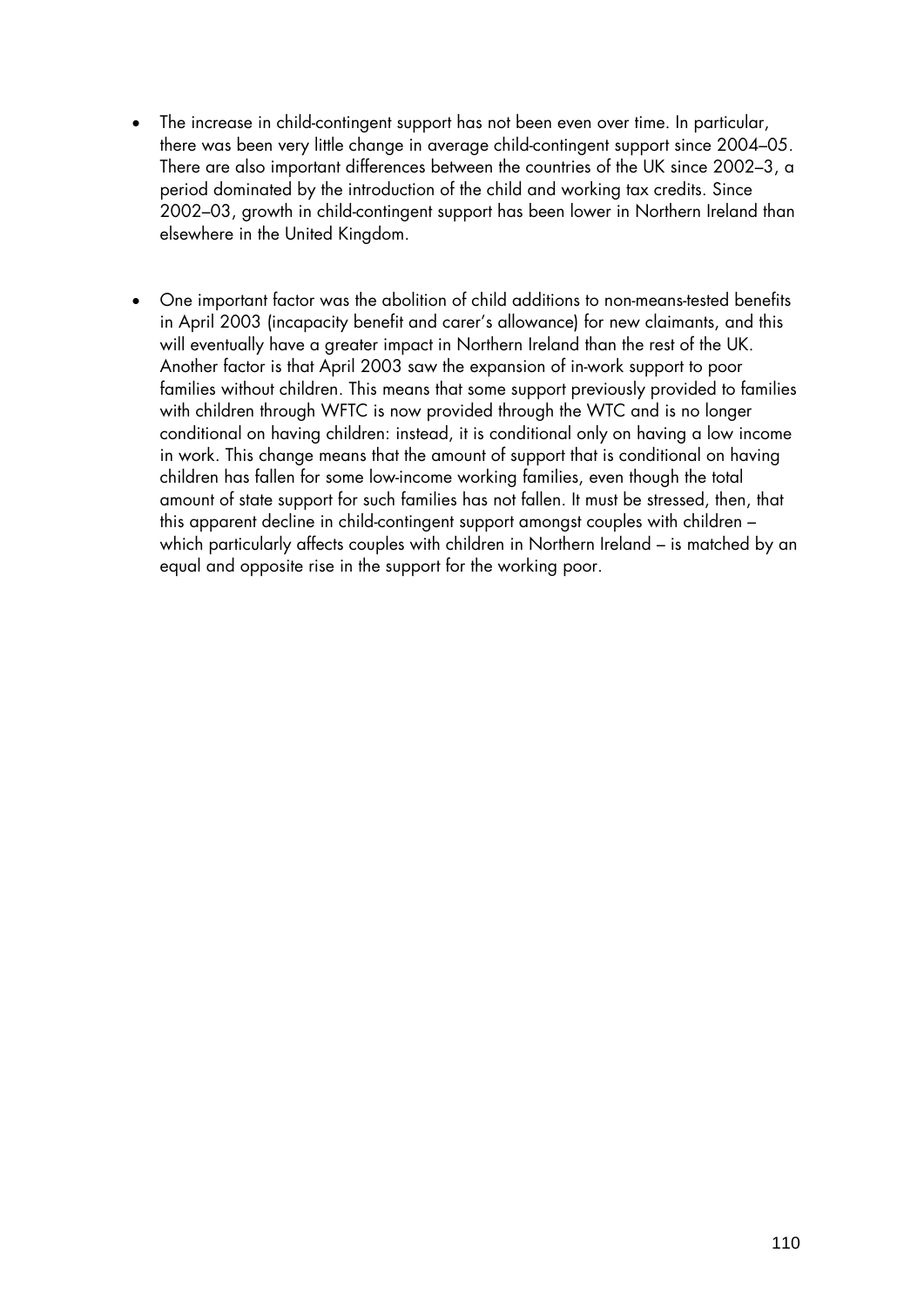- The increase in child-contingent support has not been even over time. In particular, there was been very little change in average child-contingent support since 2004–05. There are also important differences between the countries of the UK since 2002–3, a period dominated by the introduction of the child and working tax credits. Since 2002–03, growth in child-contingent support has been lower in Northern Ireland than elsewhere in the United Kingdom.

- One important factor was the abolition of child additions to non-means-tested benefits in April 2003 (incapacity benefit and carer's allowance) for new claimants, and this will eventually have a greater impact in Northern Ireland than the rest of the UK. Another factor is that April 2003 saw the expansion of in-work support to poor families without children. This means that some support previously provided to families with children through WFTC is now provided through the WTC and is no longer conditional on having children: instead, it is conditional only on having a low income in work. This change means that the amount of support that is conditional on having children has fallen for some low-income working families, even though the total amount of state support for such families has not fallen. It must be stressed, then, that this apparent decline in child-contingent support amongst couples with children – which particularly affects couples with children in Northern Ireland – is matched by an equal and opposite rise in the support for the working poor.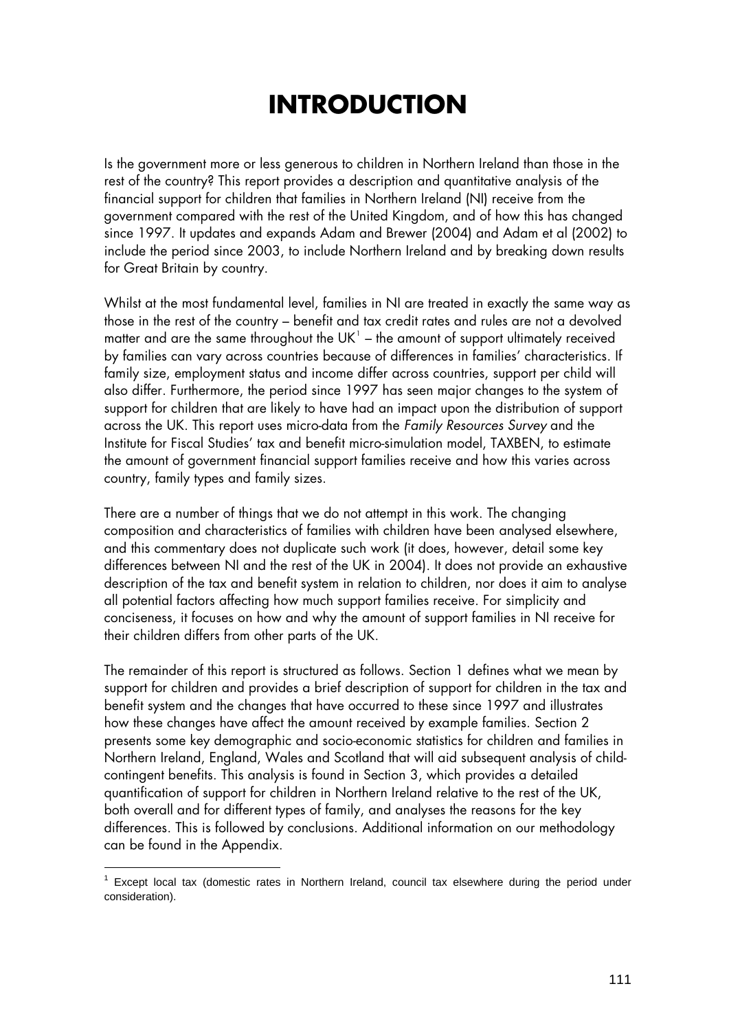# INTRODUCTION

Is the government more or less generous to children in Northern Ireland than those in the rest of the country? This report provides a description and quantitative analysis of the financial support for children that families in Northern Ireland (NI) receive from the government compared with the rest of the United Kingdom, and of how this has changed since 1997. It updates and expands Adam and Brewer (2004) and Adam et al (2002) to include the period since 2003, to include Northern Ireland and by breaking down results for Great Britain by country.

Whilst at the most fundamental level, families in NI are treated in exactly the same way as those in the rest of the country – benefit and tax credit rates and rules are not a devolved matter and are the same throughout the UK[1] – the amount of support ultimately received by families can vary across countries because of differences in families' characteristics. If family size, employment status and income differ across countries, support per child will also differ. Furthermore, the period since 1997 has seen major changes to the system of support for children that are likely to have had an impact upon the distribution of support across the UK. This report uses micro-data from the *Family Resources Survey* and the Institute for Fiscal Studies' tax and benefit micro-simulation model, TAXBEN, to estimate the amount of government financial support families receive and how this varies across country, family types and family sizes.

There are a number of things that we do not attempt in this work. The changing composition and characteristics of families with children have been analysed elsewhere, and this commentary does not duplicate such work (it does, however, detail some key differences between NI and the rest of the UK in 2004). It does not provide an exhaustive description of the tax and benefit system in relation to children, nor does it aim to analyse all potential factors affecting how much support families receive. For simplicity and conciseness, it focuses on how and why the amount of support families in NI receive for their children differs from other parts of the UK.

The remainder of this report is structured as follows. Section 1 defines what we mean by support for children and provides a brief description of support for children in the tax and benefit system and the changes that have occurred to these since 1997 and illustrates how these changes have affect the amount received by example families. Section 2 presents some key demographic and socio-economic statistics for children and families in Northern Ireland, England, Wales and Scotland that will aid subsequent analysis of child-contingent benefits. This analysis is found in Section 3, which provides a detailed quantification of support for children in Northern Ireland relative to the rest of the UK, both overall and for different types of family, and analyses the reasons for the key differences. This is followed by conclusions. Additional information on our methodology can be found in the Appendix.

[1] Except local tax (domestic rates in Northern Ireland, council tax elsewhere during the period under consideration).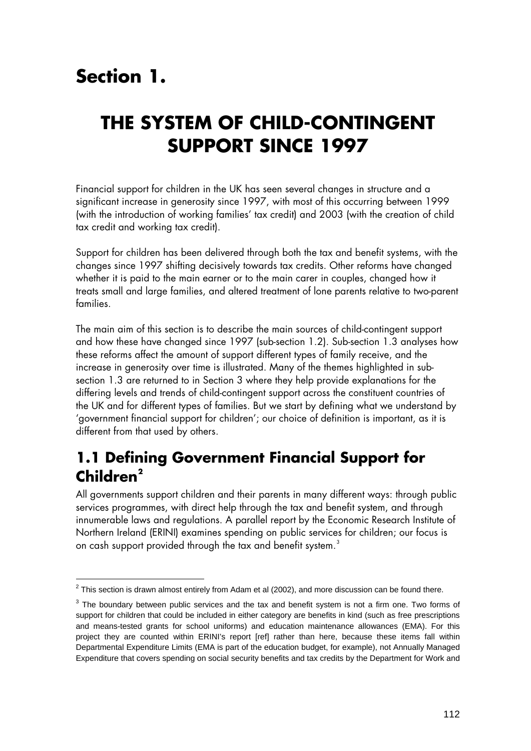# Section 1.

# THE SYSTEM OF CHILD-CONTINGENT SUPPORT SINCE 1997

Financial support for children in the UK has seen several changes in structure and a significant increase in generosity since 1997, with most of this occurring between 1999 (with the introduction of working families' tax credit) and 2003 (with the creation of child tax credit and working tax credit).

Support for children has been delivered through both the tax and benefit systems, with the changes since 1997 shifting decisively towards tax credits. Other reforms have changed whether it is paid to the main earner or to the main carer in couples, changed how it treats small and large families, and altered treatment of lone parents relative to two-parent families.

The main aim of this section is to describe the main sources of child-contingent support and how these have changed since 1997 (sub-section 1.2). Sub-section 1.3 analyses how these reforms affect the amount of support different types of family receive, and the increase in generosity over time is illustrated. Many of the themes highlighted in sub-section 1.3 are returned to in Section 3 where they help provide explanations for the differing levels and trends of child-contingent support across the constituent countries of the UK and for different types of families. But we start by defining what we understand by 'government financial support for children'; our choice of definition is important, as it is different from that used by others.

## 1.1 Defining Government Financial Support for Children[2]

All governments support children and their parents in many different ways: through public services programmes, with direct help through the tax and benefit system, and through innumerable laws and regulations. A parallel report by the Economic Research Institute of Northern Ireland (ERINI) examines spending on public services for children; our focus is on cash support provided through the tax and benefit system.[3]

---

[2] This section is drawn almost entirely from Adam et al (2002), and more discussion can be found there.

[3] The boundary between public services and the tax and benefit system is not a firm one. Two forms of support for children that could be included in either category are benefits in kind (such as free prescriptions and means-tested grants for school uniforms) and education maintenance allowances (EMA). For this project they are counted within ERINI's report [ref] rather than here, because these items fall within Departmental Expenditure Limits (EMA is part of the education budget, for example), not Annually Managed Expenditure that covers spending on social security benefits and tax credits by the Department for Work and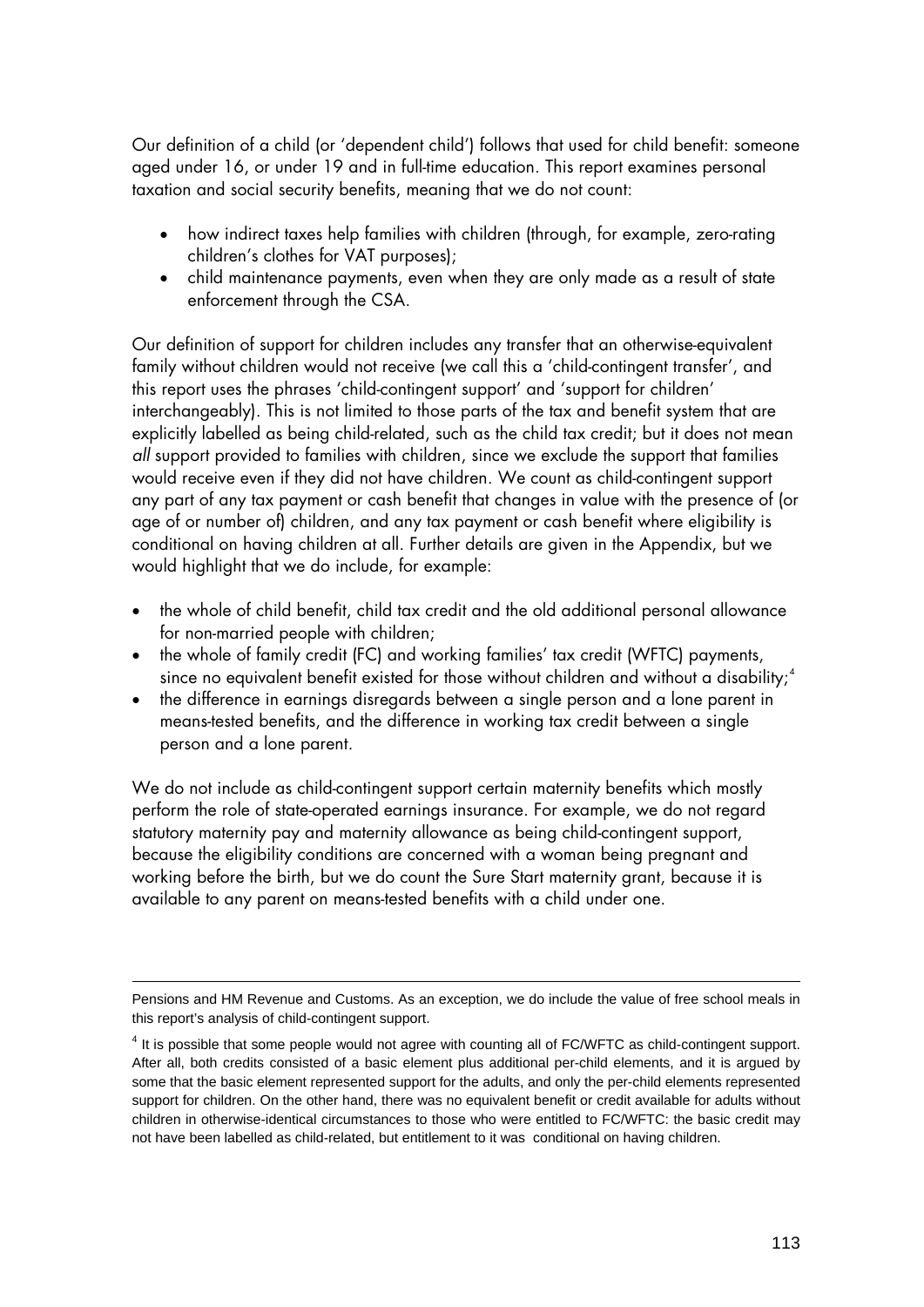Our definition of a child (or 'dependent child') follows that used for child benefit: someone aged under 16, or under 19 and in full-time education. This report examines personal taxation and social security benefits, meaning that we do not count:

- how indirect taxes help families with children (through, for example, zero-rating children's clothes for VAT purposes);
- child maintenance payments, even when they are only made as a result of state enforcement through the CSA.

Our definition of support for children includes any transfer that an otherwise-equivalent family without children would not receive (we call this a 'child-contingent transfer', and this report uses the phrases 'child-contingent support' and 'support for children' interchangeably). This is not limited to those parts of the tax and benefit system that are explicitly labelled as being child-related, such as the child tax credit; but it does not mean *all* support provided to families with children, since we exclude the support that families would receive even if they did not have children. We count as child-contingent support any part of any tax payment or cash benefit that changes in value with the presence of (or age of or number of) children, and any tax payment or cash benefit where eligibility is conditional on having children at all. Further details are given in the Appendix, but we would highlight that we do include, for example:

- the whole of child benefit, child tax credit and the old additional personal allowance for non-married people with children;
- the whole of family credit (FC) and working families' tax credit (WFTC) payments, since no equivalent benefit existed for those without children and without a disability;[4]
- the difference in earnings disregards between a single person and a lone parent in means-tested benefits, and the difference in working tax credit between a single person and a lone parent.

We do not include as child-contingent support certain maternity benefits which mostly perform the role of state-operated earnings insurance. For example, we do not regard statutory maternity pay and maternity allowance as being child-contingent support, because the eligibility conditions are concerned with a woman being pregnant and working before the birth, but we do count the Sure Start maternity grant, because it is available to any parent on means-tested benefits with a child under one.

---

Pensions and HM Revenue and Customs. As an exception, we do include the value of free school meals in this report's analysis of child-contingent support.

[4] It is possible that some people would not agree with counting all of FC/WFTC as child-contingent support. After all, both credits consisted of a basic element plus additional per-child elements, and it is argued by some that the basic element represented support for the adults, and only the per-child elements represented support for children. On the other hand, there was no equivalent benefit or credit available for adults without children in otherwise-identical circumstances to those who were entitled to FC/WFTC: the basic credit may not have been labelled as child-related, but entitlement to it was conditional on having children.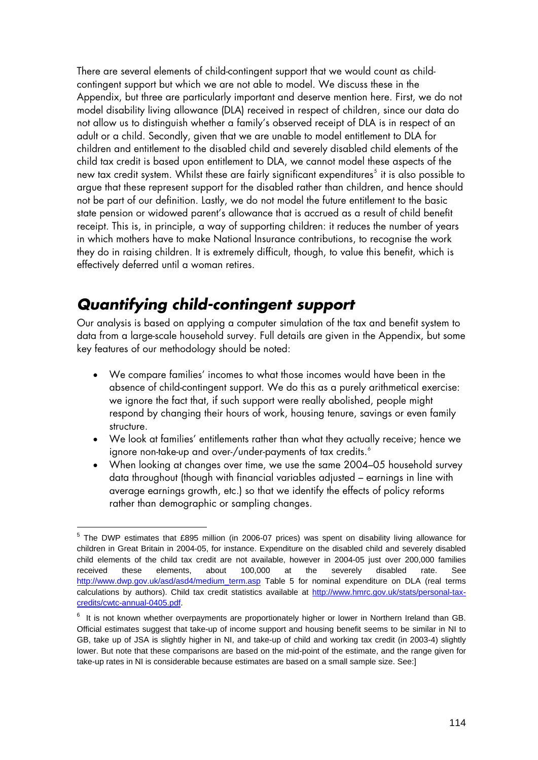There are several elements of child-contingent support that we would count as child-contingent support but which we are not able to model. We discuss these in the Appendix, but three are particularly important and deserve mention here. First, we do not model disability living allowance (DLA) received in respect of children, since our data do not allow us to distinguish whether a family's observed receipt of DLA is in respect of an adult or a child. Secondly, given that we are unable to model entitlement to DLA for children and entitlement to the disabled child and severely disabled child elements of the child tax credit is based upon entitlement to DLA, we cannot model these aspects of the new tax credit system. Whilst these are fairly significant expenditures[5] it is also possible to argue that these represent support for the disabled rather than children, and hence should not be part of our definition. Lastly, we do not model the future entitlement to the basic state pension or widowed parent's allowance that is accrued as a result of child benefit receipt. This is, in principle, a way of supporting children: it reduces the number of years in which mothers have to make National Insurance contributions, to recognise the work they do in raising children. It is extremely difficult, though, to value this benefit, which is effectively deferred until a woman retires.

## *Quantifying child-contingent support*

Our analysis is based on applying a computer simulation of the tax and benefit system to data from a large-scale household survey. Full details are given in the Appendix, but some key features of our methodology should be noted:

- We compare families' incomes to what those incomes would have been in the absence of child-contingent support. We do this as a purely arithmetical exercise: we ignore the fact that, if such support were really abolished, people might respond by changing their hours of work, housing tenure, savings or even family structure.
- We look at families' entitlements rather than what they actually receive; hence we ignore non-take-up and over-/under-payments of tax credits.[6]
- When looking at changes over time, we use the same 2004–05 household survey data throughout (though with financial variables adjusted – earnings in line with average earnings growth, etc.) so that we identify the effects of policy reforms rather than demographic or sampling changes.

---

[5] The DWP estimates that £895 million (in 2006-07 prices) was spent on disability living allowance for children in Great Britain in 2004-05, for instance. Expenditure on the disabled child and severely disabled child elements of the child tax credit are not available, however in 2004-05 just over 200,000 families received these elements, about 100,000 at the severely disabled rate. See http://www.dwp.gov.uk/asd/asd4/medium_term.asp Table 5 for nominal expenditure on DLA (real terms calculations by authors). Child tax credit statistics available at http://www.hmrc.gov.uk/stats/personal-tax-credits/cwtc-annual-0405.pdf.

[6] It is not known whether overpayments are proportionately higher or lower in Northern Ireland than GB. Official estimates suggest that take-up of income support and housing benefit seems to be similar in NI to GB, take up of JSA is slightly higher in NI, and take-up of child and working tax credit (in 2003-4) slightly lower. But note that these comparisons are based on the mid-point of the estimate, and the range given for take-up rates in NI is considerable because estimates are based on a small sample size. See:]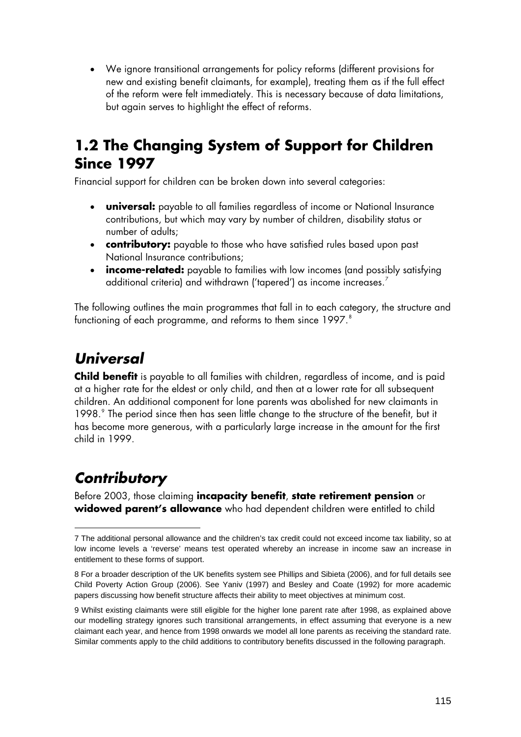- We ignore transitional arrangements for policy reforms (different provisions for new and existing benefit claimants, for example), treating them as if the full effect of the reform were felt immediately. This is necessary because of data limitations, but again serves to highlight the effect of reforms.

## 1.2 The Changing System of Support for Children Since 1997

Financial support for children can be broken down into several categories:

- **universal:** payable to all families regardless of income or National Insurance contributions, but which may vary by number of children, disability status or number of adults;
- **contributory:** payable to those who have satisfied rules based upon past National Insurance contributions;
- **income-related:** payable to families with low incomes (and possibly satisfying additional criteria) and withdrawn ('tapered') as income increases.[7]

The following outlines the main programmes that fall in to each category, the structure and functioning of each programme, and reforms to them since 1997.[8]

### *Universal*

**Child benefit** is payable to all families with children, regardless of income, and is paid at a higher rate for the eldest or only child, and then at a lower rate for all subsequent children. An additional component for lone parents was abolished for new claimants in 1998.[9] The period since then has seen little change to the structure of the benefit, but it has become more generous, with a particularly large increase in the amount for the first child in 1999.

### *Contributory*

Before 2003, those claiming **incapacity benefit**, **state retirement pension** or **widowed parent's allowance** who had dependent children were entitled to child

---

7 The additional personal allowance and the children's tax credit could not exceed income tax liability, so at low income levels a 'reverse' means test operated whereby an increase in income saw an increase in entitlement to these forms of support.

8 For a broader description of the UK benefits system see Phillips and Sibieta (2006), and for full details see Child Poverty Action Group (2006). See Yaniv (1997) and Besley and Coate (1992) for more academic papers discussing how benefit structure affects their ability to meet objectives at minimum cost.

9 Whilst existing claimants were still eligible for the higher lone parent rate after 1998, as explained above our modelling strategy ignores such transitional arrangements, in effect assuming that everyone is a new claimant each year, and hence from 1998 onwards we model all lone parents as receiving the standard rate. Similar comments apply to the child additions to contributory benefits discussed in the following paragraph.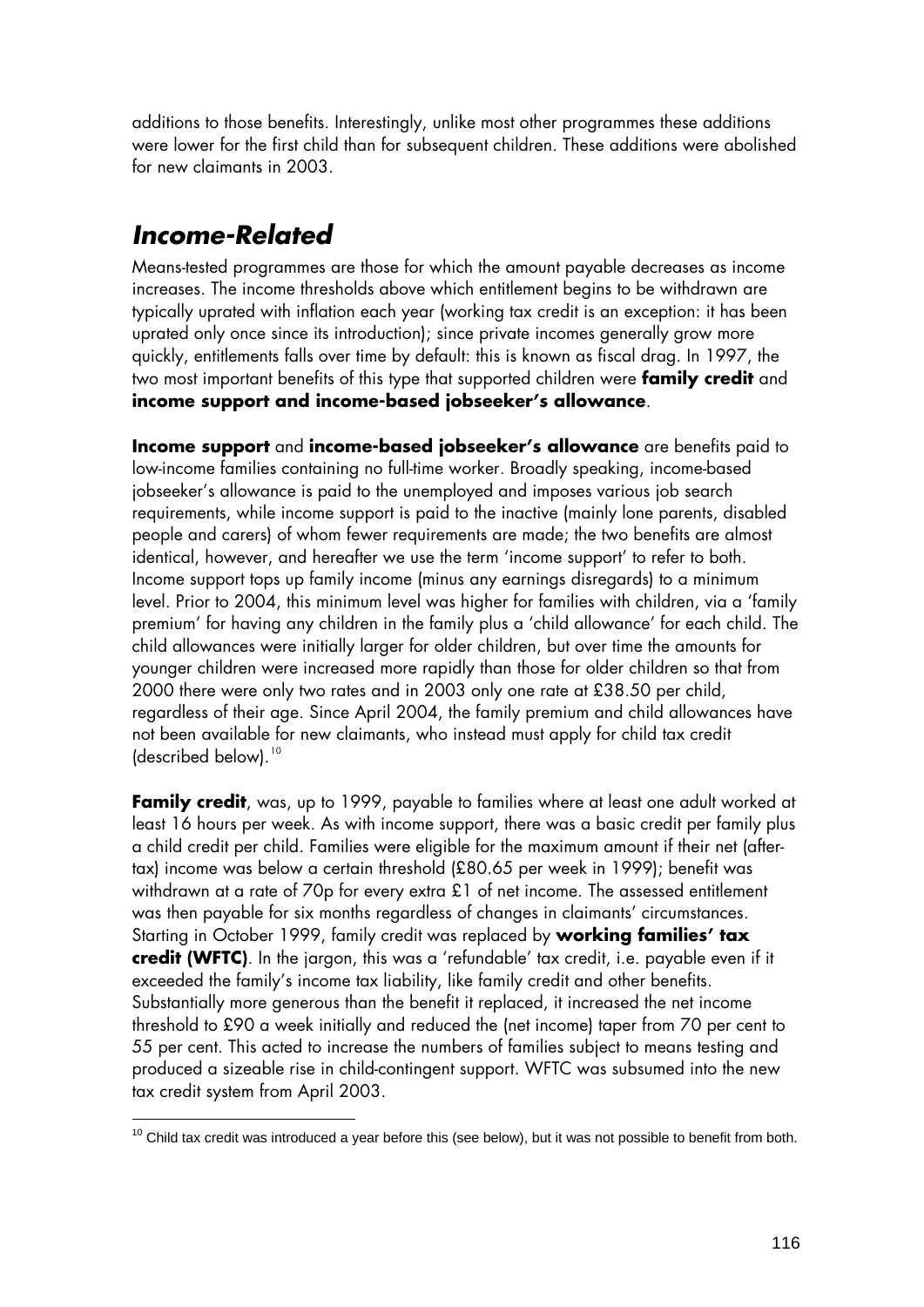additions to those benefits. Interestingly, unlike most other programmes these additions were lower for the first child than for subsequent children. These additions were abolished for new claimants in 2003.

## *Income-Related*

Means-tested programmes are those for which the amount payable decreases as income increases. The income thresholds above which entitlement begins to be withdrawn are typically uprated with inflation each year (working tax credit is an exception: it has been uprated only once since its introduction); since private incomes generally grow more quickly, entitlements falls over time by default: this is known as fiscal drag. In 1997, the two most important benefits of this type that supported children were **family credit** and **income support and income-based jobseeker's allowance**.

**Income support** and **income-based jobseeker's allowance** are benefits paid to low-income families containing no full-time worker. Broadly speaking, income-based jobseeker's allowance is paid to the unemployed and imposes various job search requirements, while income support is paid to the inactive (mainly lone parents, disabled people and carers) of whom fewer requirements are made; the two benefits are almost identical, however, and hereafter we use the term 'income support' to refer to both. Income support tops up family income (minus any earnings disregards) to a minimum level. Prior to 2004, this minimum level was higher for families with children, via a 'family premium' for having any children in the family plus a 'child allowance' for each child. The child allowances were initially larger for older children, but over time the amounts for younger children were increased more rapidly than those for older children so that from 2000 there were only two rates and in 2003 only one rate at £38.50 per child, regardless of their age. Since April 2004, the family premium and child allowances have not been available for new claimants, who instead must apply for child tax credit (described below).[10]

**Family credit**, was, up to 1999, payable to families where at least one adult worked at least 16 hours per week. As with income support, there was a basic credit per family plus a child credit per child. Families were eligible for the maximum amount if their net (after-tax) income was below a certain threshold (£80.65 per week in 1999); benefit was withdrawn at a rate of 70p for every extra £1 of net income. The assessed entitlement was then payable for six months regardless of changes in claimants' circumstances. Starting in October 1999, family credit was replaced by **working families' tax credit (WFTC)**. In the jargon, this was a 'refundable' tax credit, i.e. payable even if it exceeded the family's income tax liability, like family credit and other benefits. Substantially more generous than the benefit it replaced, it increased the net income threshold to £90 a week initially and reduced the (net income) taper from 70 per cent to 55 per cent. This acted to increase the numbers of families subject to means testing and produced a sizeable rise in child-contingent support. WFTC was subsumed into the new tax credit system from April 2003.

[10] Child tax credit was introduced a year before this (see below), but it was not possible to benefit from both.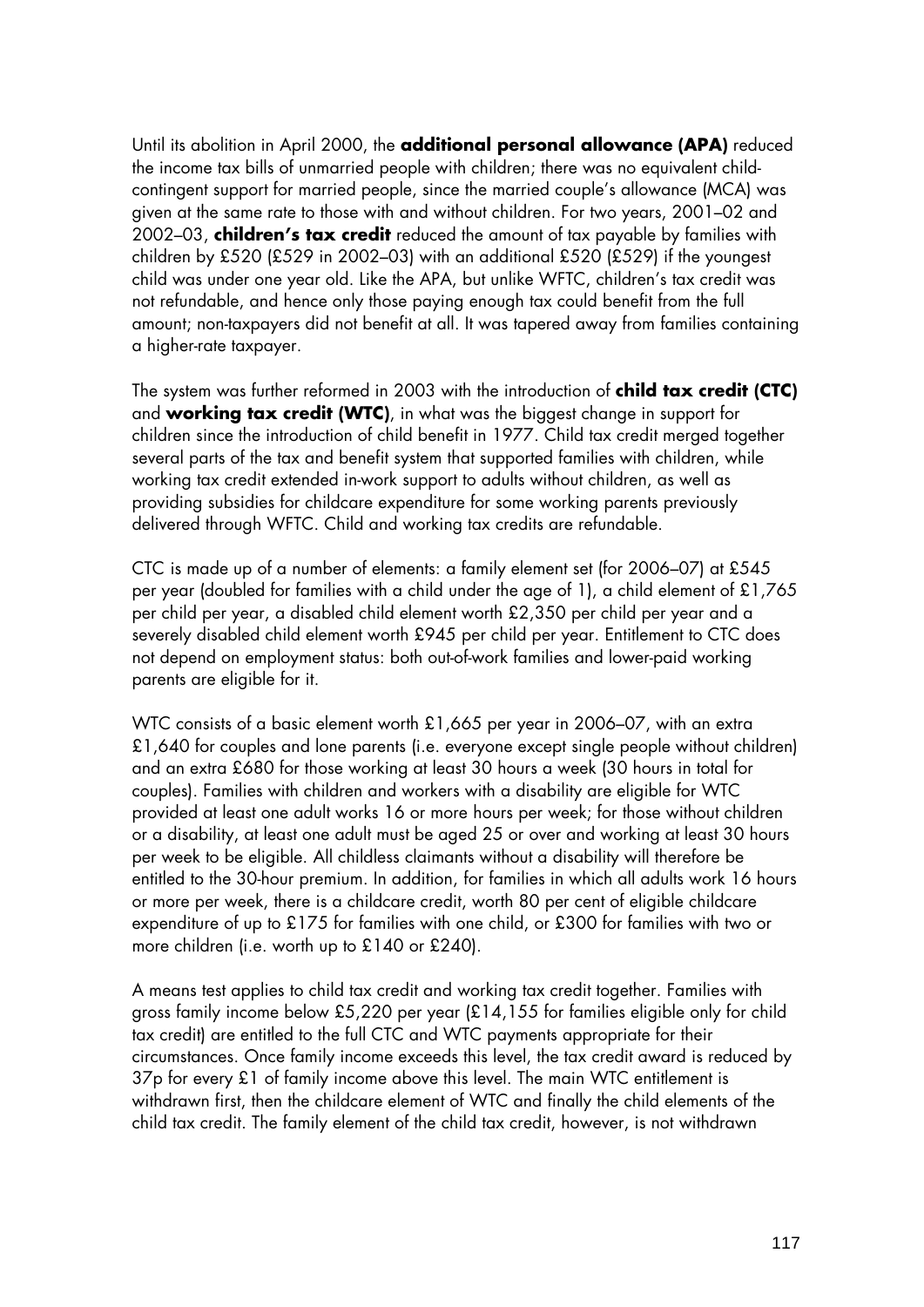Until its abolition in April 2000, the **additional personal allowance (APA)** reduced the income tax bills of unmarried people with children; there was no equivalent child-contingent support for married people, since the married couple's allowance (MCA) was given at the same rate to those with and without children. For two years, 2001–02 and 2002–03, **children's tax credit** reduced the amount of tax payable by families with children by £520 (£529 in 2002–03) with an additional £520 (£529) if the youngest child was under one year old. Like the APA, but unlike WFTC, children's tax credit was not refundable, and hence only those paying enough tax could benefit from the full amount; non-taxpayers did not benefit at all. It was tapered away from families containing a higher-rate taxpayer.

The system was further reformed in 2003 with the introduction of **child tax credit (CTC)** and **working tax credit (WTC)**, in what was the biggest change in support for children since the introduction of child benefit in 1977. Child tax credit merged together several parts of the tax and benefit system that supported families with children, while working tax credit extended in-work support to adults without children, as well as providing subsidies for childcare expenditure for some working parents previously delivered through WFTC. Child and working tax credits are refundable.

CTC is made up of a number of elements: a family element set (for 2006–07) at £545 per year (doubled for families with a child under the age of 1), a child element of £1,765 per child per year, a disabled child element worth £2,350 per child per year and a severely disabled child element worth £945 per child per year. Entitlement to CTC does not depend on employment status: both out-of-work families and lower-paid working parents are eligible for it.

WTC consists of a basic element worth £1,665 per year in 2006–07, with an extra £1,640 for couples and lone parents (i.e. everyone except single people without children) and an extra £680 for those working at least 30 hours a week (30 hours in total for couples). Families with children and workers with a disability are eligible for WTC provided at least one adult works 16 or more hours per week; for those without children or a disability, at least one adult must be aged 25 or over and working at least 30 hours per week to be eligible. All childless claimants without a disability will therefore be entitled to the 30-hour premium. In addition, for families in which all adults work 16 hours or more per week, there is a childcare credit, worth 80 per cent of eligible childcare expenditure of up to £175 for families with one child, or £300 for families with two or more children (i.e. worth up to £140 or £240).

A means test applies to child tax credit and working tax credit together. Families with gross family income below £5,220 per year (£14,155 for families eligible only for child tax credit) are entitled to the full CTC and WTC payments appropriate for their circumstances. Once family income exceeds this level, the tax credit award is reduced by 37p for every £1 of family income above this level. The main WTC entitlement is withdrawn first, then the childcare element of WTC and finally the child elements of the child tax credit. The family element of the child tax credit, however, is not withdrawn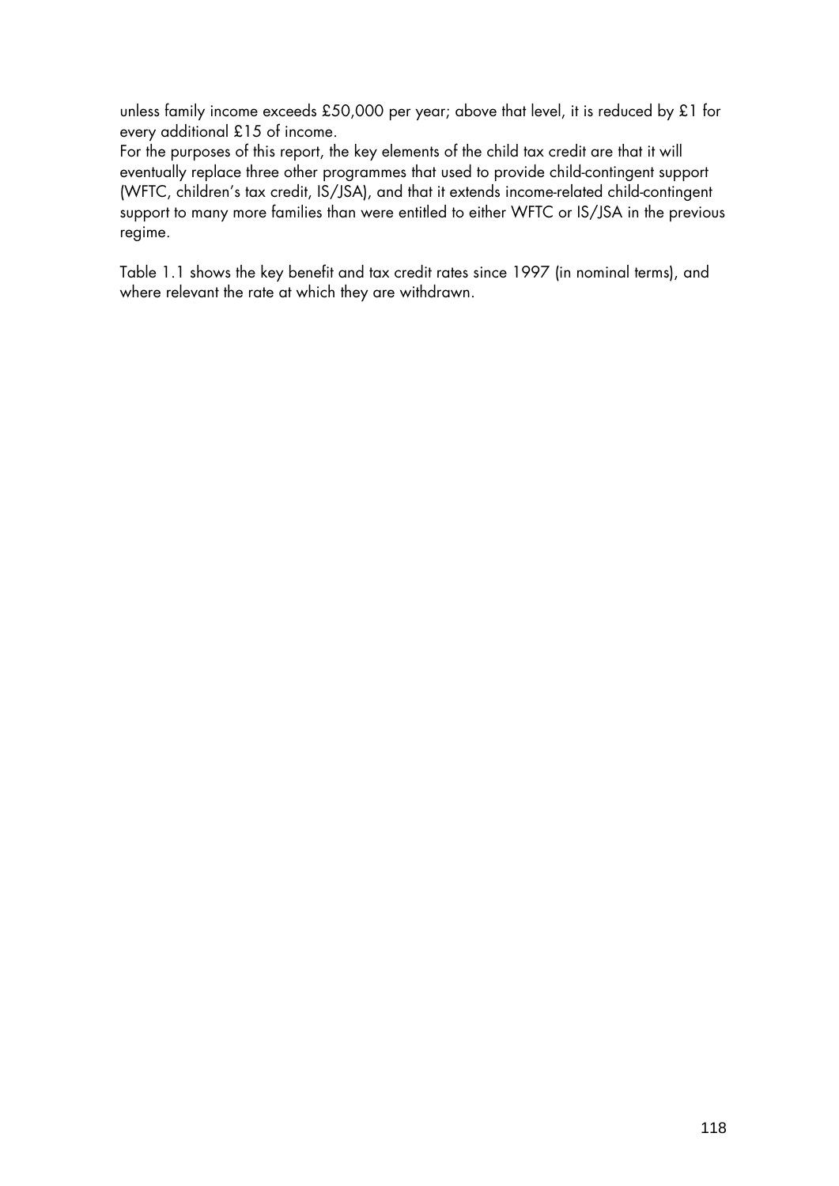unless family income exceeds £50,000 per year; above that level, it is reduced by £1 for every additional £15 of income.
For the purposes of this report, the key elements of the child tax credit are that it will eventually replace three other programmes that used to provide child-contingent support (WFTC, children's tax credit, IS/JSA), and that it extends income-related child-contingent support to many more families than were entitled to either WFTC or IS/JSA in the previous regime.

Table 1.1 shows the key benefit and tax credit rates since 1997 (in nominal terms), and where relevant the rate at which they are withdrawn.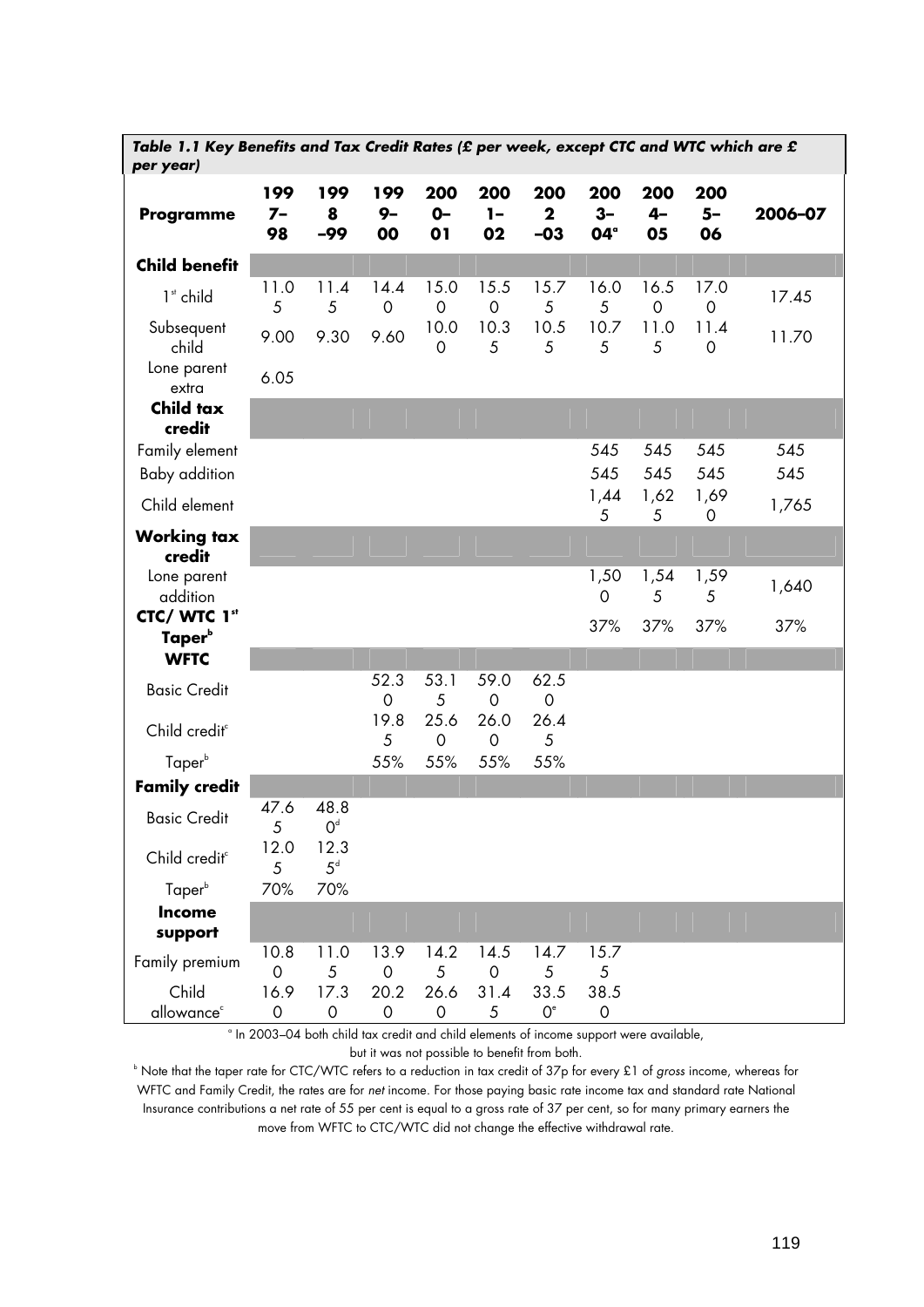***Table 1.1 Key Benefits and Tax Credit Rates (£ per week, except CTC and WTC which are £ per year)***

| Programme | 1997–98 | 1998–99 | 1999–00 | 2000–01 | 2001–02 | 2002–03 | 2003–04[a] | 2004–05 | 2005–06 | 2006–07 |
|---|---|---|---|---|---|---|---|---|---|---|
| **Child benefit** | | | | | | | | | | |
| 1st child | 11.05 | 11.45 | 14.40 | 15.00 | 15.50 | 15.75 | 16.05 | 16.50 | 17.00 | 17.45 |
| Subsequent child | 9.00 | 9.30 | 9.60 | 10.00 | 10.35 | 10.55 | 10.75 | 11.05 | 11.40 | 11.70 |
| Lone parent extra | 6.05 | | | | | | | | | |
| **Child tax credit** | | | | | | | | | | |
| Family element | | | | | | | 545 | 545 | 545 | 545 |
| Baby addition | | | | | | | 545 | 545 | 545 | 545 |
| Child element | | | | | | | 1,445 | 1,625 | 1,690 | 1,765 |
| **Working tax credit** | | | | | | | | | | |
| Lone parent addition | | | | | | | 1,500 | 1,545 | 1,595 | 1,640 |
| **CTC/ WTC 1st Taper[b]** | | | | | | | 37% | 37% | 37% | 37% |
| **WFTC** | | | | | | | | | | |
| Basic Credit | | | 52.30 | 53.15 | 59.00 | 62.50 | | | | |
| Child credit[c] | | | 19.85 | 25.60 | 26.00 | 26.45 | | | | |
| Taper[b] | | | 55% | 55% | 55% | 55% | | | | |
| **Family credit** | | | | | | | | | | |
| Basic Credit | 47.65 | 48.80[d] | | | | | | | | |
| Child credit[c] | 12.05 | 12.35[d] | | | | | | | | |
| Taper[b] | 70% | 70% | | | | | | | | |
| **Income support** | | | | | | | | | | |
| Family premium | 10.80 | 11.05 | 13.90 | 14.25 | 14.50 | 14.75 | 15.75 | | | |
| Child allowance[c] | 16.90 | 17.30 | 20.20 | 26.60 | 31.45 | 33.50[e] | 38.50 | | | |

[a] In 2003–04 both child tax credit and child elements of income support were available, but it was not possible to benefit from both.

[b] Note that the taper rate for CTC/WTC refers to a reduction in tax credit of 37p for every £1 of *gross* income, whereas for WFTC and Family Credit, the rates are for *net* income. For those paying basic rate income tax and standard rate National Insurance contributions a net rate of 55 per cent is equal to a gross rate of 37 per cent, so for many primary earners the move from WFTC to CTC/WTC did not change the effective withdrawal rate.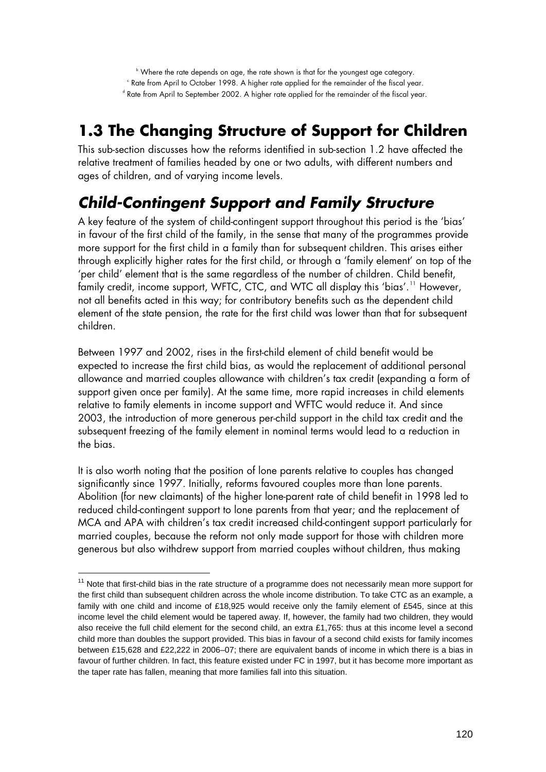[b] Where the rate depends on age, the rate shown is that for the youngest age category.
[c] Rate from April to October 1998. A higher rate applied for the remainder of the fiscal year.
[d] Rate from April to September 2002. A higher rate applied for the remainder of the fiscal year.

## 1.3 The Changing Structure of Support for Children

This sub-section discusses how the reforms identified in sub-section 1.2 have affected the relative treatment of families headed by one or two adults, with different numbers and ages of children, and of varying income levels.

### *Child-Contingent Support and Family Structure*

A key feature of the system of child-contingent support throughout this period is the 'bias' in favour of the first child of the family, in the sense that many of the programmes provide more support for the first child in a family than for subsequent children. This arises either through explicitly higher rates for the first child, or through a 'family element' on top of the 'per child' element that is the same regardless of the number of children. Child benefit, family credit, income support, WFTC, CTC, and WTC all display this 'bias'.[11] However, not all benefits acted in this way; for contributory benefits such as the dependent child element of the state pension, the rate for the first child was lower than that for subsequent children.

Between 1997 and 2002, rises in the first-child element of child benefit would be expected to increase the first child bias, as would the replacement of additional personal allowance and married couples allowance with children's tax credit (expanding a form of support given once per family). At the same time, more rapid increases in child elements relative to family elements in income support and WFTC would reduce it. And since 2003, the introduction of more generous per-child support in the child tax credit and the subsequent freezing of the family element in nominal terms would lead to a reduction in the bias.

It is also worth noting that the position of lone parents relative to couples has changed significantly since 1997. Initially, reforms favoured couples more than lone parents. Abolition (for new claimants) of the higher lone-parent rate of child benefit in 1998 led to reduced child-contingent support to lone parents from that year; and the replacement of MCA and APA with children's tax credit increased child-contingent support particularly for married couples, because the reform not only made support for those with children more generous but also withdrew support from married couples without children, thus making

[11] Note that first-child bias in the rate structure of a programme does not necessarily mean more support for the first child than subsequent children across the whole income distribution. To take CTC as an example, a family with one child and income of £18,925 would receive only the family element of £545, since at this income level the child element would be tapered away. If, however, the family had two children, they would also receive the full child element for the second child, an extra £1,765: thus at this income level a second child more than doubles the support provided. This bias in favour of a second child exists for family incomes between £15,628 and £22,222 in 2006–07; there are equivalent bands of income in which there is a bias in favour of further children. In fact, this feature existed under FC in 1997, but it has become more important as the taper rate has fallen, meaning that more families fall into this situation.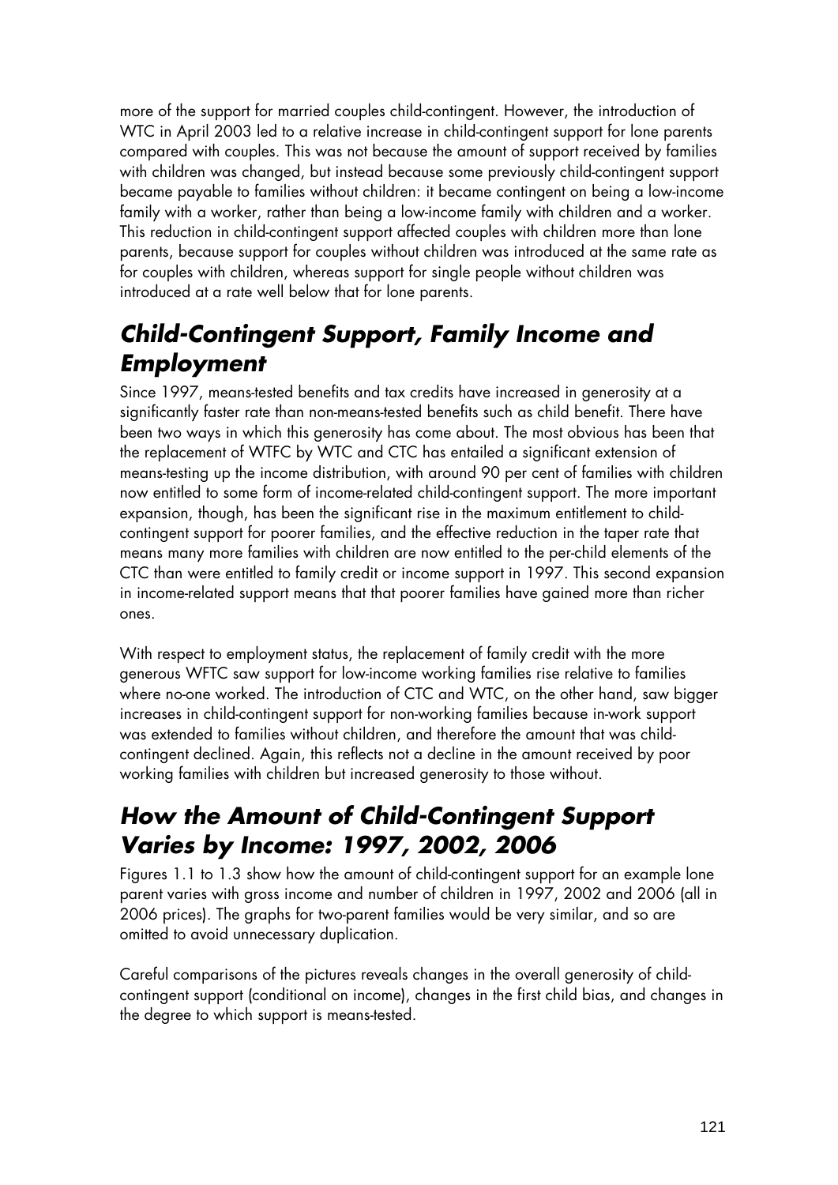more of the support for married couples child-contingent. However, the introduction of WTC in April 2003 led to a relative increase in child-contingent support for lone parents compared with couples. This was not because the amount of support received by families with children was changed, but instead because some previously child-contingent support became payable to families without children: it became contingent on being a low-income family with a worker, rather than being a low-income family with children and a worker. This reduction in child-contingent support affected couples with children more than lone parents, because support for couples without children was introduced at the same rate as for couples with children, whereas support for single people without children was introduced at a rate well below that for lone parents.

## *Child-Contingent Support, Family Income and Employment*

Since 1997, means-tested benefits and tax credits have increased in generosity at a significantly faster rate than non-means-tested benefits such as child benefit. There have been two ways in which this generosity has come about. The most obvious has been that the replacement of WTFC by WTC and CTC has entailed a significant extension of means-testing up the income distribution, with around 90 per cent of families with children now entitled to some form of income-related child-contingent support. The more important expansion, though, has been the significant rise in the maximum entitlement to child-contingent support for poorer families, and the effective reduction in the taper rate that means many more families with children are now entitled to the per-child elements of the CTC than were entitled to family credit or income support in 1997. This second expansion in income-related support means that that poorer families have gained more than richer ones.

With respect to employment status, the replacement of family credit with the more generous WFTC saw support for low-income working families rise relative to families where no-one worked. The introduction of CTC and WTC, on the other hand, saw bigger increases in child-contingent support for non-working families because in-work support was extended to families without children, and therefore the amount that was child-contingent declined. Again, this reflects not a decline in the amount received by poor working families with children but increased generosity to those without.

## *How the Amount of Child-Contingent Support Varies by Income: 1997, 2002, 2006*

Figures 1.1 to 1.3 show how the amount of child-contingent support for an example lone parent varies with gross income and number of children in 1997, 2002 and 2006 (all in 2006 prices). The graphs for two-parent families would be very similar, and so are omitted to avoid unnecessary duplication.

Careful comparisons of the pictures reveals changes in the overall generosity of child-contingent support (conditional on income), changes in the first child bias, and changes in the degree to which support is means-tested.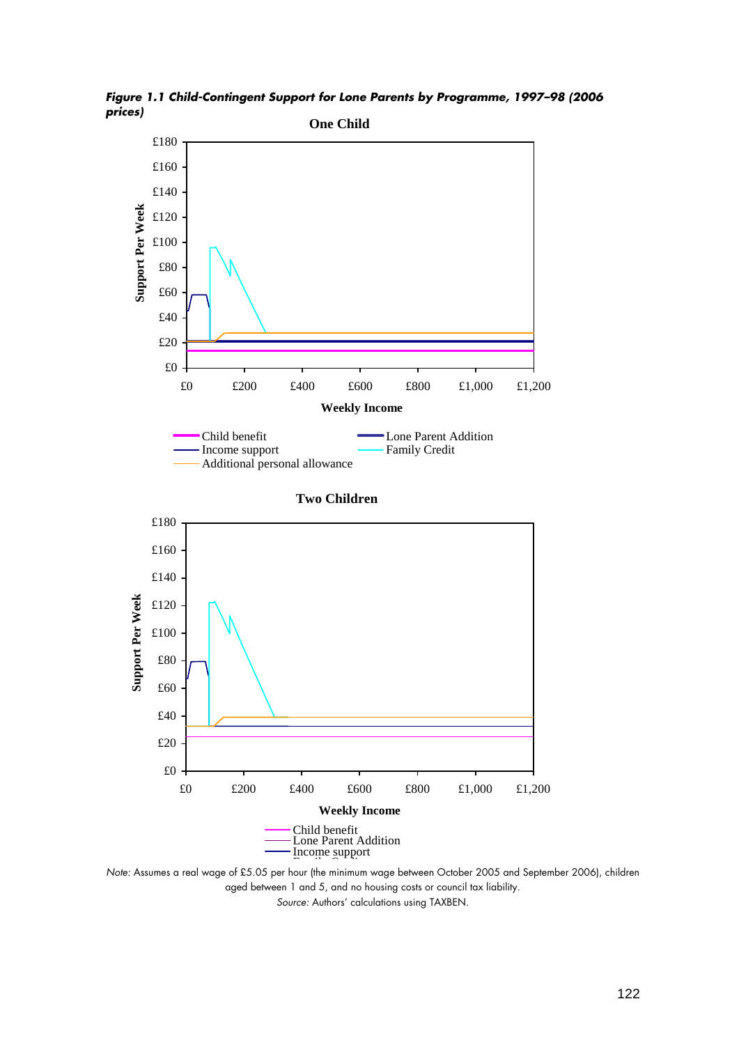***Figure 1.1 Child-Contingent Support for Lone Parents by Programme, 1997–98 (2006 prices)***

**One Child**

Support Per Week: £0, £20, £40, £60, £80, £100, £120, £140, £160, £180

Weekly Income: £0, £200, £400, £600, £800, £1,000, £1,200

Child benefit
Lone Parent Addition
Income support
Family Credit
Additional personal allowance

**Two Children**

Support Per Week: £0, £20, £40, £60, £80, £100, £120, £140, £160, £180

Weekly Income: £0, £200, £400, £600, £800, £1,000, £1,200

Child benefit
Lone Parent Addition
Income support

*Note:* Assumes a real wage of £5.05 per hour (the minimum wage between October 2005 and September 2006), children aged between 1 and 5, and no housing costs or council tax liability.

*Source:* Authors' calculations using TAXBEN.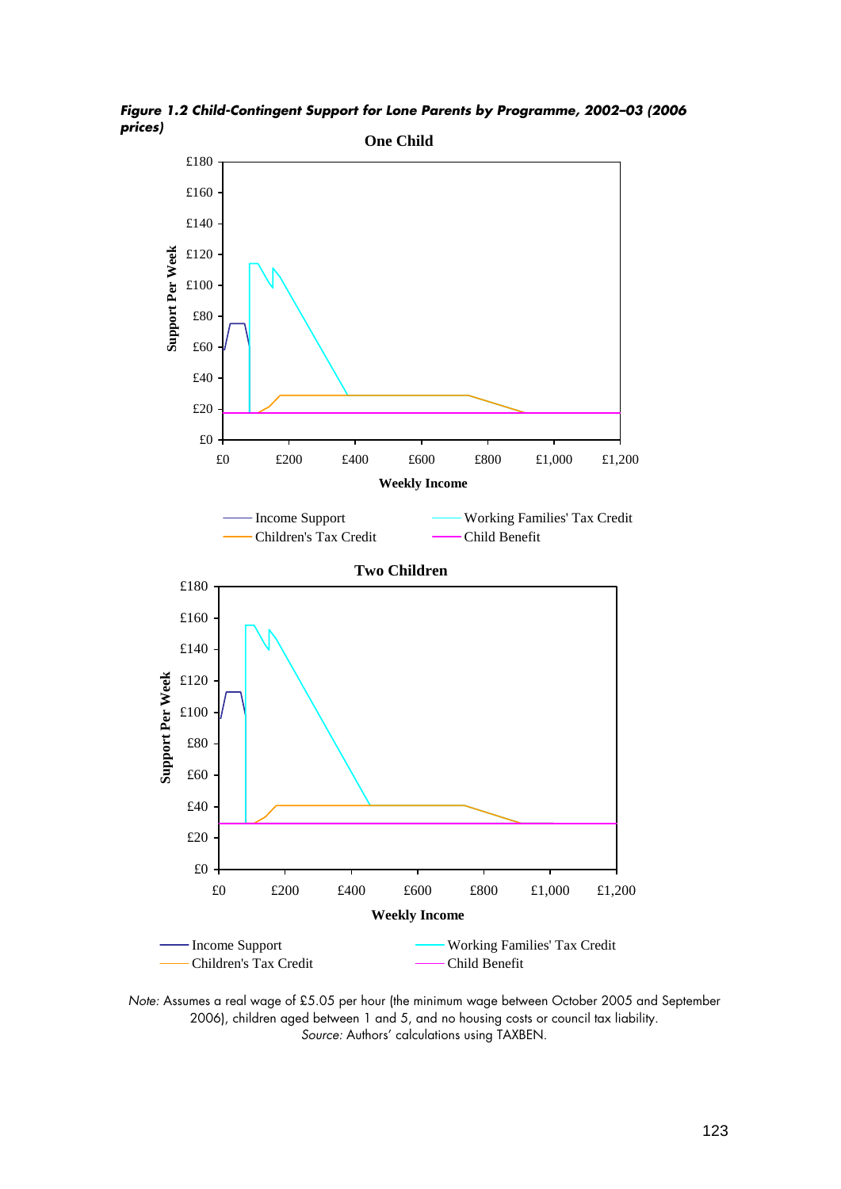***Figure 1.2 Child-Contingent Support for Lone Parents by Programme, 2002–03 (2006 prices)***

**One Child**

Support Per Week: £0, £20, £40, £60, £80, £100, £120, £140, £160, £180

Weekly Income: £0, £200, £400, £600, £800, £1,000, £1,200

Income Support — Working Families' Tax Credit — Children's Tax Credit — Child Benefit

**Two Children**

Support Per Week: £0, £20, £40, £60, £80, £100, £120, £140, £160, £180

Weekly Income: £0, £200, £400, £600, £800, £1,000, £1,200

Income Support — Working Families' Tax Credit — Children's Tax Credit — Child Benefit

*Note:* Assumes a real wage of £5.05 per hour (the minimum wage between October 2005 and September 2006), children aged between 1 and 5, and no housing costs or council tax liability.
*Source:* Authors' calculations using TAXBEN.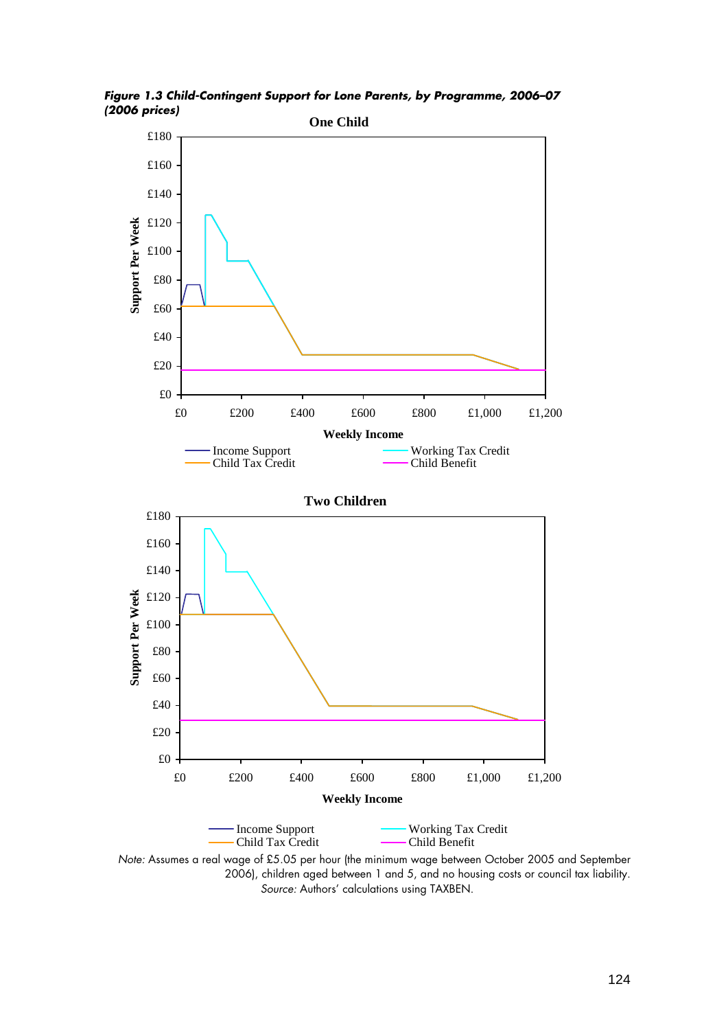***Figure 1.3 Child-Contingent Support for Lone Parents, by Programme, 2006–07 (2006 prices)***

*Note:* Assumes a real wage of £5.05 per hour (the minimum wage between October 2005 and September 2006), children aged between 1 and 5, and no housing costs or council tax liability.

*Source:* Authors' calculations using TAXBEN.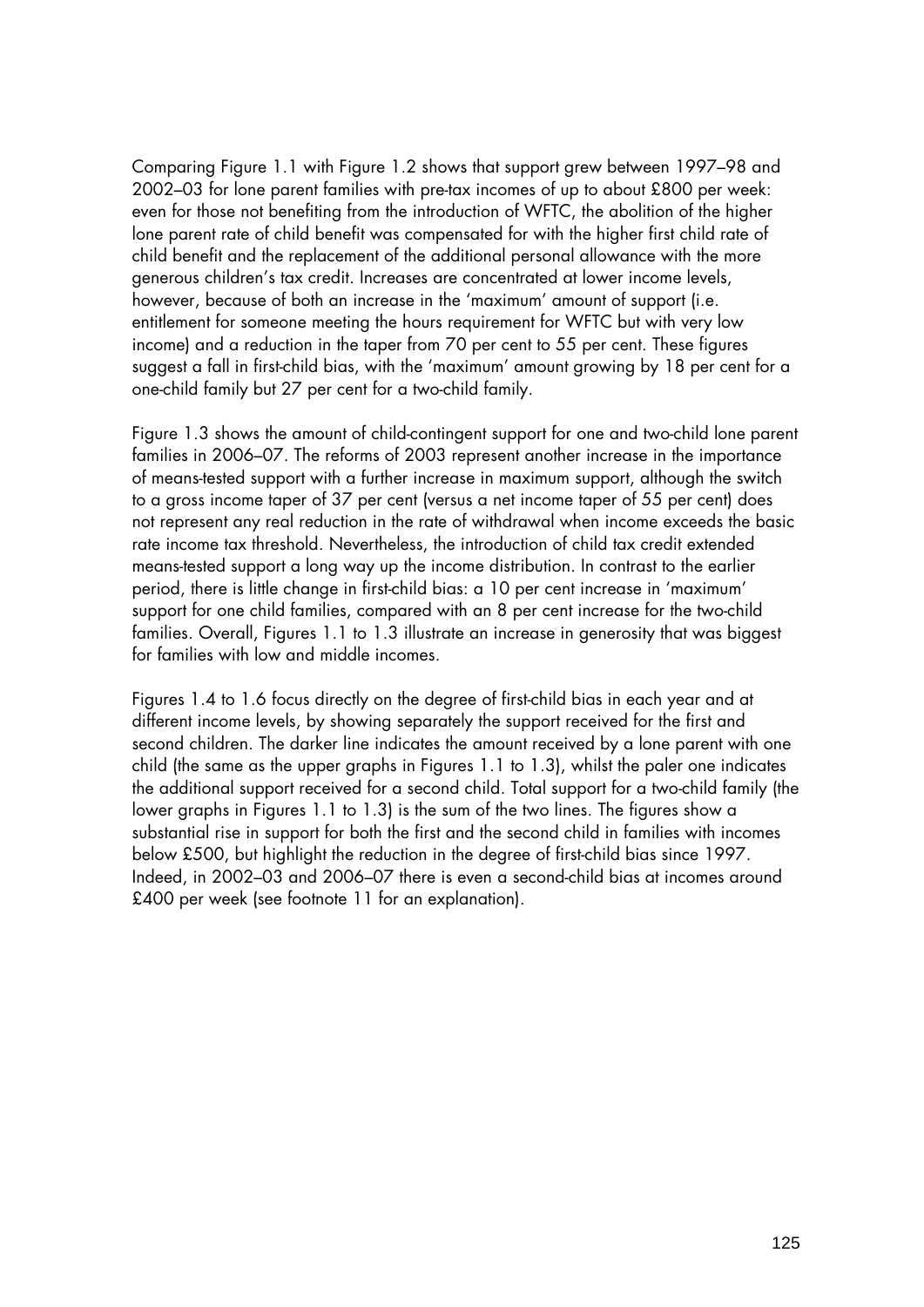Comparing Figure 1.1 with Figure 1.2 shows that support grew between 1997–98 and 2002–03 for lone parent families with pre-tax incomes of up to about £800 per week: even for those not benefiting from the introduction of WFTC, the abolition of the higher lone parent rate of child benefit was compensated for with the higher first child rate of child benefit and the replacement of the additional personal allowance with the more generous children's tax credit. Increases are concentrated at lower income levels, however, because of both an increase in the 'maximum' amount of support (i.e. entitlement for someone meeting the hours requirement for WFTC but with very low income) and a reduction in the taper from 70 per cent to 55 per cent. These figures suggest a fall in first-child bias, with the 'maximum' amount growing by 18 per cent for a one-child family but 27 per cent for a two-child family.

Figure 1.3 shows the amount of child-contingent support for one and two-child lone parent families in 2006–07. The reforms of 2003 represent another increase in the importance of means-tested support with a further increase in maximum support, although the switch to a gross income taper of 37 per cent (versus a net income taper of 55 per cent) does not represent any real reduction in the rate of withdrawal when income exceeds the basic rate income tax threshold. Nevertheless, the introduction of child tax credit extended means-tested support a long way up the income distribution. In contrast to the earlier period, there is little change in first-child bias: a 10 per cent increase in 'maximum' support for one child families, compared with an 8 per cent increase for the two-child families. Overall, Figures 1.1 to 1.3 illustrate an increase in generosity that was biggest for families with low and middle incomes.

Figures 1.4 to 1.6 focus directly on the degree of first-child bias in each year and at different income levels, by showing separately the support received for the first and second children. The darker line indicates the amount received by a lone parent with one child (the same as the upper graphs in Figures 1.1 to 1.3), whilst the paler one indicates the additional support received for a second child. Total support for a two-child family (the lower graphs in Figures 1.1 to 1.3) is the sum of the two lines. The figures show a substantial rise in support for both the first and the second child in families with incomes below £500, but highlight the reduction in the degree of first-child bias since 1997. Indeed, in 2002–03 and 2006–07 there is even a second-child bias at incomes around £400 per week (see footnote 11 for an explanation).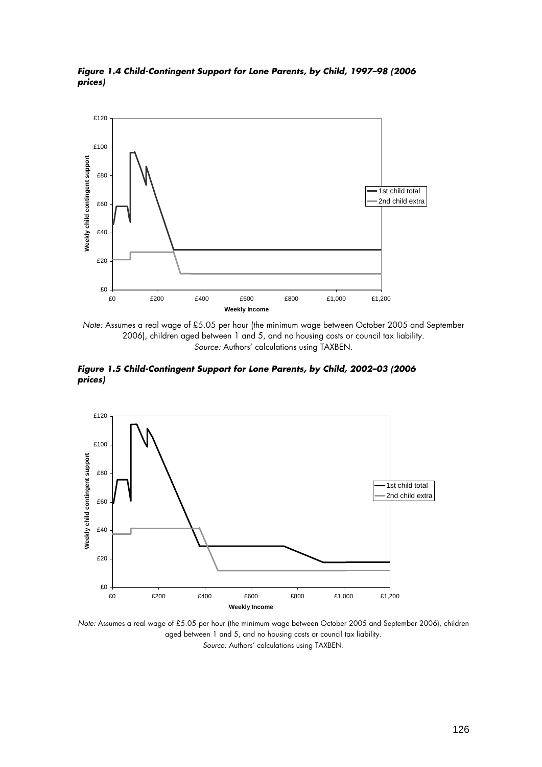***Figure 1.4 Child-Contingent Support for Lone Parents, by Child, 1997–98 (2006 prices)***

*Note:* Assumes a real wage of £5.05 per hour (the minimum wage between October 2005 and September 2006), children aged between 1 and 5, and no housing costs or council tax liability.
*Source:* Authors' calculations using TAXBEN.

***Figure 1.5 Child-Contingent Support for Lone Parents, by Child, 2002–03 (2006 prices)***

*Note:* Assumes a real wage of £5.05 per hour (the minimum wage between October 2005 and September 2006), children aged between 1 and 5, and no housing costs or council tax liability.
*Source:* Authors' calculations using TAXBEN.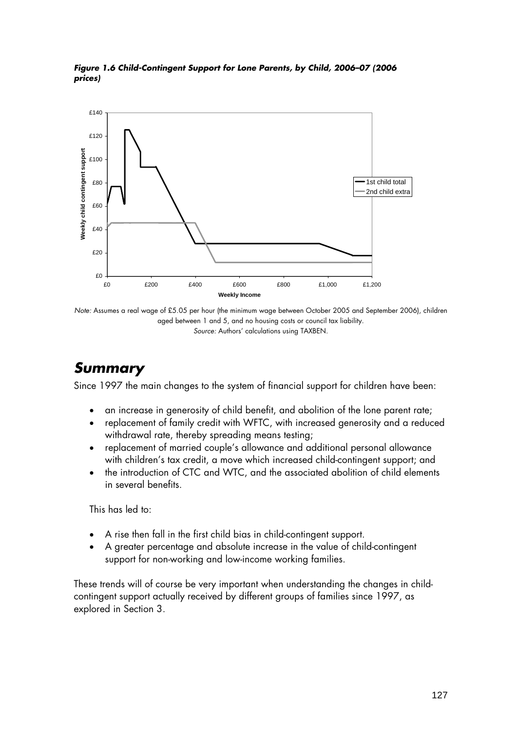***Figure 1.6 Child-Contingent Support for Lone Parents, by Child, 2006–07 (2006 prices)***

*Note:* Assumes a real wage of £5.05 per hour (the minimum wage between October 2005 and September 2006), children aged between 1 and 5, and no housing costs or council tax liability.
*Source:* Authors' calculations using TAXBEN.

## *Summary*

Since 1997 the main changes to the system of financial support for children have been:

- an increase in generosity of child benefit, and abolition of the lone parent rate;
- replacement of family credit with WFTC, with increased generosity and a reduced withdrawal rate, thereby spreading means testing;
- replacement of married couple's allowance and additional personal allowance with children's tax credit, a move which increased child-contingent support; and
- the introduction of CTC and WTC, and the associated abolition of child elements in several benefits.

This has led to:

- A rise then fall in the first child bias in child-contingent support.
- A greater percentage and absolute increase in the value of child-contingent support for non-working and low-income working families.

These trends will of course be very important when understanding the changes in child-contingent support actually received by different groups of families since 1997, as explored in Section 3.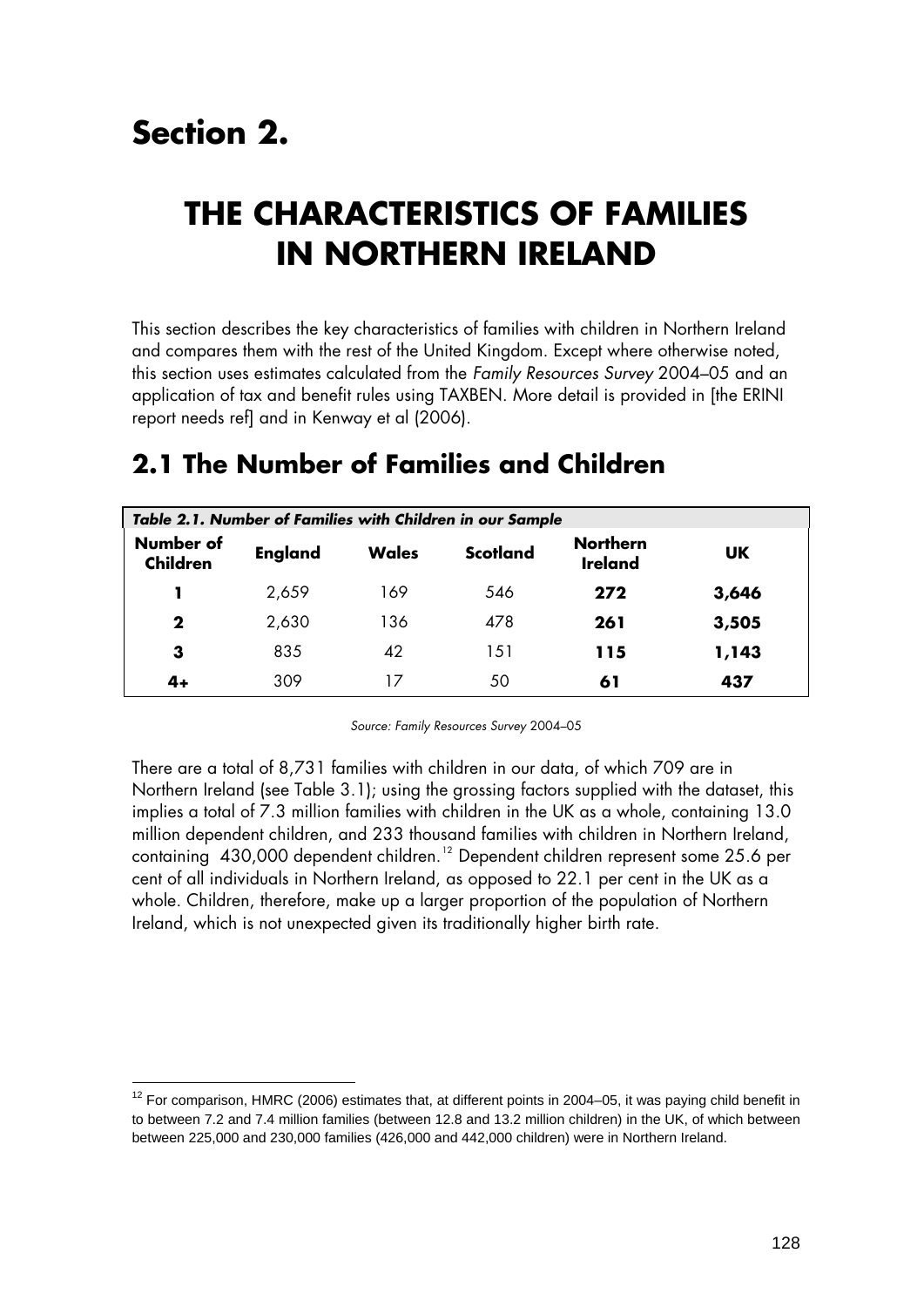# Section 2.

# THE CHARACTERISTICS OF FAMILIES IN NORTHERN IRELAND

This section describes the key characteristics of families with children in Northern Ireland and compares them with the rest of the United Kingdom. Except where otherwise noted, this section uses estimates calculated from the *Family Resources Survey* 2004–05 and an application of tax and benefit rules using TAXBEN. More detail is provided in [the ERINI report needs ref] and in Kenway et al (2006).

## 2.1 The Number of Families and Children

***Table 2.1. Number of Families with Children in our Sample***

| Number of Children | England | Wales | Scotland | Northern Ireland | UK |
|---|---|---|---|---|---|
| **1** | 2,659 | 169 | 546 | **272** | **3,646** |
| **2** | 2,630 | 136 | 478 | **261** | **3,505** |
| **3** | 835 | 42 | 151 | **115** | **1,143** |
| **4+** | 309 | 17 | 50 | **61** | **437** |

*Source: Family Resources Survey* 2004–05

There are a total of 8,731 families with children in our data, of which 709 are in Northern Ireland (see Table 3.1); using the grossing factors supplied with the dataset, this implies a total of 7.3 million families with children in the UK as a whole, containing 13.0 million dependent children, and 233 thousand families with children in Northern Ireland, containing 430,000 dependent children.[12] Dependent children represent some 25.6 per cent of all individuals in Northern Ireland, as opposed to 22.1 per cent in the UK as a whole. Children, therefore, make up a larger proportion of the population of Northern Ireland, which is not unexpected given its traditionally higher birth rate.

[12] For comparison, HMRC (2006) estimates that, at different points in 2004–05, it was paying child benefit in to between 7.2 and 7.4 million families (between 12.8 and 13.2 million children) in the UK, of which between between 225,000 and 230,000 families (426,000 and 442,000 children) were in Northern Ireland.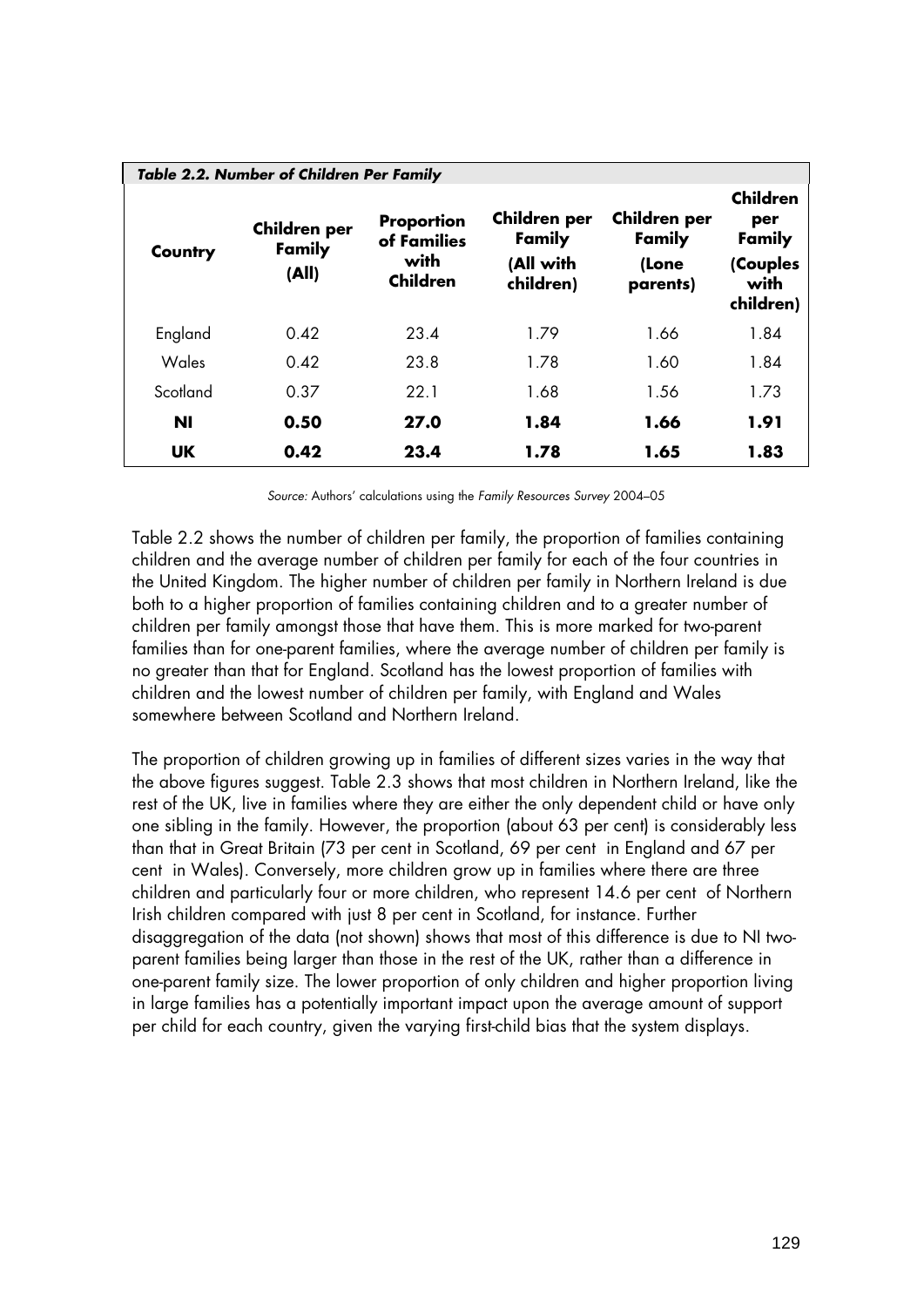***Table 2.2. Number of Children Per Family***

| Country | Children per Family (All) | Proportion of Families with Children | Children per Family (All with children) | Children per Family (Lone parents) | Children per Family (Couples with children) |
|---|---|---|---|---|---|
| England | 0.42 | 23.4 | 1.79 | 1.66 | 1.84 |
| Wales | 0.42 | 23.8 | 1.78 | 1.60 | 1.84 |
| Scotland | 0.37 | 22.1 | 1.68 | 1.56 | 1.73 |
| **NI** | **0.50** | **27.0** | **1.84** | **1.66** | **1.91** |
| **UK** | **0.42** | **23.4** | **1.78** | **1.65** | **1.83** |

*Source:* Authors' calculations using the *Family Resources Survey* 2004–05

Table 2.2 shows the number of children per family, the proportion of families containing children and the average number of children per family for each of the four countries in the United Kingdom. The higher number of children per family in Northern Ireland is due both to a higher proportion of families containing children and to a greater number of children per family amongst those that have them. This is more marked for two-parent families than for one-parent families, where the average number of children per family is no greater than that for England. Scotland has the lowest proportion of families with children and the lowest number of children per family, with England and Wales somewhere between Scotland and Northern Ireland.

The proportion of children growing up in families of different sizes varies in the way that the above figures suggest. Table 2.3 shows that most children in Northern Ireland, like the rest of the UK, live in families where they are either the only dependent child or have only one sibling in the family. However, the proportion (about 63 per cent) is considerably less than that in Great Britain (73 per cent in Scotland, 69 per cent in England and 67 per cent in Wales). Conversely, more children grow up in families where there are three children and particularly four or more children, who represent 14.6 per cent of Northern Irish children compared with just 8 per cent in Scotland, for instance. Further disaggregation of the data (not shown) shows that most of this difference is due to NI two-parent families being larger than those in the rest of the UK, rather than a difference in one-parent family size. The lower proportion of only children and higher proportion living in large families has a potentially important impact upon the average amount of support per child for each country, given the varying first-child bias that the system displays.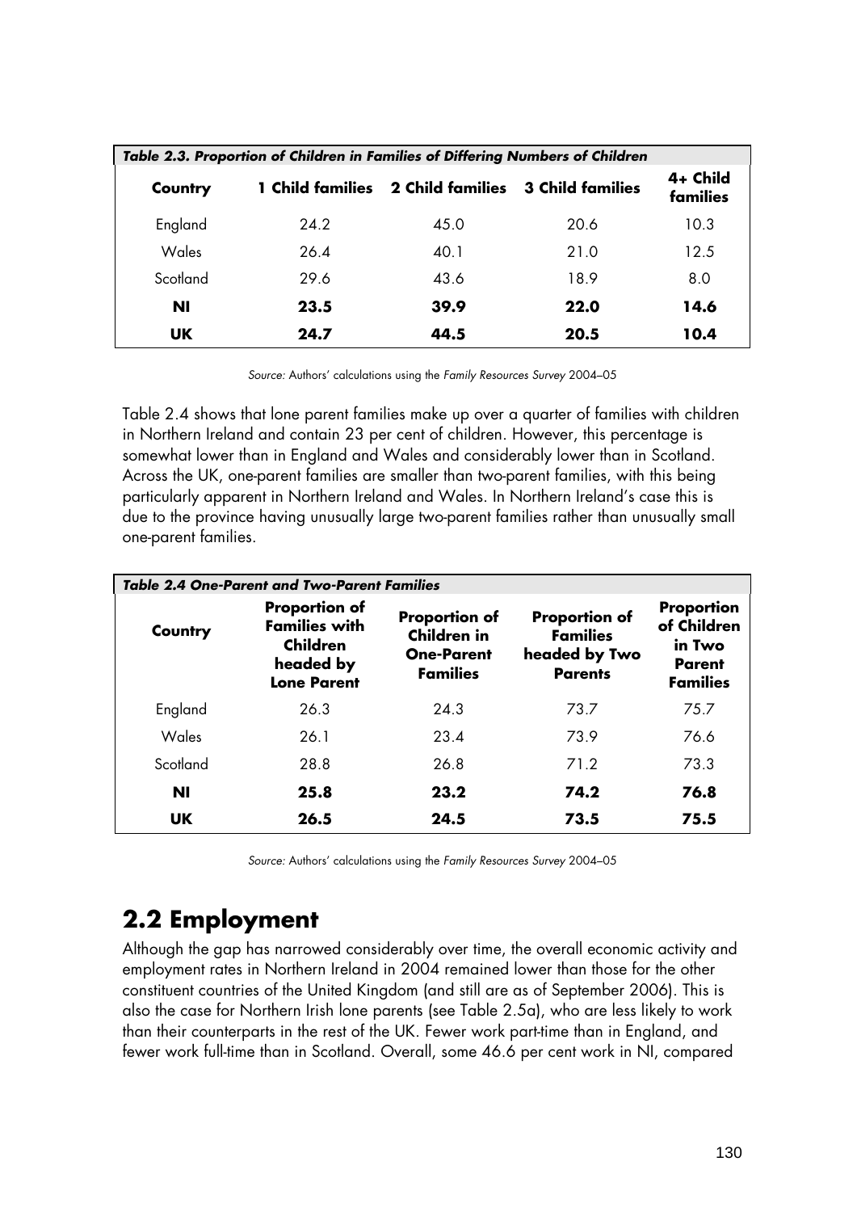| *Table 2.3. Proportion of Children in Families of Differing Numbers of Children* | | | | |
|---|---|---|---|---|
| **Country** | **1 Child families** | **2 Child families** | **3 Child families** | **4+ Child families** |
| England | 24.2 | 45.0 | 20.6 | 10.3 |
| Wales | 26.4 | 40.1 | 21.0 | 12.5 |
| Scotland | 29.6 | 43.6 | 18.9 | 8.0 |
| **NI** | **23.5** | **39.9** | **22.0** | **14.6** |
| **UK** | **24.7** | **44.5** | **20.5** | **10.4** |

*Source:* Authors' calculations using the *Family Resources Survey* 2004–05

Table 2.4 shows that lone parent families make up over a quarter of families with children in Northern Ireland and contain 23 per cent of children. However, this percentage is somewhat lower than in England and Wales and considerably lower than in Scotland. Across the UK, one-parent families are smaller than two-parent families, with this being particularly apparent in Northern Ireland and Wales. In Northern Ireland's case this is due to the province having unusually large two-parent families rather than unusually small one-parent families.

| *Table 2.4 One-Parent and Two-Parent Families* | | | | |
|---|---|---|---|---|
| **Country** | **Proportion of Families with Children headed by Lone Parent** | **Proportion of Children in One-Parent Families** | **Proportion of Families headed by Two Parents** | **Proportion of Children in Two Parent Families** |
| England | 26.3 | 24.3 | 73.7 | 75.7 |
| Wales | 26.1 | 23.4 | 73.9 | 76.6 |
| Scotland | 28.8 | 26.8 | 71.2 | 73.3 |
| **NI** | **25.8** | **23.2** | **74.2** | **76.8** |
| **UK** | **26.5** | **24.5** | **73.5** | **75.5** |

*Source:* Authors' calculations using the *Family Resources Survey* 2004–05

## 2.2 Employment

Although the gap has narrowed considerably over time, the overall economic activity and employment rates in Northern Ireland in 2004 remained lower than those for the other constituent countries of the United Kingdom (and still are as of September 2006). This is also the case for Northern Irish lone parents (see Table 2.5a), who are less likely to work than their counterparts in the rest of the UK. Fewer work part-time than in England, and fewer work full-time than in Scotland. Overall, some 46.6 per cent work in NI, compared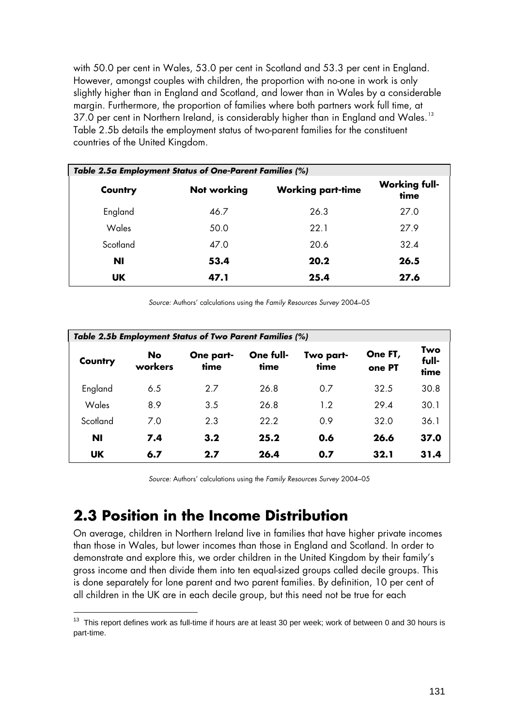with 50.0 per cent in Wales, 53.0 per cent in Scotland and 53.3 per cent in England. However, amongst couples with children, the proportion with no-one in work is only slightly higher than in England and Scotland, and lower than in Wales by a considerable margin. Furthermore, the proportion of families where both partners work full time, at 37.0 per cent in Northern Ireland, is considerably higher than in England and Wales.[13] Table 2.5b details the employment status of two-parent families for the constituent countries of the United Kingdom.

***Table 2.5a Employment Status of One-Parent Families (%)***

| Country | Not working | Working part-time | Working full-time |
|---|---|---|---|
| England | 46.7 | 26.3 | 27.0 |
| Wales | 50.0 | 22.1 | 27.9 |
| Scotland | 47.0 | 20.6 | 32.4 |
| **NI** | **53.4** | **20.2** | **26.5** |
| **UK** | **47.1** | **25.4** | **27.6** |

*Source:* Authors' calculations using the *Family Resources Survey* 2004–05

***Table 2.5b Employment Status of Two Parent Families (%)***

| Country | No workers | One part-time | One full-time | Two part-time | One FT, one PT | Two full-time |
|---|---|---|---|---|---|---|
| England | 6.5 | 2.7 | 26.8 | 0.7 | 32.5 | 30.8 |
| Wales | 8.9 | 3.5 | 26.8 | 1.2 | 29.4 | 30.1 |
| Scotland | 7.0 | 2.3 | 22.2 | 0.9 | 32.0 | 36.1 |
| **NI** | **7.4** | **3.2** | **25.2** | **0.6** | **26.6** | **37.0** |
| **UK** | **6.7** | **2.7** | **26.4** | **0.7** | **32.1** | **31.4** |

*Source:* Authors' calculations using the *Family Resources Survey* 2004–05

## 2.3 Position in the Income Distribution

On average, children in Northern Ireland live in families that have higher private incomes than those in Wales, but lower incomes than those in England and Scotland. In order to demonstrate and explore this, we order children in the United Kingdom by their family's gross income and then divide them into ten equal-sized groups called decile groups. This is done separately for lone parent and two parent families. By definition, 10 per cent of all children in the UK are in each decile group, but this need not be true for each

[13] This report defines work as full-time if hours are at least 30 per week; work of between 0 and 30 hours is part-time.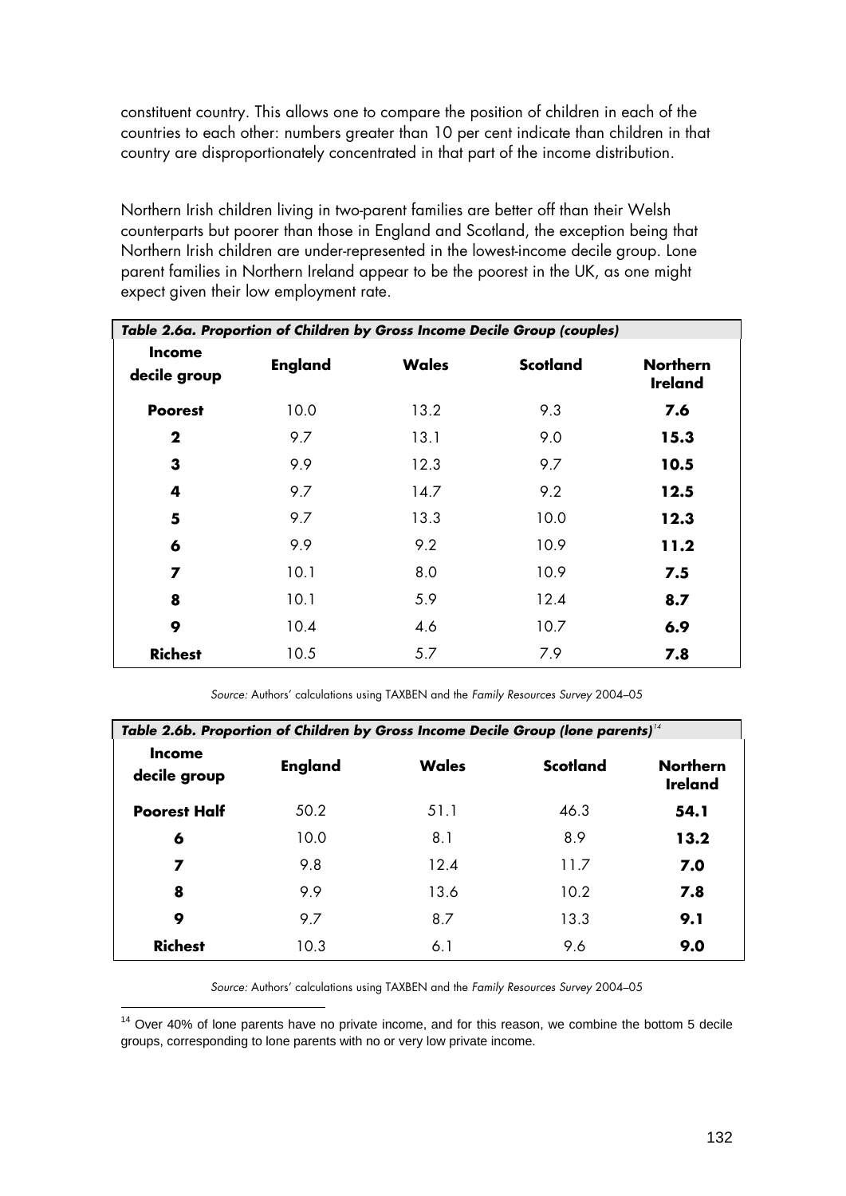constituent country. This allows one to compare the position of children in each of the countries to each other: numbers greater than 10 per cent indicate than children in that country are disproportionately concentrated in that part of the income distribution.

Northern Irish children living in two-parent families are better off than their Welsh counterparts but poorer than those in England and Scotland, the exception being that Northern Irish children are under-represented in the lowest-income decile group. Lone parent families in Northern Ireland appear to be the poorest in the UK, as one might expect given their low employment rate.

***Table 2.6a. Proportion of Children by Gross Income Decile Group (couples)***

| Income decile group | England | Wales | Scotland | Northern Ireland |
|---|---|---|---|---|
| **Poorest** | 10.0 | 13.2 | 9.3 | **7.6** |
| **2** | 9.7 | 13.1 | 9.0 | **15.3** |
| **3** | 9.9 | 12.3 | 9.7 | **10.5** |
| **4** | 9.7 | 14.7 | 9.2 | **12.5** |
| **5** | 9.7 | 13.3 | 10.0 | **12.3** |
| **6** | 9.9 | 9.2 | 10.9 | **11.2** |
| **7** | 10.1 | 8.0 | 10.9 | **7.5** |
| **8** | 10.1 | 5.9 | 12.4 | **8.7** |
| **9** | 10.4 | 4.6 | 10.7 | **6.9** |
| **Richest** | 10.5 | 5.7 | 7.9 | **7.8** |

*Source:* Authors' calculations using TAXBEN and the *Family Resources Survey* 2004–05

***Table 2.6b. Proportion of Children by Gross Income Decile Group (lone parents)***[14]

| Income decile group | England | Wales | Scotland | Northern Ireland |
|---|---|---|---|---|
| **Poorest Half** | 50.2 | 51.1 | 46.3 | **54.1** |
| **6** | 10.0 | 8.1 | 8.9 | **13.2** |
| **7** | 9.8 | 12.4 | 11.7 | **7.0** |
| **8** | 9.9 | 13.6 | 10.2 | **7.8** |
| **9** | 9.7 | 8.7 | 13.3 | **9.1** |
| **Richest** | 10.3 | 6.1 | 9.6 | **9.0** |

*Source:* Authors' calculations using TAXBEN and the *Family Resources Survey* 2004–05

[14] Over 40% of lone parents have no private income, and for this reason, we combine the bottom 5 decile groups, corresponding to lone parents with no or very low private income.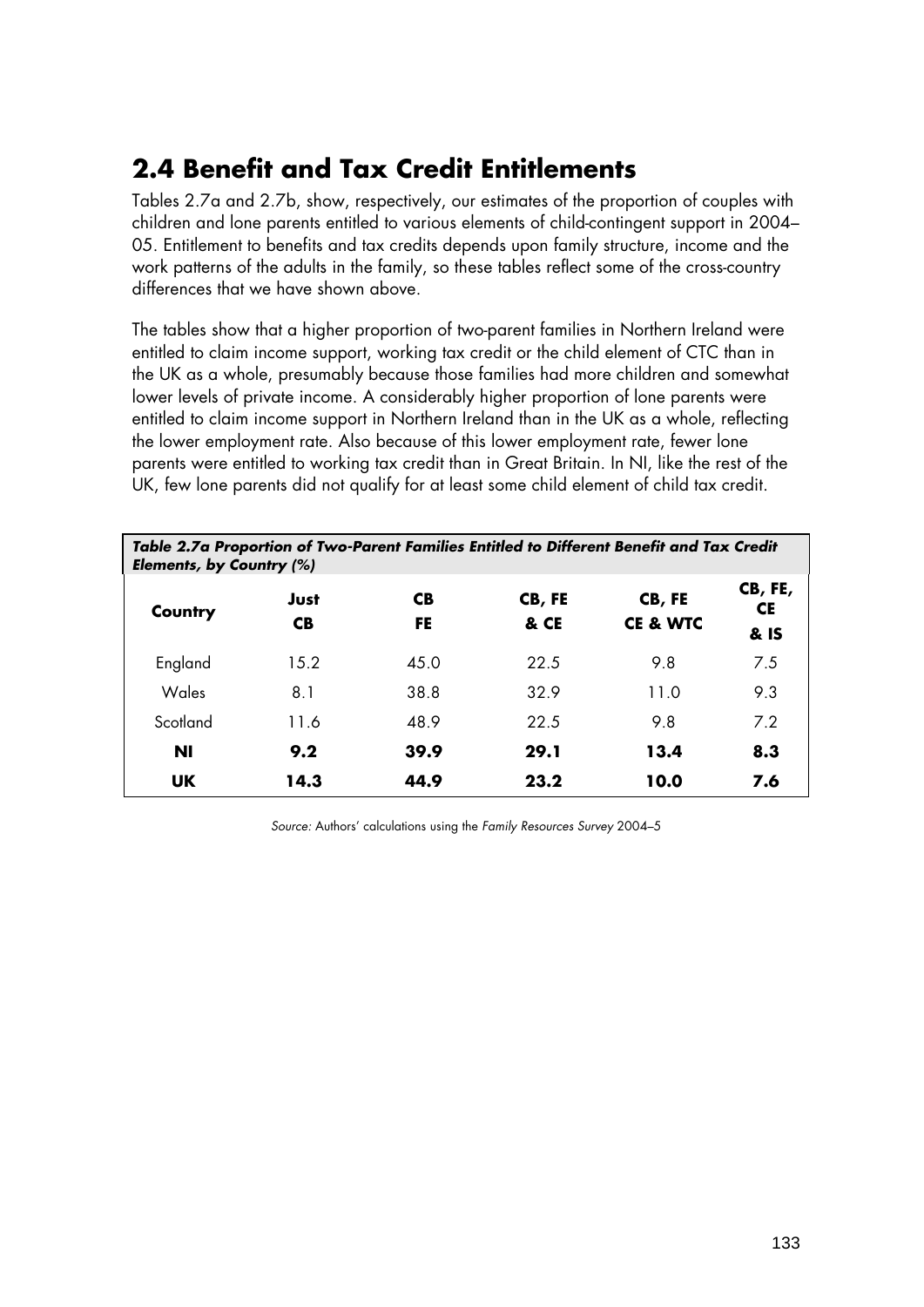## 2.4 Benefit and Tax Credit Entitlements

Tables 2.7a and 2.7b, show, respectively, our estimates of the proportion of couples with children and lone parents entitled to various elements of child-contingent support in 2004–05. Entitlement to benefits and tax credits depends upon family structure, income and the work patterns of the adults in the family, so these tables reflect some of the cross-country differences that we have shown above.

The tables show that a higher proportion of two-parent families in Northern Ireland were entitled to claim income support, working tax credit or the child element of CTC than in the UK as a whole, presumably because those families had more children and somewhat lower levels of private income. A considerably higher proportion of lone parents were entitled to claim income support in Northern Ireland than in the UK as a whole, reflecting the lower employment rate. Also because of this lower employment rate, fewer lone parents were entitled to working tax credit than in Great Britain. In NI, like the rest of the UK, few lone parents did not qualify for at least some child element of child tax credit.

***Table 2.7a Proportion of Two-Parent Families Entitled to Different Benefit and Tax Credit Elements, by Country (%)***

| Country | Just CB | CB FE | CB, FE & CE | CB, FE CE & WTC | CB, FE, CE & IS |
|---|---|---|---|---|---|
| England | 15.2 | 45.0 | 22.5 | 9.8 | 7.5 |
| Wales | 8.1 | 38.8 | 32.9 | 11.0 | 9.3 |
| Scotland | 11.6 | 48.9 | 22.5 | 9.8 | 7.2 |
| **NI** | **9.2** | **39.9** | **29.1** | **13.4** | **8.3** |
| **UK** | **14.3** | **44.9** | **23.2** | **10.0** | **7.6** |

*Source:* Authors' calculations using the *Family Resources Survey* 2004–5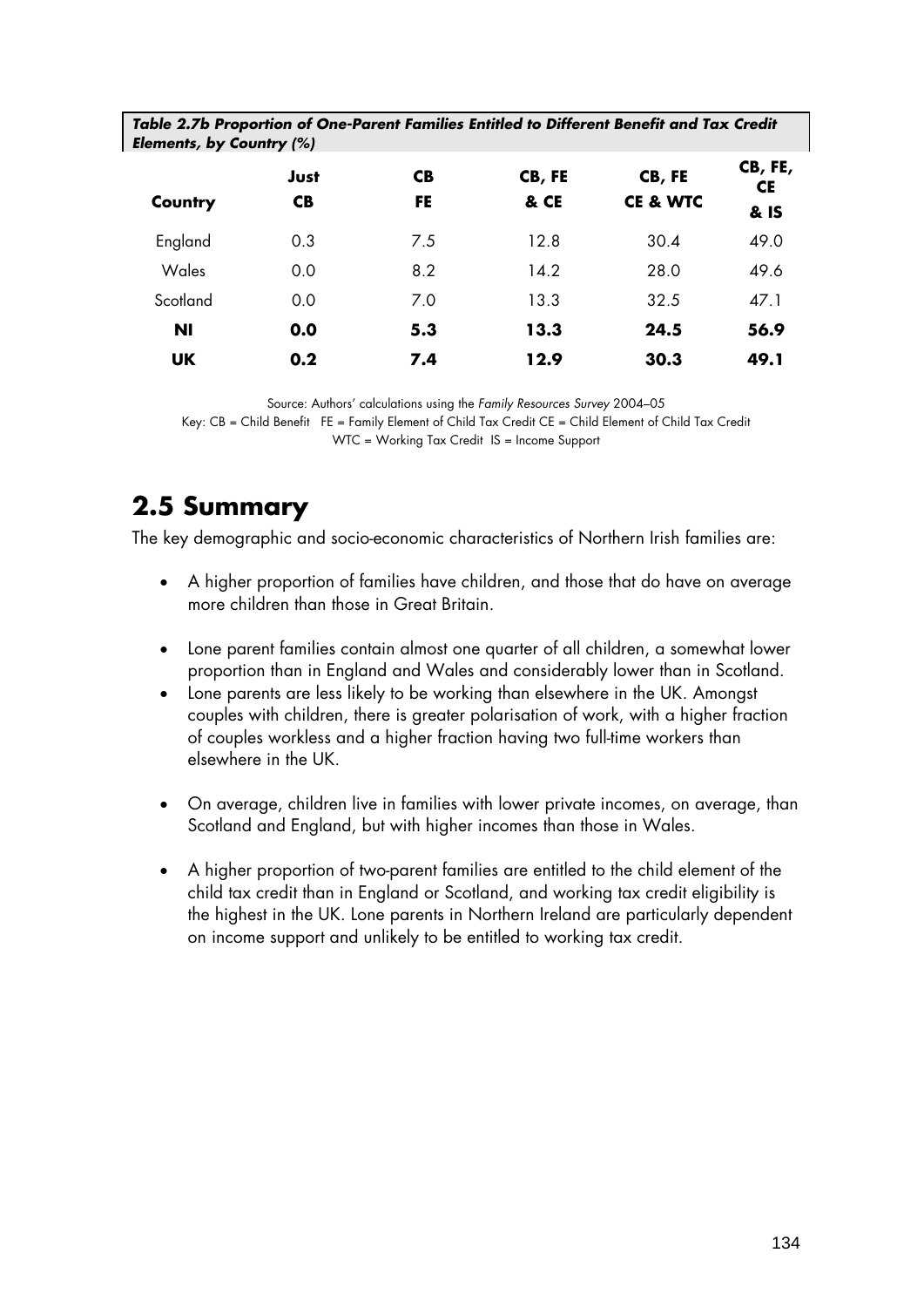**Table 2.7b Proportion of One-Parent Families Entitled to Different Benefit and Tax Credit Elements, by Country (%)**

| Country | Just CB | CB FE | CB, FE & CE | CB, FE CE & WTC | CB, FE, CE & IS |
|---|---|---|---|---|---|
| England | 0.3 | 7.5 | 12.8 | 30.4 | 49.0 |
| Wales | 0.0 | 8.2 | 14.2 | 28.0 | 49.6 |
| Scotland | 0.0 | 7.0 | 13.3 | 32.5 | 47.1 |
| **NI** | **0.0** | **5.3** | **13.3** | **24.5** | **56.9** |
| **UK** | **0.2** | **7.4** | **12.9** | **30.3** | **49.1** |

Source: Authors' calculations using the *Family Resources Survey* 2004–05
Key: CB = Child Benefit FE = Family Element of Child Tax Credit CE = Child Element of Child Tax Credit
WTC = Working Tax Credit IS = Income Support

## 2.5 Summary

The key demographic and socio-economic characteristics of Northern Irish families are:

- A higher proportion of families have children, and those that do have on average more children than those in Great Britain.
- Lone parent families contain almost one quarter of all children, a somewhat lower proportion than in England and Wales and considerably lower than in Scotland.
- Lone parents are less likely to be working than elsewhere in the UK. Amongst couples with children, there is greater polarisation of work, with a higher fraction of couples workless and a higher fraction having two full-time workers than elsewhere in the UK.
- On average, children live in families with lower private incomes, on average, than Scotland and England, but with higher incomes than those in Wales.
- A higher proportion of two-parent families are entitled to the child element of the child tax credit than in England or Scotland, and working tax credit eligibility is the highest in the UK. Lone parents in Northern Ireland are particularly dependent on income support and unlikely to be entitled to working tax credit.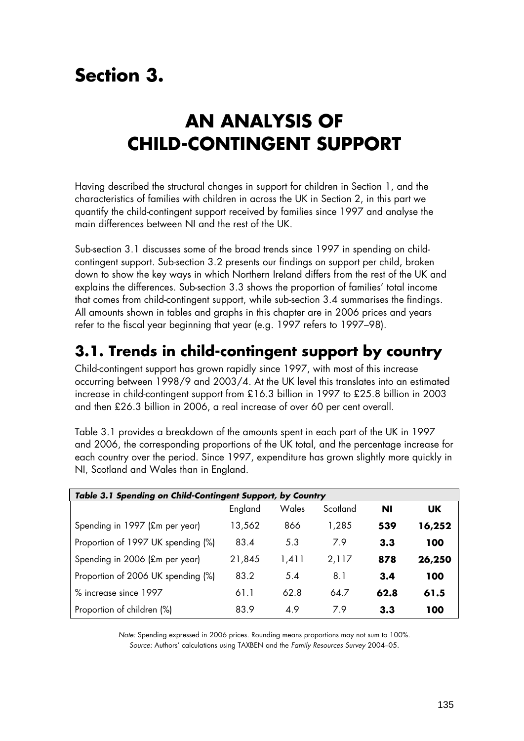# Section 3.

# AN ANALYSIS OF CHILD-CONTINGENT SUPPORT

Having described the structural changes in support for children in Section 1, and the characteristics of families with children in across the UK in Section 2, in this part we quantify the child-contingent support received by families since 1997 and analyse the main differences between NI and the rest of the UK.

Sub-section 3.1 discusses some of the broad trends since 1997 in spending on child-contingent support. Sub-section 3.2 presents our findings on support per child, broken down to show the key ways in which Northern Ireland differs from the rest of the UK and explains the differences. Sub-section 3.3 shows the proportion of families' total income that comes from child-contingent support, while sub-section 3.4 summarises the findings. All amounts shown in tables and graphs in this chapter are in 2006 prices and years refer to the fiscal year beginning that year (e.g. 1997 refers to 1997–98).

## 3.1. Trends in child-contingent support by country

Child-contingent support has grown rapidly since 1997, with most of this increase occurring between 1998/9 and 2003/4. At the UK level this translates into an estimated increase in child-contingent support from £16.3 billion in 1997 to £25.8 billion in 2003 and then £26.3 billion in 2006, a real increase of over 60 per cent overall.

Table 3.1 provides a breakdown of the amounts spent in each part of the UK in 1997 and 2006, the corresponding proportions of the UK total, and the percentage increase for each country over the period. Since 1997, expenditure has grown slightly more quickly in NI, Scotland and Wales than in England.

***Table 3.1 Spending on Child-Contingent Support, by Country***

| | England | Wales | Scotland | **NI** | **UK** |
|---|---|---|---|---|---|
| Spending in 1997 (£m per year) | 13,562 | 866 | 1,285 | **539** | **16,252** |
| Proportion of 1997 UK spending (%) | 83.4 | 5.3 | 7.9 | **3.3** | **100** |
| Spending in 2006 (£m per year) | 21,845 | 1,411 | 2,117 | **878** | **26,250** |
| Proportion of 2006 UK spending (%) | 83.2 | 5.4 | 8.1 | **3.4** | **100** |
| % increase since 1997 | 61.1 | 62.8 | 64.7 | **62.8** | **61.5** |
| Proportion of children (%) | 83.9 | 4.9 | 7.9 | **3.3** | **100** |

*Note:* Spending expressed in 2006 prices. Rounding means proportions may not sum to 100%.
*Source:* Authors' calculations using TAXBEN and the *Family Resources Survey* 2004–05.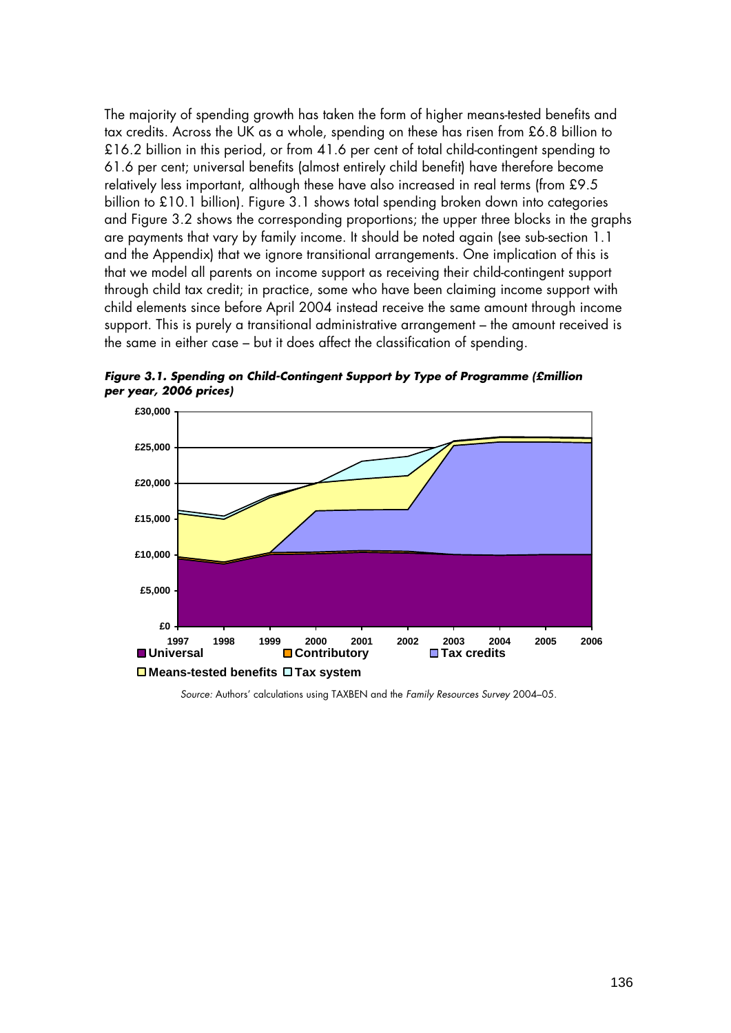The majority of spending growth has taken the form of higher means-tested benefits and tax credits. Across the UK as a whole, spending on these has risen from £6.8 billion to £16.2 billion in this period, or from 41.6 per cent of total child-contingent spending to 61.6 per cent; universal benefits (almost entirely child benefit) have therefore become relatively less important, although these have also increased in real terms (from £9.5 billion to £10.1 billion). Figure 3.1 shows total spending broken down into categories and Figure 3.2 shows the corresponding proportions; the upper three blocks in the graphs are payments that vary by family income. It should be noted again (see sub-section 1.1 and the Appendix) that we ignore transitional arrangements. One implication of this is that we model all parents on income support as receiving their child-contingent support through child tax credit; in practice, some who have been claiming income support with child elements since before April 2004 instead receive the same amount through income support. This is purely a transitional administrative arrangement – the amount received is the same in either case – but it does affect the classification of spending.

***Figure 3.1. Spending on Child-Contingent Support by Type of Programme (£million per year, 2006 prices)***

*Source:* Authors' calculations using TAXBEN and the *Family Resources Survey* 2004–05.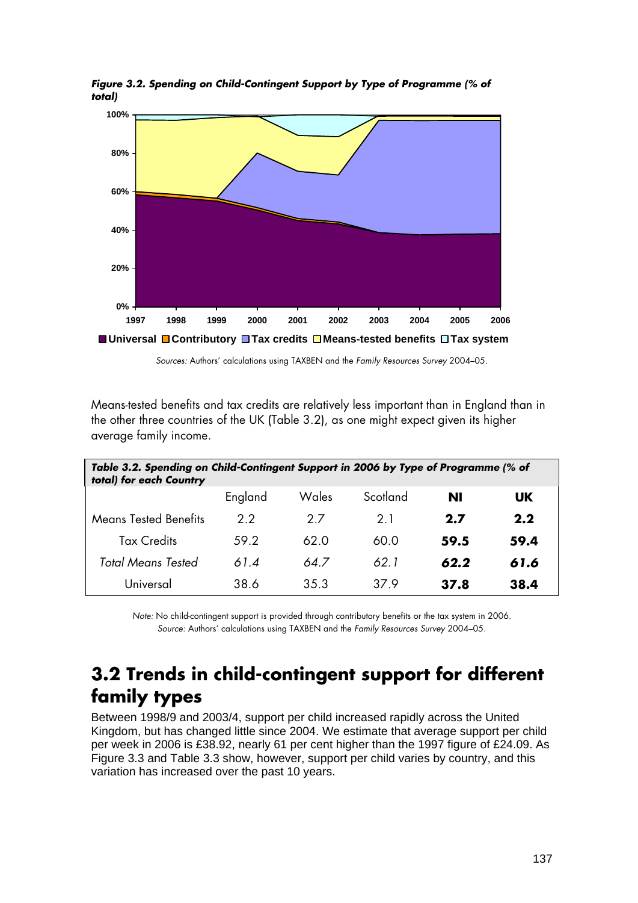*Figure 3.2. Spending on Child-Contingent Support by Type of Programme (% of total)*

*Sources:* Authors' calculations using TAXBEN and the *Family Resources Survey* 2004–05.

Means-tested benefits and tax credits are relatively less important than in England than in the other three countries of the UK (Table 3.2), as one might expect given its higher average family income.

***Table 3.2. Spending on Child-Contingent Support in 2006 by Type of Programme (% of total) for each Country***

| | England | Wales | Scotland | **NI** | **UK** |
|---|---|---|---|---|---|
| Means Tested Benefits | 2.2 | 2.7 | 2.1 | **2.7** | **2.2** |
| Tax Credits | 59.2 | 62.0 | 60.0 | **59.5** | **59.4** |
| *Total Means Tested* | *61.4* | *64.7* | *62.1* | ***62.2*** | ***61.6*** |
| Universal | 38.6 | 35.3 | 37.9 | **37.8** | **38.4** |

*Note:* No child-contingent support is provided through contributory benefits or the tax system in 2006.
*Source:* Authors' calculations using TAXBEN and the *Family Resources Survey* 2004–05.

## 3.2 Trends in child-contingent support for different family types

Between 1998/9 and 2003/4, support per child increased rapidly across the United Kingdom, but has changed little since 2004. We estimate that average support per child per week in 2006 is £38.92, nearly 61 per cent higher than the 1997 figure of £24.09. As Figure 3.3 and Table 3.3 show, however, support per child varies by country, and this variation has increased over the past 10 years.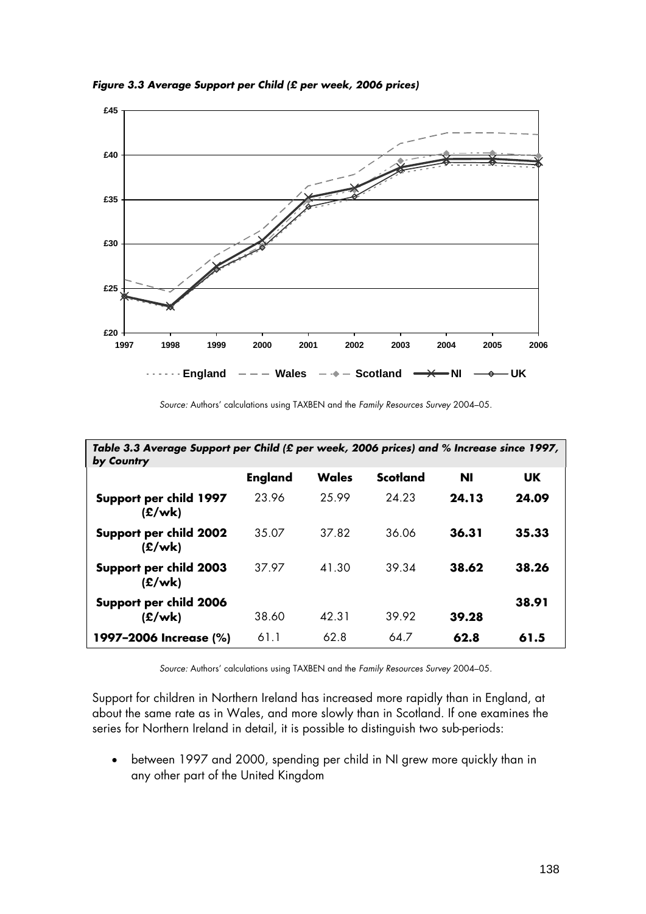***Figure 3.3 Average Support per Child (£ per week, 2006 prices)***

*Source:* Authors' calculations using TAXBEN and the *Family Resources Survey* 2004–05.

***Table 3.3 Average Support per Child (£ per week, 2006 prices) and % Increase since 1997, by Country***

| | **England** | **Wales** | **Scotland** | **NI** | **UK** |
|---|---|---|---|---|---|
| **Support per child 1997 (£/wk)** | 23.96 | 25.99 | 24.23 | **24.13** | **24.09** |
| **Support per child 2002 (£/wk)** | 35.07 | 37.82 | 36.06 | **36.31** | **35.33** |
| **Support per child 2003 (£/wk)** | 37.97 | 41.30 | 39.34 | **38.62** | **38.26** |
| **Support per child 2006 (£/wk)** | 38.60 | 42.31 | 39.92 | **39.28** | **38.91** |
| **1997–2006 Increase (%)** | 61.1 | 62.8 | 64.7 | **62.8** | **61.5** |

*Source:* Authors' calculations using TAXBEN and the *Family Resources Survey* 2004–05.

Support for children in Northern Ireland has increased more rapidly than in England, at about the same rate as in Wales, and more slowly than in Scotland. If one examines the series for Northern Ireland in detail, it is possible to distinguish two sub-periods:

- between 1997 and 2000, spending per child in NI grew more quickly than in any other part of the United Kingdom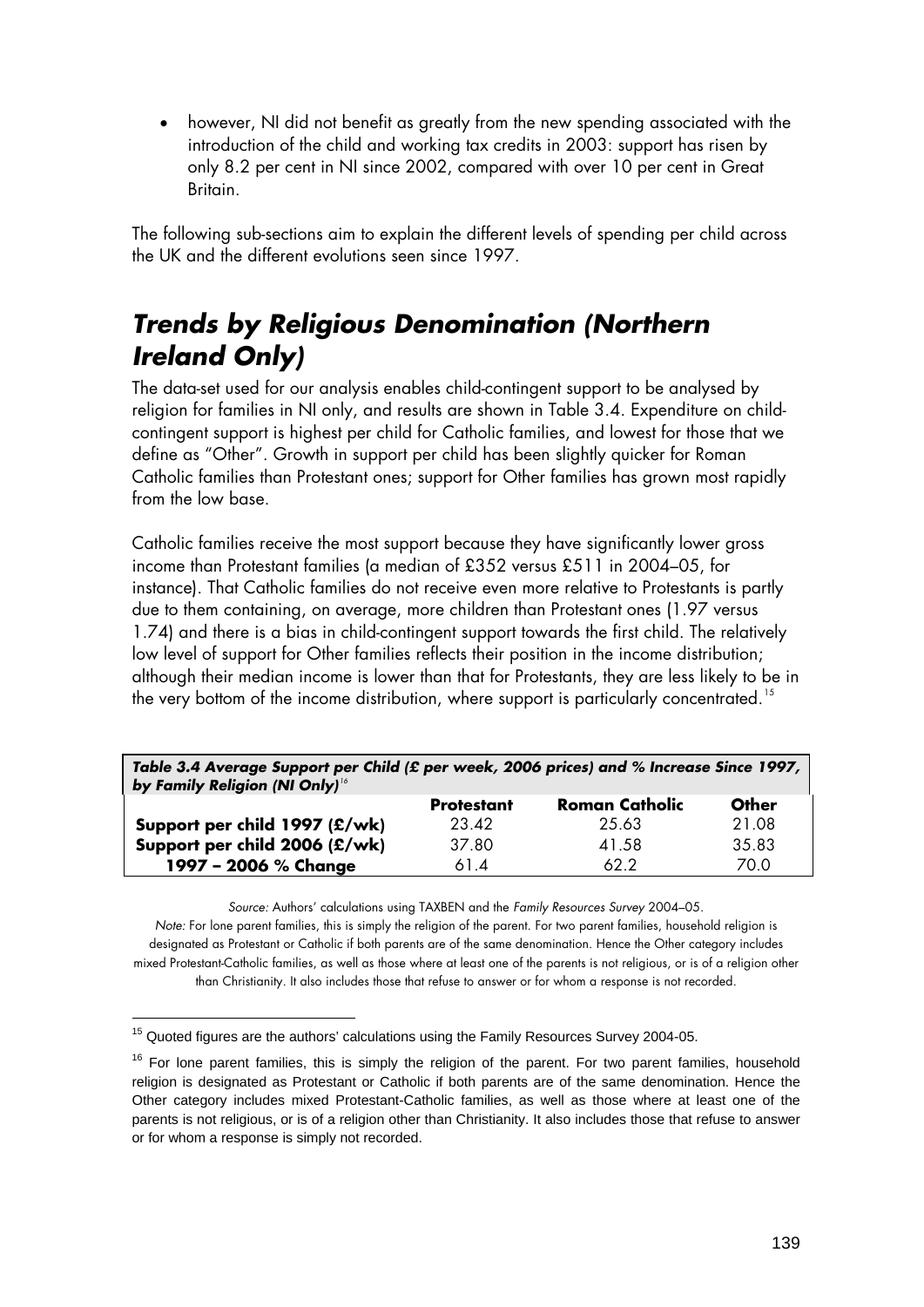- however, NI did not benefit as greatly from the new spending associated with the introduction of the child and working tax credits in 2003: support has risen by only 8.2 per cent in NI since 2002, compared with over 10 per cent in Great Britain.

The following sub-sections aim to explain the different levels of spending per child across the UK and the different evolutions seen since 1997.

## *Trends by Religious Denomination (Northern Ireland Only)*

The data-set used for our analysis enables child-contingent support to be analysed by religion for families in NI only, and results are shown in Table 3.4. Expenditure on child-contingent support is highest per child for Catholic families, and lowest for those that we define as "Other". Growth in support per child has been slightly quicker for Roman Catholic families than Protestant ones; support for Other families has grown most rapidly from the low base.

Catholic families receive the most support because they have significantly lower gross income than Protestant families (a median of £352 versus £511 in 2004–05, for instance). That Catholic families do not receive even more relative to Protestants is partly due to them containing, on average, more children than Protestant ones (1.97 versus 1.74) and there is a bias in child-contingent support towards the first child. The relatively low level of support for Other families reflects their position in the income distribution; although their median income is lower than that for Protestants, they are less likely to be in the very bottom of the income distribution, where support is particularly concentrated.[15]

***Table 3.4 Average Support per Child (£ per week, 2006 prices) and % Increase Since 1997, by Family Religion (NI Only)***[16]

| | **Protestant** | **Roman Catholic** | **Other** |
|---|---|---|---|
| **Support per child 1997 (£/wk)** | 23.42 | 25.63 | 21.08 |
| **Support per child 2006 (£/wk)** | 37.80 | 41.58 | 35.83 |
| **1997 – 2006 % Change** | 61.4 | 62.2 | 70.0 |

*Source:* Authors' calculations using TAXBEN and the *Family Resources Survey* 2004–05.
*Note:* For lone parent families, this is simply the religion of the parent. For two parent families, household religion is designated as Protestant or Catholic if both parents are of the same denomination. Hence the Other category includes mixed Protestant-Catholic families, as well as those where at least one of the parents is not religious, or is of a religion other than Christianity. It also includes those that refuse to answer or for whom a response is not recorded.

[15] Quoted figures are the authors' calculations using the Family Resources Survey 2004-05.

[16] For lone parent families, this is simply the religion of the parent. For two parent families, household religion is designated as Protestant or Catholic if both parents are of the same denomination. Hence the Other category includes mixed Protestant-Catholic families, as well as those where at least one of the parents is not religious, or is of a religion other than Christianity. It also includes those that refuse to answer or for whom a response is simply not recorded.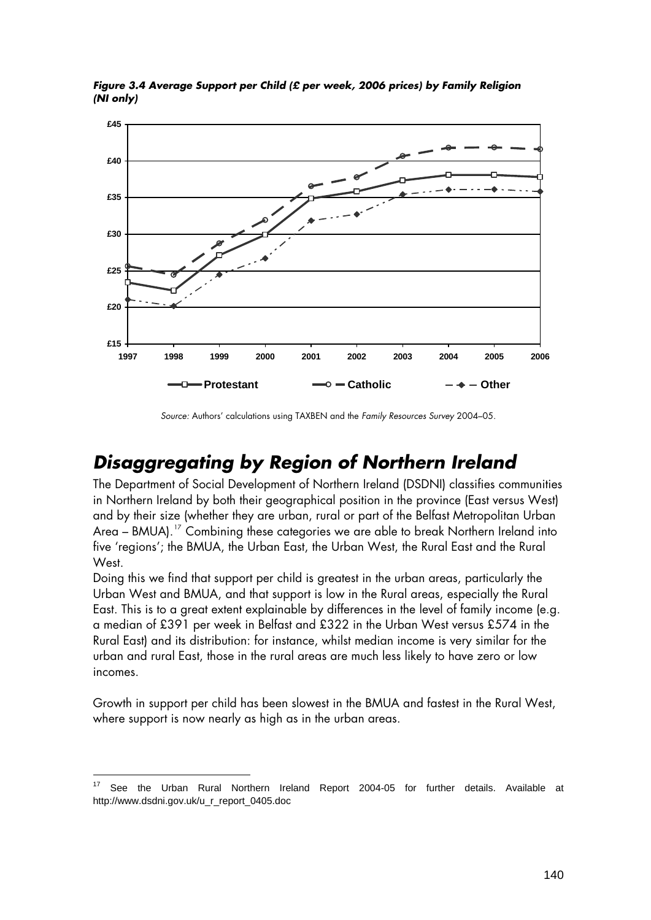***Figure 3.4 Average Support per Child (£ per week, 2006 prices) by Family Religion (NI only)***

*Source:* Authors' calculations using TAXBEN and the *Family Resources Survey* 2004–05.

## *Disaggregating by Region of Northern Ireland*

The Department of Social Development of Northern Ireland (DSDNI) classifies communities in Northern Ireland by both their geographical position in the province (East versus West) and by their size (whether they are urban, rural or part of the Belfast Metropolitan Urban Area – BMUA).[17] Combining these categories we are able to break Northern Ireland into five 'regions'; the BMUA, the Urban East, the Urban West, the Rural East and the Rural West.

Doing this we find that support per child is greatest in the urban areas, particularly the Urban West and BMUA, and that support is low in the Rural areas, especially the Rural East. This is to a great extent explainable by differences in the level of family income (e.g. a median of £391 per week in Belfast and £322 in the Urban West versus £574 in the Rural East) and its distribution: for instance, whilst median income is very similar for the urban and rural East, those in the rural areas are much less likely to have zero or low incomes.

Growth in support per child has been slowest in the BMUA and fastest in the Rural West, where support is now nearly as high as in the urban areas.

[17] See the Urban Rural Northern Ireland Report 2004-05 for further details. Available at http://www.dsdni.gov.uk/u_r_report_0405.doc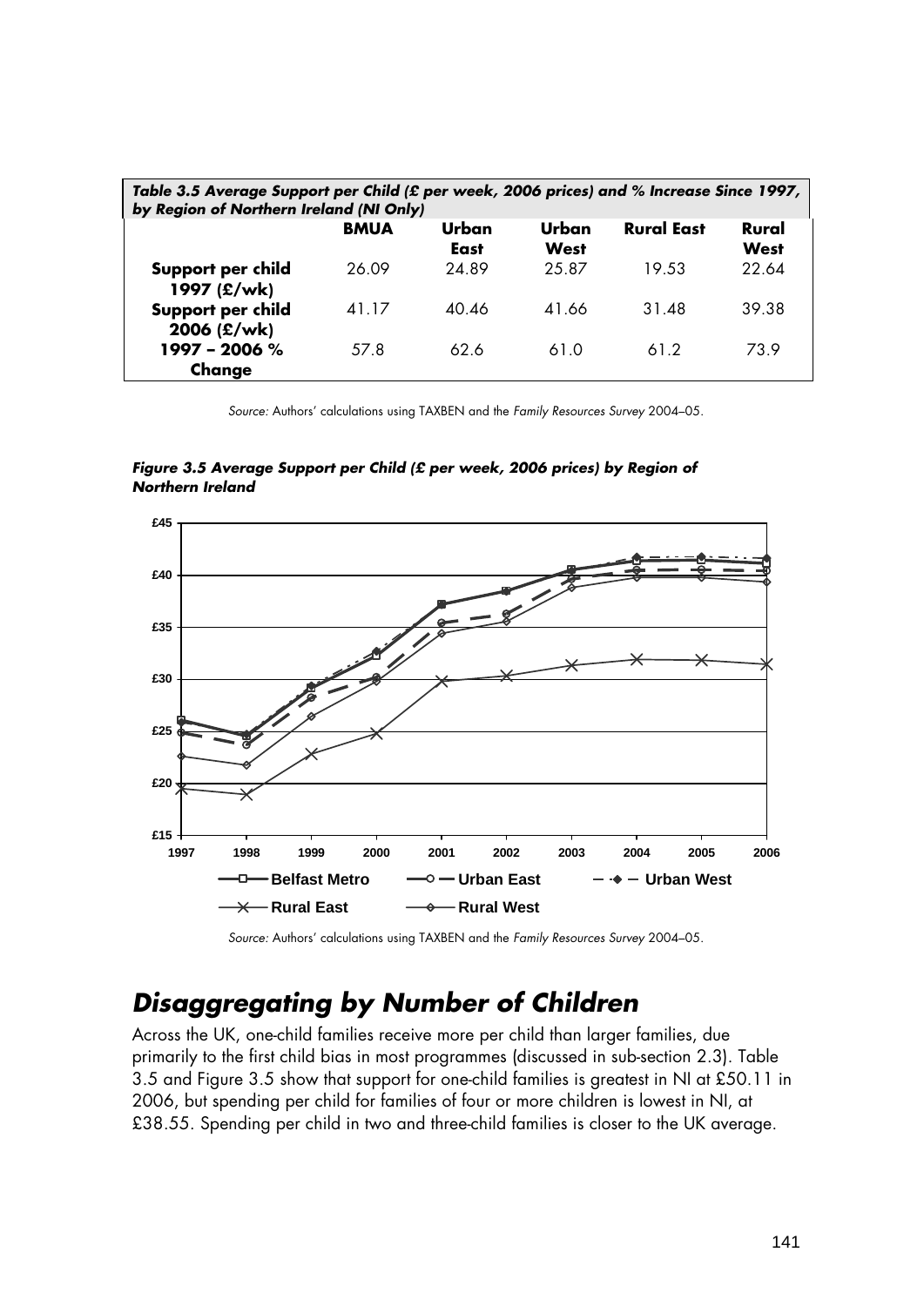*Table 3.5 Average Support per Child (£ per week, 2006 prices) and % Increase Since 1997, by Region of Northern Ireland (NI Only)*

| | BMUA | Urban East | Urban West | Rural East | Rural West |
|---|---|---|---|---|---|
| **Support per child 1997 (£/wk)** | 26.09 | 24.89 | 25.87 | 19.53 | 22.64 |
| **Support per child 2006 (£/wk)** | 41.17 | 40.46 | 41.66 | 31.48 | 39.38 |
| **1997 – 2006 % Change** | 57.8 | 62.6 | 61.0 | 61.2 | 73.9 |

*Source:* Authors' calculations using TAXBEN and the *Family Resources Survey* 2004–05.

***Figure 3.5 Average Support per Child (£ per week, 2006 prices) by Region of Northern Ireland***

*Source:* Authors' calculations using TAXBEN and the *Family Resources Survey* 2004–05.

## *Disaggregating by Number of Children*

Across the UK, one-child families receive more per child than larger families, due primarily to the first child bias in most programmes (discussed in sub-section 2.3). Table 3.5 and Figure 3.5 show that support for one-child families is greatest in NI at £50.11 in 2006, but spending per child for families of four or more children is lowest in NI, at £38.55. Spending per child in two and three-child families is closer to the UK average.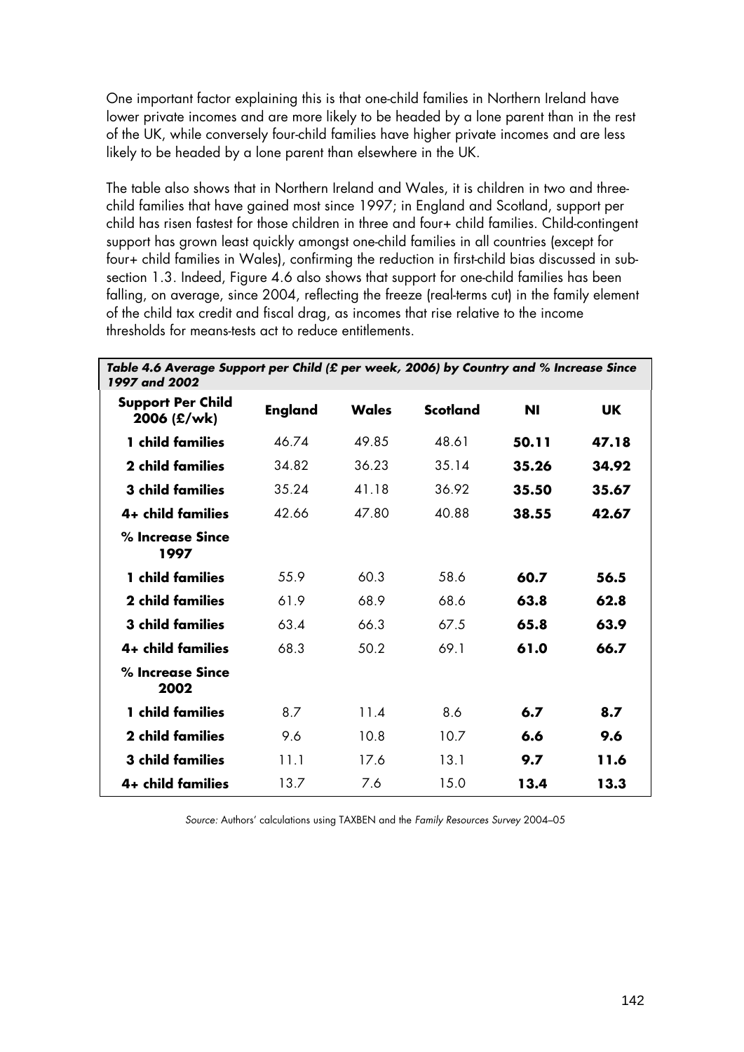One important factor explaining this is that one-child families in Northern Ireland have lower private incomes and are more likely to be headed by a lone parent than in the rest of the UK, while conversely four-child families have higher private incomes and are less likely to be headed by a lone parent than elsewhere in the UK.

The table also shows that in Northern Ireland and Wales, it is children in two and three-child families that have gained most since 1997; in England and Scotland, support per child has risen fastest for those children in three and four+ child families. Child-contingent support has grown least quickly amongst one-child families in all countries (except for four+ child families in Wales), confirming the reduction in first-child bias discussed in sub-section 1.3. Indeed, Figure 4.6 also shows that support for one-child families has been falling, on average, since 2004, reflecting the freeze (real-terms cut) in the family element of the child tax credit and fiscal drag, as incomes that rise relative to the income thresholds for means-tests act to reduce entitlements.

***Table 4.6 Average Support per Child (£ per week, 2006) by Country and % Increase Since 1997 and 2002***

| **Support Per Child 2006 (£/wk)** | **England** | **Wales** | **Scotland** | **NI** | **UK** |
|---|---|---|---|---|---|
| **1 child families** | 46.74 | 49.85 | 48.61 | **50.11** | **47.18** |
| **2 child families** | 34.82 | 36.23 | 35.14 | **35.26** | **34.92** |
| **3 child families** | 35.24 | 41.18 | 36.92 | **35.50** | **35.67** |
| **4+ child families** | 42.66 | 47.80 | 40.88 | **38.55** | **42.67** |
| **% Increase Since 1997** | | | | | |
| **1 child families** | 55.9 | 60.3 | 58.6 | **60.7** | **56.5** |
| **2 child families** | 61.9 | 68.9 | 68.6 | **63.8** | **62.8** |
| **3 child families** | 63.4 | 66.3 | 67.5 | **65.8** | **63.9** |
| **4+ child families** | 68.3 | 50.2 | 69.1 | **61.0** | **66.7** |
| **% Increase Since 2002** | | | | | |
| **1 child families** | 8.7 | 11.4 | 8.6 | **6.7** | **8.7** |
| **2 child families** | 9.6 | 10.8 | 10.7 | **6.6** | **9.6** |
| **3 child families** | 11.1 | 17.6 | 13.1 | **9.7** | **11.6** |
| **4+ child families** | 13.7 | 7.6 | 15.0 | **13.4** | **13.3** |

*Source:* Authors' calculations using TAXBEN and the *Family Resources Survey* 2004–05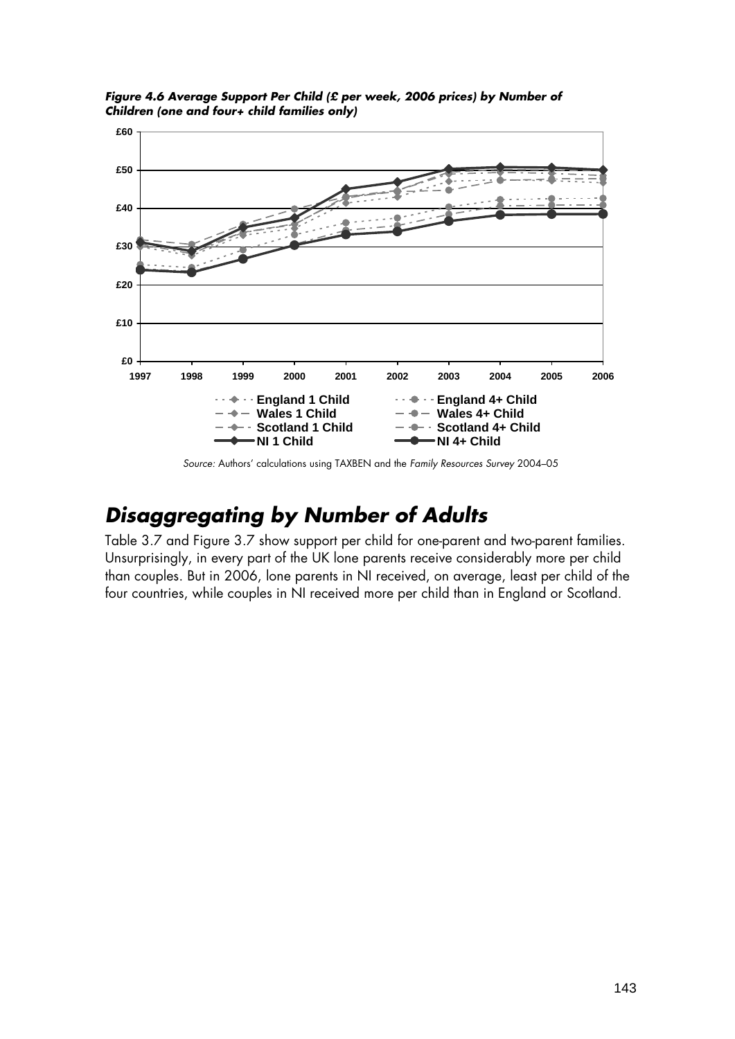***Figure 4.6 Average Support Per Child (£ per week, 2006 prices) by Number of Children (one and four+ child families only)***

*Source:* Authors' calculations using TAXBEN and the *Family Resources Survey* 2004–05

## *Disaggregating by Number of Adults*

Table 3.7 and Figure 3.7 show support per child for one-parent and two-parent families. Unsurprisingly, in every part of the UK lone parents receive considerably more per child than couples. But in 2006, lone parents in NI received, on average, least per child of the four countries, while couples in NI received more per child than in England or Scotland.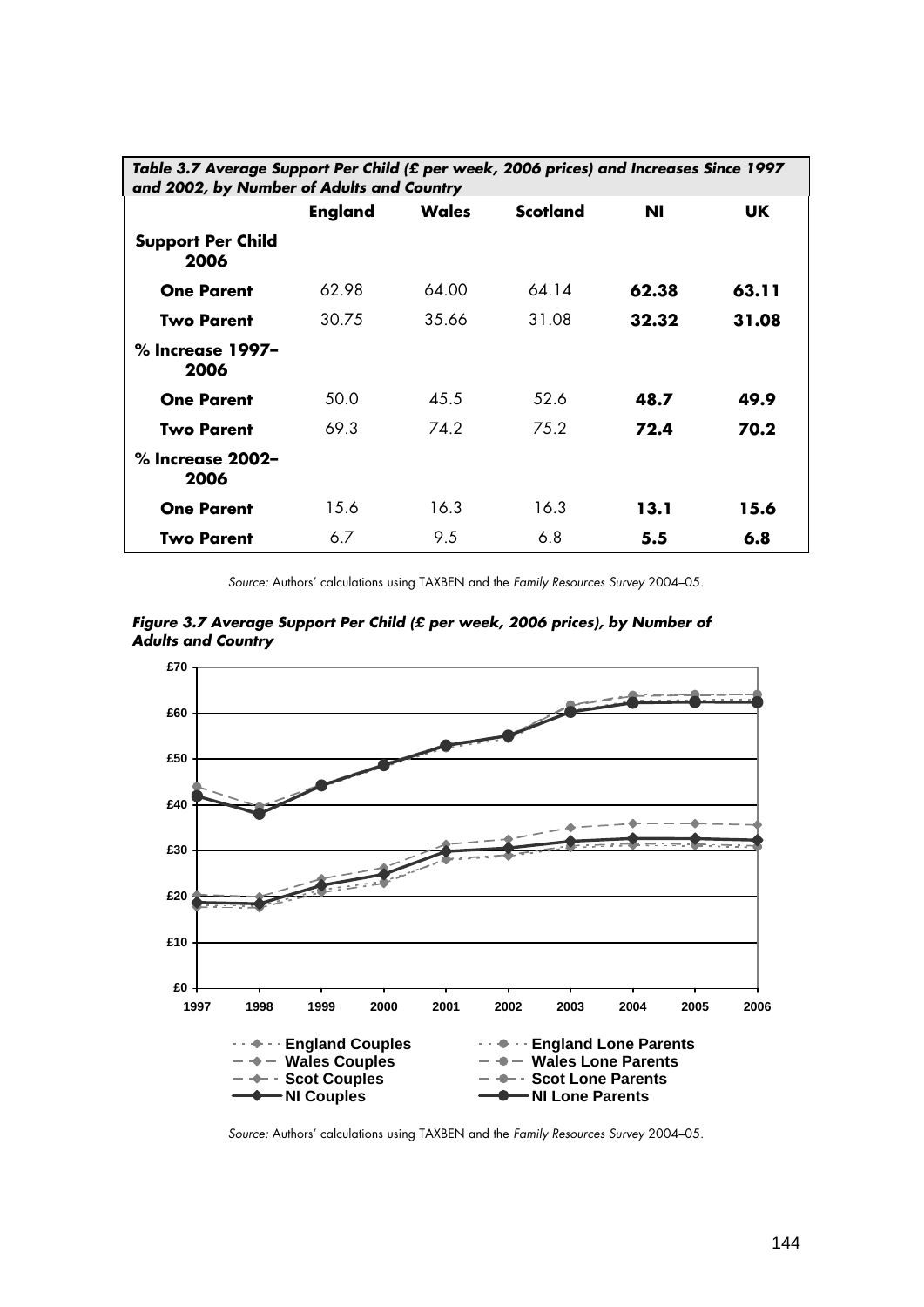***Table 3.7 Average Support Per Child (£ per week, 2006 prices) and Increases Since 1997 and 2002, by Number of Adults and Country***

| | England | Wales | Scotland | NI | UK |
|---|---|---|---|---|---|
| **Support Per Child 2006** | | | | | |
| **One Parent** | 62.98 | 64.00 | 64.14 | **62.38** | **63.11** |
| **Two Parent** | 30.75 | 35.66 | 31.08 | **32.32** | **31.08** |
| **% Increase 1997–2006** | | | | | |
| **One Parent** | 50.0 | 45.5 | 52.6 | **48.7** | **49.9** |
| **Two Parent** | 69.3 | 74.2 | 75.2 | **72.4** | **70.2** |
| **% Increase 2002–2006** | | | | | |
| **One Parent** | 15.6 | 16.3 | 16.3 | **13.1** | **15.6** |
| **Two Parent** | 6.7 | 9.5 | 6.8 | **5.5** | **6.8** |

*Source:* Authors' calculations using TAXBEN and the *Family Resources Survey* 2004–05.

***Figure 3.7 Average Support Per Child (£ per week, 2006 prices), by Number of Adults and Country***

*Source:* Authors' calculations using TAXBEN and the *Family Resources Survey* 2004–05.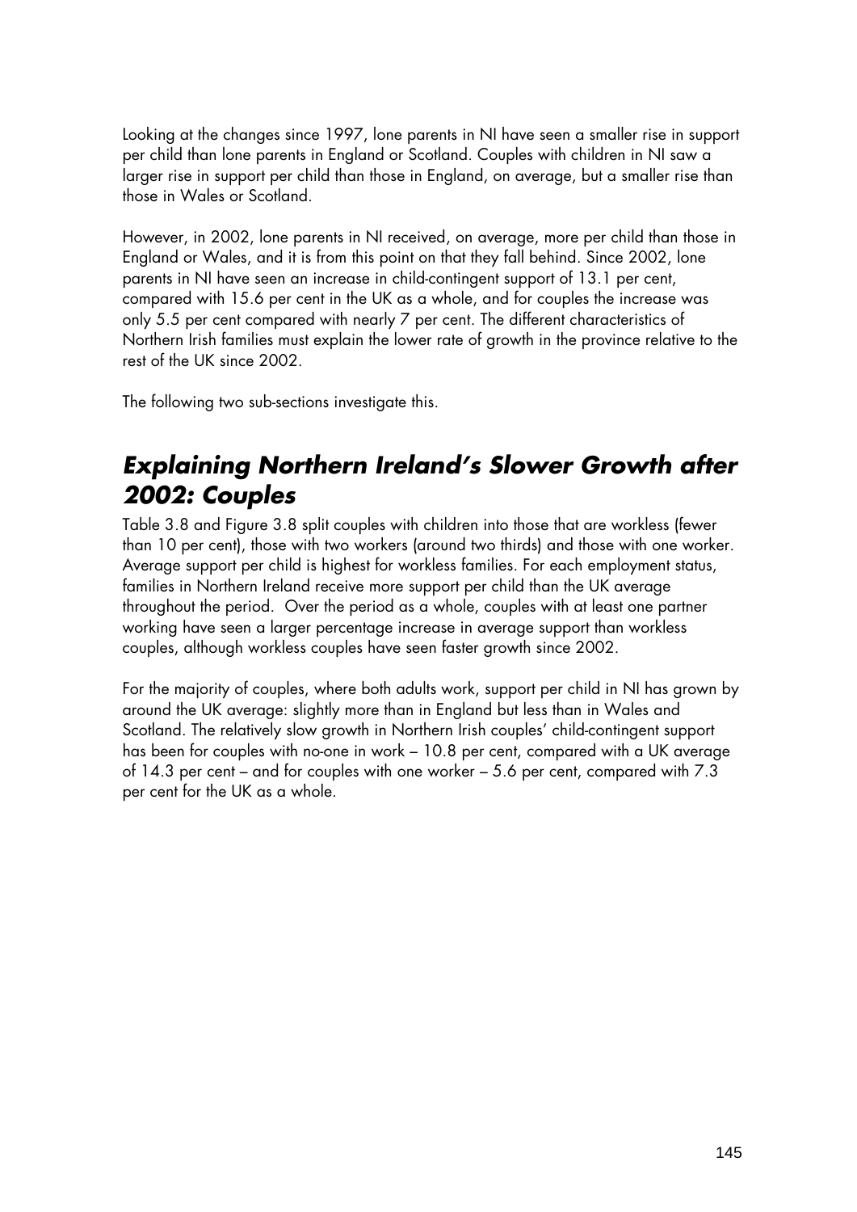Looking at the changes since 1997, lone parents in NI have seen a smaller rise in support per child than lone parents in England or Scotland. Couples with children in NI saw a larger rise in support per child than those in England, on average, but a smaller rise than those in Wales or Scotland.

However, in 2002, lone parents in NI received, on average, more per child than those in England or Wales, and it is from this point on that they fall behind. Since 2002, lone parents in NI have seen an increase in child-contingent support of 13.1 per cent, compared with 15.6 per cent in the UK as a whole, and for couples the increase was only 5.5 per cent compared with nearly 7 per cent. The different characteristics of Northern Irish families must explain the lower rate of growth in the province relative to the rest of the UK since 2002.

The following two sub-sections investigate this.

## *Explaining Northern Ireland's Slower Growth after 2002: Couples*

Table 3.8 and Figure 3.8 split couples with children into those that are workless (fewer than 10 per cent), those with two workers (around two thirds) and those with one worker. Average support per child is highest for workless families. For each employment status, families in Northern Ireland receive more support per child than the UK average throughout the period. Over the period as a whole, couples with at least one partner working have seen a larger percentage increase in average support than workless couples, although workless couples have seen faster growth since 2002.

For the majority of couples, where both adults work, support per child in NI has grown by around the UK average: slightly more than in England but less than in Wales and Scotland. The relatively slow growth in Northern Irish couples' child-contingent support has been for couples with no-one in work – 10.8 per cent, compared with a UK average of 14.3 per cent – and for couples with one worker – 5.6 per cent, compared with 7.3 per cent for the UK as a whole.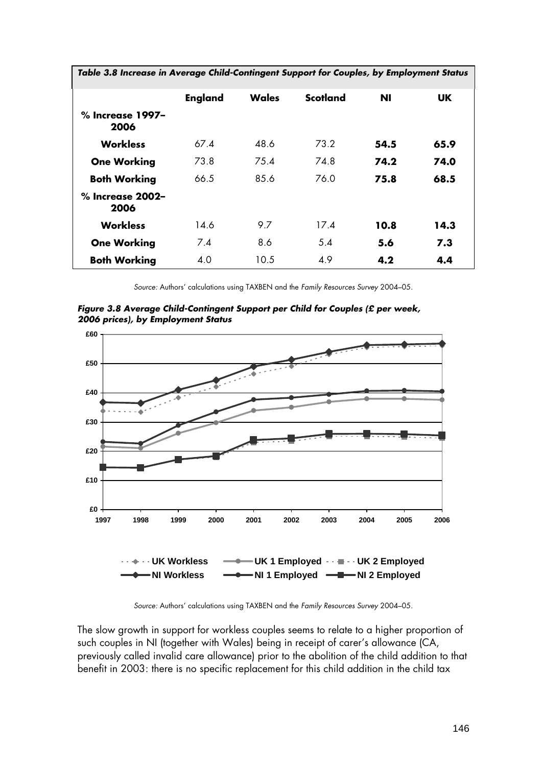*Table 3.8 Increase in Average Child-Contingent Support for Couples, by Employment Status*

| | England | Wales | Scotland | NI | UK |
|---|---|---|---|---|---|
| **% Increase 1997–2006** | | | | | |
| **Workless** | 67.4 | 48.6 | 73.2 | **54.5** | **65.9** |
| **One Working** | 73.8 | 75.4 | 74.8 | **74.2** | **74.0** |
| **Both Working** | 66.5 | 85.6 | 76.0 | **75.8** | **68.5** |
| **% Increase 2002–2006** | | | | | |
| **Workless** | 14.6 | 9.7 | 17.4 | **10.8** | **14.3** |
| **One Working** | 7.4 | 8.6 | 5.4 | **5.6** | **7.3** |
| **Both Working** | 4.0 | 10.5 | 4.9 | **4.2** | **4.4** |

*Source:* Authors' calculations using TAXBEN and the *Family Resources Survey* 2004–05.

***Figure 3.8 Average Child-Contingent Support per Child for Couples (£ per week, 2006 prices), by Employment Status***

*Source:* Authors' calculations using TAXBEN and the *Family Resources Survey* 2004–05.

The slow growth in support for workless couples seems to relate to a higher proportion of such couples in NI (together with Wales) being in receipt of carer's allowance (CA, previously called invalid care allowance) prior to the abolition of the child addition to that benefit in 2003: there is no specific replacement for this child addition in the child tax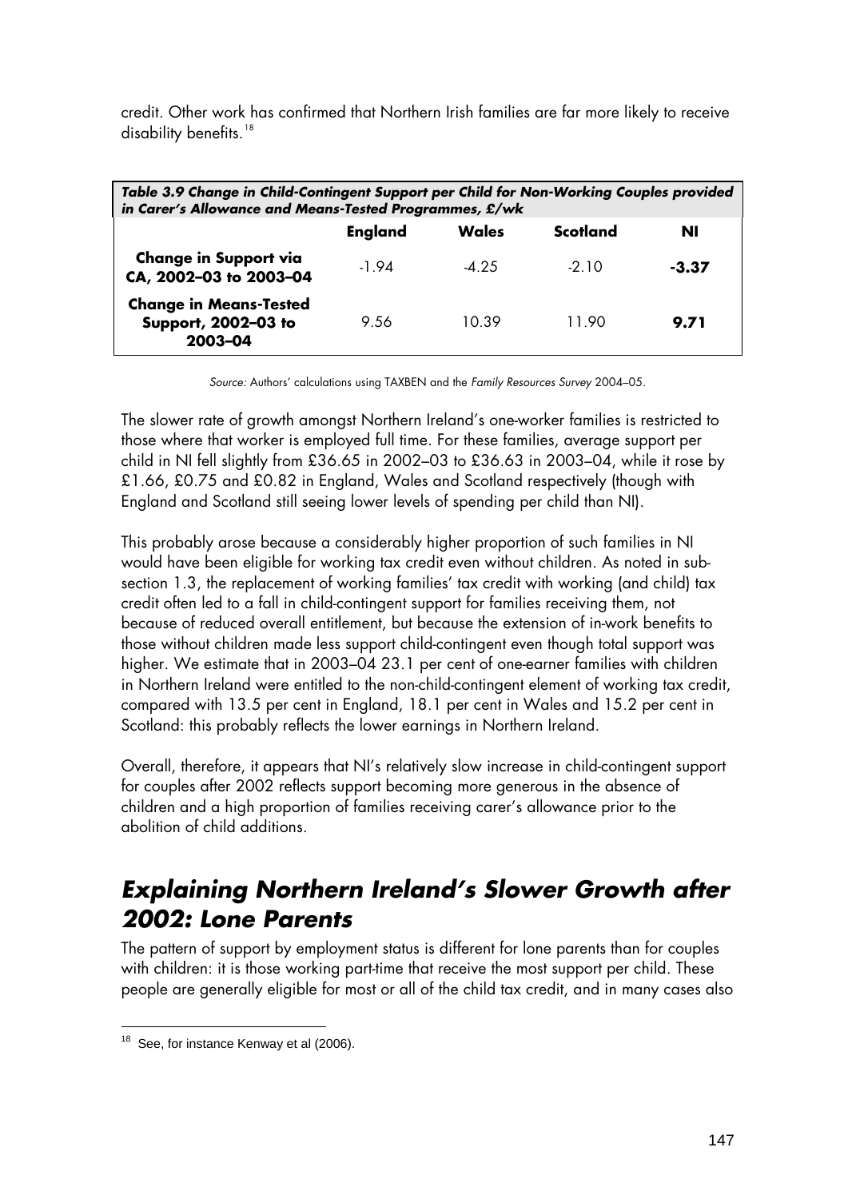credit. Other work has confirmed that Northern Irish families are far more likely to receive disability benefits.[18]

***Table 3.9 Change in Child-Contingent Support per Child for Non-Working Couples provided in Carer's Allowance and Means-Tested Programmes, £/wk***

| | **England** | **Wales** | **Scotland** | **NI** |
|---|---|---|---|---|
| **Change in Support via CA, 2002–03 to 2003–04** | -1.94 | -4.25 | -2.10 | **-3.37** |
| **Change in Means-Tested Support, 2002–03 to 2003–04** | 9.56 | 10.39 | 11.90 | **9.71** |

*Source:* Authors' calculations using TAXBEN and the *Family Resources Survey* 2004–05.

The slower rate of growth amongst Northern Ireland's one-worker families is restricted to those where that worker is employed full time. For these families, average support per child in NI fell slightly from £36.65 in 2002–03 to £36.63 in 2003–04, while it rose by £1.66, £0.75 and £0.82 in England, Wales and Scotland respectively (though with England and Scotland still seeing lower levels of spending per child than NI).

This probably arose because a considerably higher proportion of such families in NI would have been eligible for working tax credit even without children. As noted in sub-section 1.3, the replacement of working families' tax credit with working (and child) tax credit often led to a fall in child-contingent support for families receiving them, not because of reduced overall entitlement, but because the extension of in-work benefits to those without children made less support child-contingent even though total support was higher. We estimate that in 2003–04 23.1 per cent of one-earner families with children in Northern Ireland were entitled to the non-child-contingent element of working tax credit, compared with 13.5 per cent in England, 18.1 per cent in Wales and 15.2 per cent in Scotland: this probably reflects the lower earnings in Northern Ireland.

Overall, therefore, it appears that NI's relatively slow increase in child-contingent support for couples after 2002 reflects support becoming more generous in the absence of children and a high proportion of families receiving carer's allowance prior to the abolition of child additions.

## *Explaining Northern Ireland's Slower Growth after 2002: Lone Parents*

The pattern of support by employment status is different for lone parents than for couples with children: it is those working part-time that receive the most support per child. These people are generally eligible for most or all of the child tax credit, and in many cases also

[18] See, for instance Kenway et al (2006).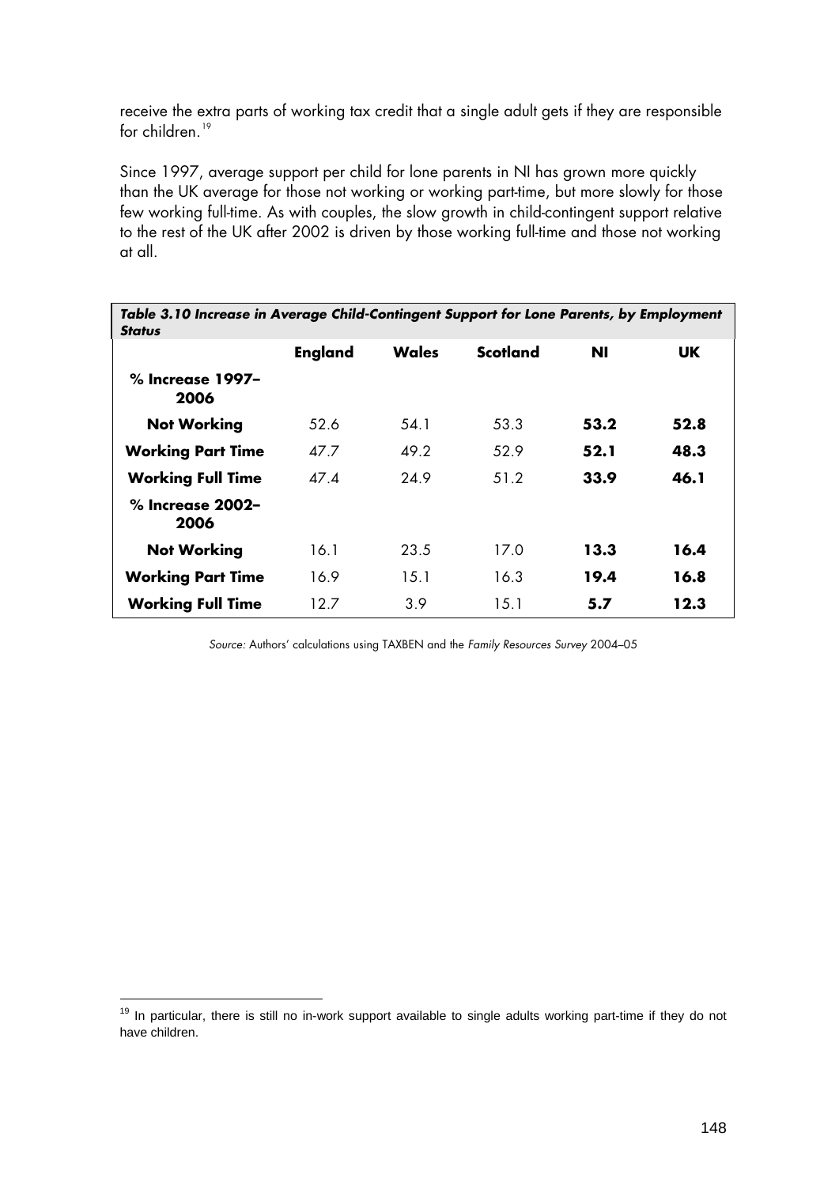receive the extra parts of working tax credit that a single adult gets if they are responsible for children.[19]

Since 1997, average support per child for lone parents in NI has grown more quickly than the UK average for those not working or working part-time, but more slowly for those few working full-time. As with couples, the slow growth in child-contingent support relative to the rest of the UK after 2002 is driven by those working full-time and those not working at all.

***Table 3.10 Increase in Average Child-Contingent Support for Lone Parents, by Employment Status***

| | **England** | **Wales** | **Scotland** | **NI** | **UK** |
|---|---|---|---|---|---|
| **% Increase 1997–2006** | | | | | |
| **Not Working** | 52.6 | 54.1 | 53.3 | **53.2** | **52.8** |
| **Working Part Time** | 47.7 | 49.2 | 52.9 | **52.1** | **48.3** |
| **Working Full Time** | 47.4 | 24.9 | 51.2 | **33.9** | **46.1** |
| **% Increase 2002–2006** | | | | | |
| **Not Working** | 16.1 | 23.5 | 17.0 | **13.3** | **16.4** |
| **Working Part Time** | 16.9 | 15.1 | 16.3 | **19.4** | **16.8** |
| **Working Full Time** | 12.7 | 3.9 | 15.1 | **5.7** | **12.3** |

*Source:* Authors' calculations using TAXBEN and the *Family Resources Survey* 2004–05

[19] In particular, there is still no in-work support available to single adults working part-time if they do not have children.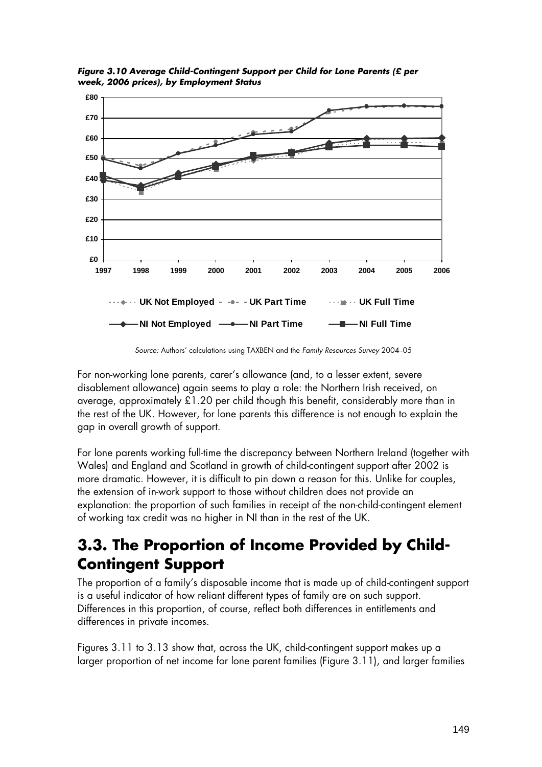*Figure 3.10 Average Child-Contingent Support per Child for Lone Parents (£ per week, 2006 prices), by Employment Status*

*Source:* Authors' calculations using TAXBEN and the *Family Resources Survey* 2004–05

For non-working lone parents, carer's allowance (and, to a lesser extent, severe disablement allowance) again seems to play a role: the Northern Irish received, on average, approximately £1.20 per child though this benefit, considerably more than in the rest of the UK. However, for lone parents this difference is not enough to explain the gap in overall growth of support.

For lone parents working full-time the discrepancy between Northern Ireland (together with Wales) and England and Scotland in growth of child-contingent support after 2002 is more dramatic. However, it is difficult to pin down a reason for this. Unlike for couples, the extension of in-work support to those without children does not provide an explanation: the proportion of such families in receipt of the non-child-contingent element of working tax credit was no higher in NI than in the rest of the UK.

## 3.3. The Proportion of Income Provided by Child-Contingent Support

The proportion of a family's disposable income that is made up of child-contingent support is a useful indicator of how reliant different types of family are on such support. Differences in this proportion, of course, reflect both differences in entitlements and differences in private incomes.

Figures 3.11 to 3.13 show that, across the UK, child-contingent support makes up a larger proportion of net income for lone parent families (Figure 3.11), and larger families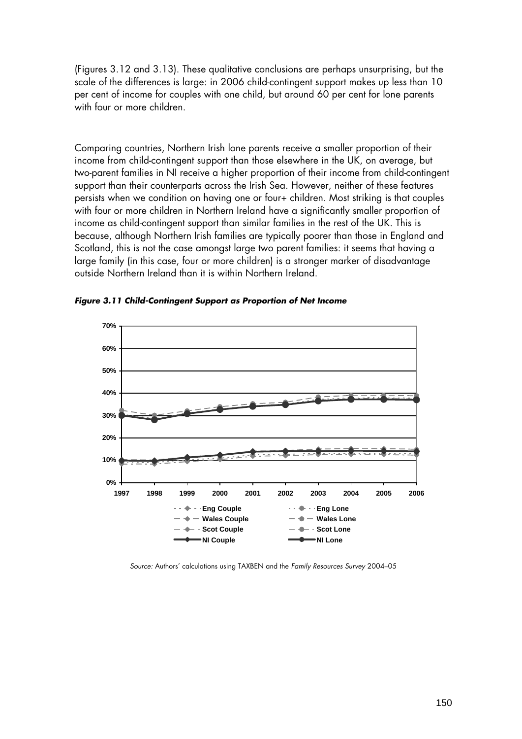(Figures 3.12 and 3.13). These qualitative conclusions are perhaps unsurprising, but the scale of the differences is large: in 2006 child-contingent support makes up less than 10 per cent of income for couples with one child, but around 60 per cent for lone parents with four or more children.

Comparing countries, Northern Irish lone parents receive a smaller proportion of their income from child-contingent support than those elsewhere in the UK, on average, but two-parent families in NI receive a higher proportion of their income from child-contingent support than their counterparts across the Irish Sea. However, neither of these features persists when we condition on having one or four+ children. Most striking is that couples with four or more children in Northern Ireland have a significantly smaller proportion of income as child-contingent support than similar families in the rest of the UK. This is because, although Northern Irish families are typically poorer than those in England and Scotland, this is not the case amongst large two parent families: it seems that having a large family (in this case, four or more children) is a stronger marker of disadvantage outside Northern Ireland than it is within Northern Ireland.

***Figure 3.11 Child-Contingent Support as Proportion of Net Income***

*Source:* Authors' calculations using TAXBEN and the *Family Resources Survey* 2004–05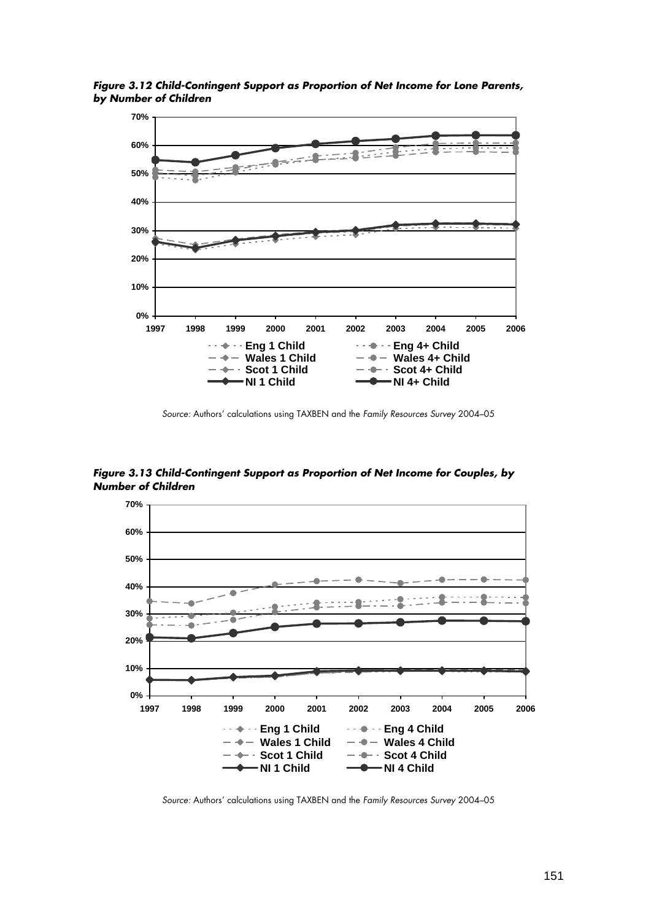***Figure 3.12 Child-Contingent Support as Proportion of Net Income for Lone Parents, by Number of Children***

*Source:* Authors' calculations using TAXBEN and the *Family Resources Survey* 2004–05

***Figure 3.13 Child-Contingent Support as Proportion of Net Income for Couples, by Number of Children***

*Source:* Authors' calculations using TAXBEN and the *Family Resources Survey* 2004–05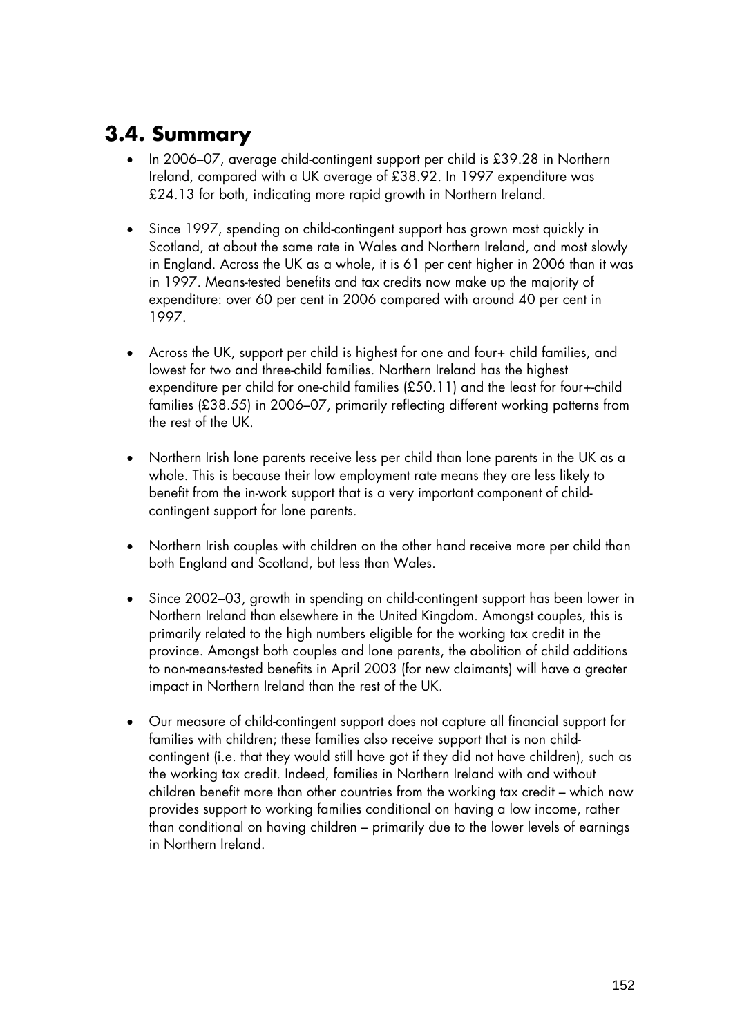## 3.4. Summary

- In 2006–07, average child-contingent support per child is £39.28 in Northern Ireland, compared with a UK average of £38.92. In 1997 expenditure was £24.13 for both, indicating more rapid growth in Northern Ireland.

- Since 1997, spending on child-contingent support has grown most quickly in Scotland, at about the same rate in Wales and Northern Ireland, and most slowly in England. Across the UK as a whole, it is 61 per cent higher in 2006 than it was in 1997. Means-tested benefits and tax credits now make up the majority of expenditure: over 60 per cent in 2006 compared with around 40 per cent in 1997.

- Across the UK, support per child is highest for one and four+ child families, and lowest for two and three-child families. Northern Ireland has the highest expenditure per child for one-child families (£50.11) and the least for four+-child families (£38.55) in 2006–07, primarily reflecting different working patterns from the rest of the UK.

- Northern Irish lone parents receive less per child than lone parents in the UK as a whole. This is because their low employment rate means they are less likely to benefit from the in-work support that is a very important component of child-contingent support for lone parents.

- Northern Irish couples with children on the other hand receive more per child than both England and Scotland, but less than Wales.

- Since 2002–03, growth in spending on child-contingent support has been lower in Northern Ireland than elsewhere in the United Kingdom. Amongst couples, this is primarily related to the high numbers eligible for the working tax credit in the province. Amongst both couples and lone parents, the abolition of child additions to non-means-tested benefits in April 2003 (for new claimants) will have a greater impact in Northern Ireland than the rest of the UK.

- Our measure of child-contingent support does not capture all financial support for families with children; these families also receive support that is non child-contingent (i.e. that they would still have got if they did not have children), such as the working tax credit. Indeed, families in Northern Ireland with and without children benefit more than other countries from the working tax credit – which now provides support to working families conditional on having a low income, rather than conditional on having children – primarily due to the lower levels of earnings in Northern Ireland.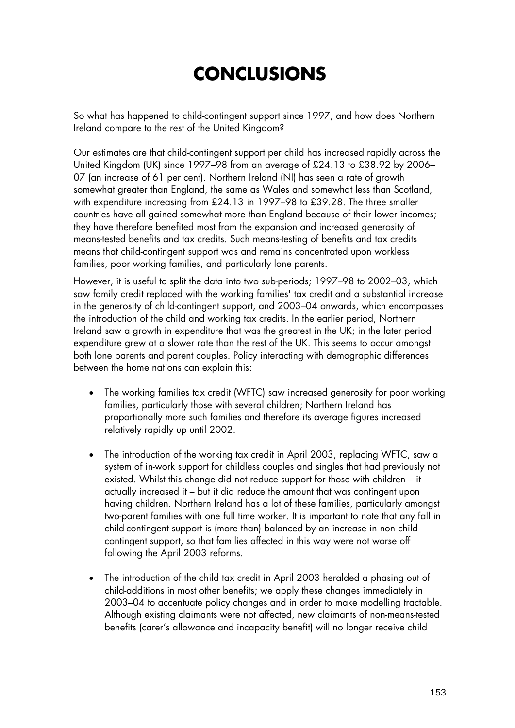# CONCLUSIONS

So what has happened to child-contingent support since 1997, and how does Northern Ireland compare to the rest of the United Kingdom?

Our estimates are that child-contingent support per child has increased rapidly across the United Kingdom (UK) since 1997–98 from an average of £24.13 to £38.92 by 2006–07 (an increase of 61 per cent). Northern Ireland (NI) has seen a rate of growth somewhat greater than England, the same as Wales and somewhat less than Scotland, with expenditure increasing from £24.13 in 1997–98 to £39.28. The three smaller countries have all gained somewhat more than England because of their lower incomes; they have therefore benefited most from the expansion and increased generosity of means-tested benefits and tax credits. Such means-testing of benefits and tax credits means that child-contingent support was and remains concentrated upon workless families, poor working families, and particularly lone parents.

However, it is useful to split the data into two sub-periods; 1997–98 to 2002–03, which saw family credit replaced with the working families' tax credit and a substantial increase in the generosity of child-contingent support, and 2003–04 onwards, which encompasses the introduction of the child and working tax credits. In the earlier period, Northern Ireland saw a growth in expenditure that was the greatest in the UK; in the later period expenditure grew at a slower rate than the rest of the UK. This seems to occur amongst both lone parents and parent couples. Policy interacting with demographic differences between the home nations can explain this:

- The working families tax credit (WFTC) saw increased generosity for poor working families, particularly those with several children; Northern Ireland has proportionally more such families and therefore its average figures increased relatively rapidly up until 2002.
- The introduction of the working tax credit in April 2003, replacing WFTC, saw a system of in-work support for childless couples and singles that had previously not existed. Whilst this change did not reduce support for those with children – it actually increased it – but it did reduce the amount that was contingent upon having children. Northern Ireland has a lot of these families, particularly amongst two-parent families with one full time worker. It is important to note that any fall in child-contingent support is (more than) balanced by an increase in non child-contingent support, so that families affected in this way were not worse off following the April 2003 reforms.
- The introduction of the child tax credit in April 2003 heralded a phasing out of child-additions in most other benefits; we apply these changes immediately in 2003–04 to accentuate policy changes and in order to make modelling tractable. Although existing claimants were not affected, new claimants of non-means-tested benefits (carer's allowance and incapacity benefit) will no longer receive child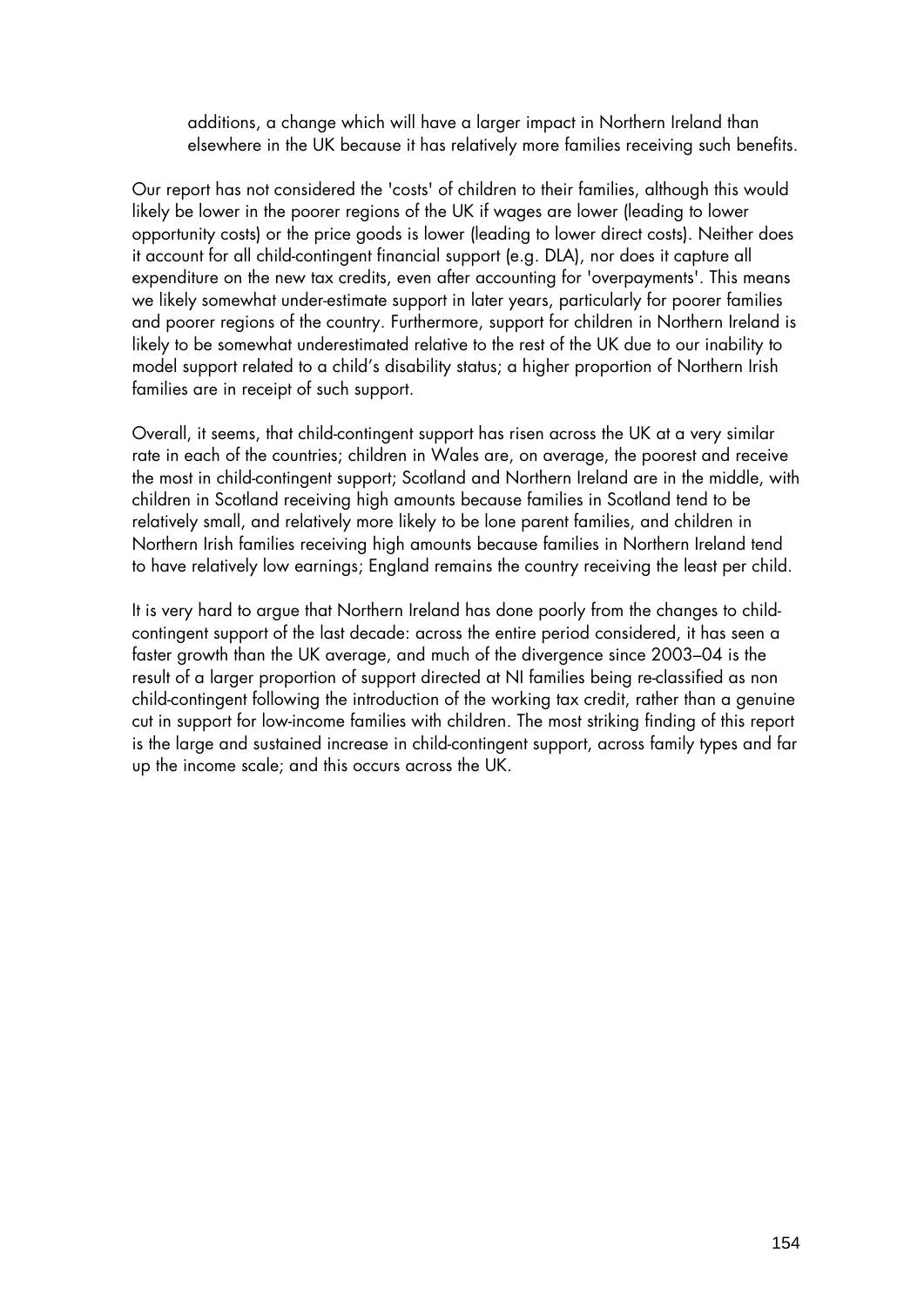additions, a change which will have a larger impact in Northern Ireland than elsewhere in the UK because it has relatively more families receiving such benefits.

Our report has not considered the 'costs' of children to their families, although this would likely be lower in the poorer regions of the UK if wages are lower (leading to lower opportunity costs) or the price goods is lower (leading to lower direct costs). Neither does it account for all child-contingent financial support (e.g. DLA), nor does it capture all expenditure on the new tax credits, even after accounting for 'overpayments'. This means we likely somewhat under-estimate support in later years, particularly for poorer families and poorer regions of the country. Furthermore, support for children in Northern Ireland is likely to be somewhat underestimated relative to the rest of the UK due to our inability to model support related to a child's disability status; a higher proportion of Northern Irish families are in receipt of such support.

Overall, it seems, that child-contingent support has risen across the UK at a very similar rate in each of the countries; children in Wales are, on average, the poorest and receive the most in child-contingent support; Scotland and Northern Ireland are in the middle, with children in Scotland receiving high amounts because families in Scotland tend to be relatively small, and relatively more likely to be lone parent families, and children in Northern Irish families receiving high amounts because families in Northern Ireland tend to have relatively low earnings; England remains the country receiving the least per child.

It is very hard to argue that Northern Ireland has done poorly from the changes to child-contingent support of the last decade: across the entire period considered, it has seen a faster growth than the UK average, and much of the divergence since 2003–04 is the result of a larger proportion of support directed at NI families being re-classified as non child-contingent following the introduction of the working tax credit, rather than a genuine cut in support for low-income families with children. The most striking finding of this report is the large and sustained increase in child-contingent support, across family types and far up the income scale; and this occurs across the UK.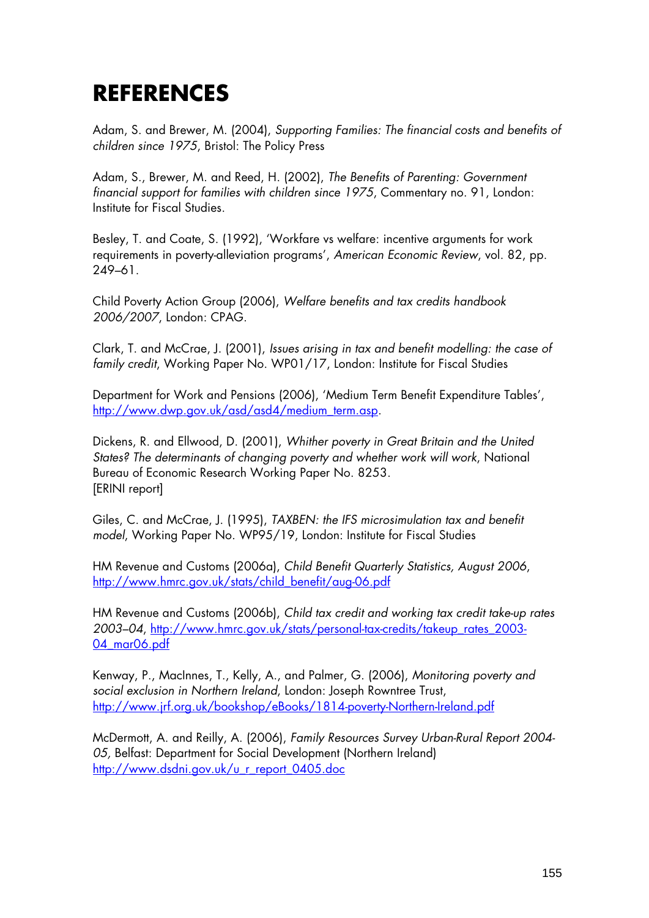# REFERENCES

Adam, S. and Brewer, M. (2004), *Supporting Families: The financial costs and benefits of children since 1975*, Bristol: The Policy Press

Adam, S., Brewer, M. and Reed, H. (2002), *The Benefits of Parenting: Government financial support for families with children since 1975*, Commentary no. 91, London: Institute for Fiscal Studies.

Besley, T. and Coate, S. (1992), 'Workfare vs welfare: incentive arguments for work requirements in poverty-alleviation programs', *American Economic Review*, vol. 82, pp. 249–61.

Child Poverty Action Group (2006), *Welfare benefits and tax credits handbook 2006/2007*, London: CPAG.

Clark, T. and McCrae, J. (2001), *Issues arising in tax and benefit modelling: the case of family credit*, Working Paper No. WP01/17, London: Institute for Fiscal Studies

Department for Work and Pensions (2006), 'Medium Term Benefit Expenditure Tables', http://www.dwp.gov.uk/asd/asd4/medium_term.asp.

Dickens, R. and Ellwood, D. (2001), *Whither poverty in Great Britain and the United States? The determinants of changing poverty and whether work will work*, National Bureau of Economic Research Working Paper No. 8253.
[ERINI report]

Giles, C. and McCrae, J. (1995), *TAXBEN: the IFS microsimulation tax and benefit model*, Working Paper No. WP95/19, London: Institute for Fiscal Studies

HM Revenue and Customs (2006a), *Child Benefit Quarterly Statistics, August 2006*, http://www.hmrc.gov.uk/stats/child_benefit/aug-06.pdf

HM Revenue and Customs (2006b), *Child tax credit and working tax credit take-up rates 2003–04*, http://www.hmrc.gov.uk/stats/personal-tax-credits/takeup_rates_2003-04_mar06.pdf

Kenway, P., MacInnes, T., Kelly, A., and Palmer, G. (2006), *Monitoring poverty and social exclusion in Northern Ireland*, London: Joseph Rowntree Trust, http://www.jrf.org.uk/bookshop/eBooks/1814-poverty-Northern-Ireland.pdf

McDermott, A. and Reilly, A. (2006), *Family Resources Survey Urban-Rural Report 2004-05*, Belfast: Department for Social Development (Northern Ireland) http://www.dsdni.gov.uk/u_r_report_0405.doc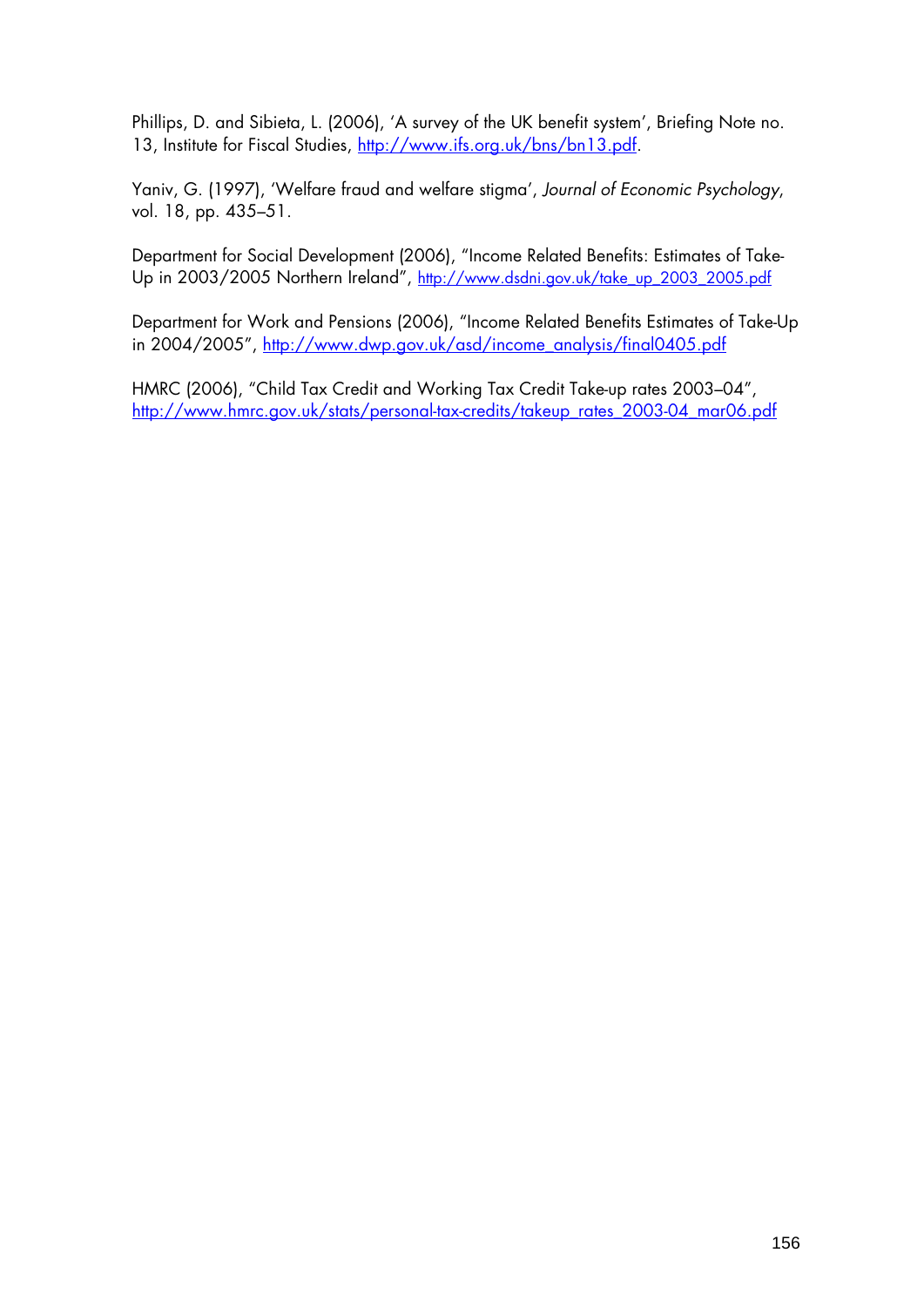Phillips, D. and Sibieta, L. (2006), 'A survey of the UK benefit system', Briefing Note no. 13, Institute for Fiscal Studies, http://www.ifs.org.uk/bns/bn13.pdf.

Yaniv, G. (1997), 'Welfare fraud and welfare stigma', *Journal of Economic Psychology*, vol. 18, pp. 435–51.

Department for Social Development (2006), "Income Related Benefits: Estimates of Take-Up in 2003/2005 Northern Ireland", http://www.dsdni.gov.uk/take_up_2003_2005.pdf

Department for Work and Pensions (2006), "Income Related Benefits Estimates of Take-Up in 2004/2005", http://www.dwp.gov.uk/asd/income_analysis/final0405.pdf

HMRC (2006), "Child Tax Credit and Working Tax Credit Take-up rates 2003–04", http://www.hmrc.gov.uk/stats/personal-tax-credits/takeup_rates_2003-04_mar06.pdf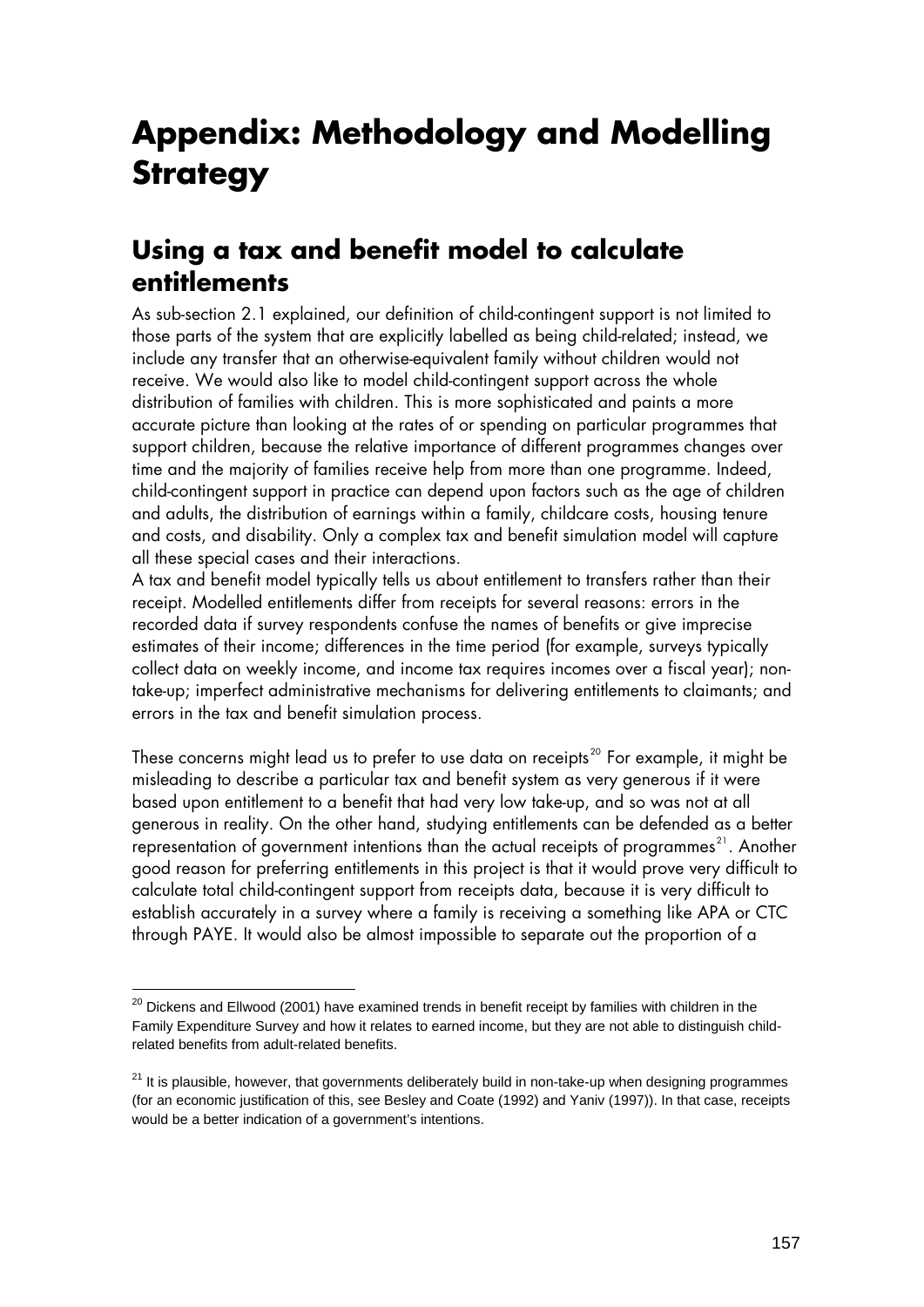# Appendix: Methodology and Modelling Strategy

## Using a tax and benefit model to calculate entitlements

As sub-section 2.1 explained, our definition of child-contingent support is not limited to those parts of the system that are explicitly labelled as being child-related; instead, we include any transfer that an otherwise-equivalent family without children would not receive. We would also like to model child-contingent support across the whole distribution of families with children. This is more sophisticated and paints a more accurate picture than looking at the rates of or spending on particular programmes that support children, because the relative importance of different programmes changes over time and the majority of families receive help from more than one programme. Indeed, child-contingent support in practice can depend upon factors such as the age of children and adults, the distribution of earnings within a family, childcare costs, housing tenure and costs, and disability. Only a complex tax and benefit simulation model will capture all these special cases and their interactions.

A tax and benefit model typically tells us about entitlement to transfers rather than their receipt. Modelled entitlements differ from receipts for several reasons: errors in the recorded data if survey respondents confuse the names of benefits or give imprecise estimates of their income; differences in the time period (for example, surveys typically collect data on weekly income, and income tax requires incomes over a fiscal year); non-take-up; imperfect administrative mechanisms for delivering entitlements to claimants; and errors in the tax and benefit simulation process.

These concerns might lead us to prefer to use data on receipts[20] For example, it might be misleading to describe a particular tax and benefit system as very generous if it were based upon entitlement to a benefit that had very low take-up, and so was not at all generous in reality. On the other hand, studying entitlements can be defended as a better representation of government intentions than the actual receipts of programmes[21]. Another good reason for preferring entitlements in this project is that it would prove very difficult to calculate total child-contingent support from receipts data, because it is very difficult to establish accurately in a survey where a family is receiving a something like APA or CTC through PAYE. It would also be almost impossible to separate out the proportion of a

---

[20] Dickens and Ellwood (2001) have examined trends in benefit receipt by families with children in the Family Expenditure Survey and how it relates to earned income, but they are not able to distinguish child-related benefits from adult-related benefits.

[21] It is plausible, however, that governments deliberately build in non-take-up when designing programmes (for an economic justification of this, see Besley and Coate (1992) and Yaniv (1997)). In that case, receipts would be a better indication of a government's intentions.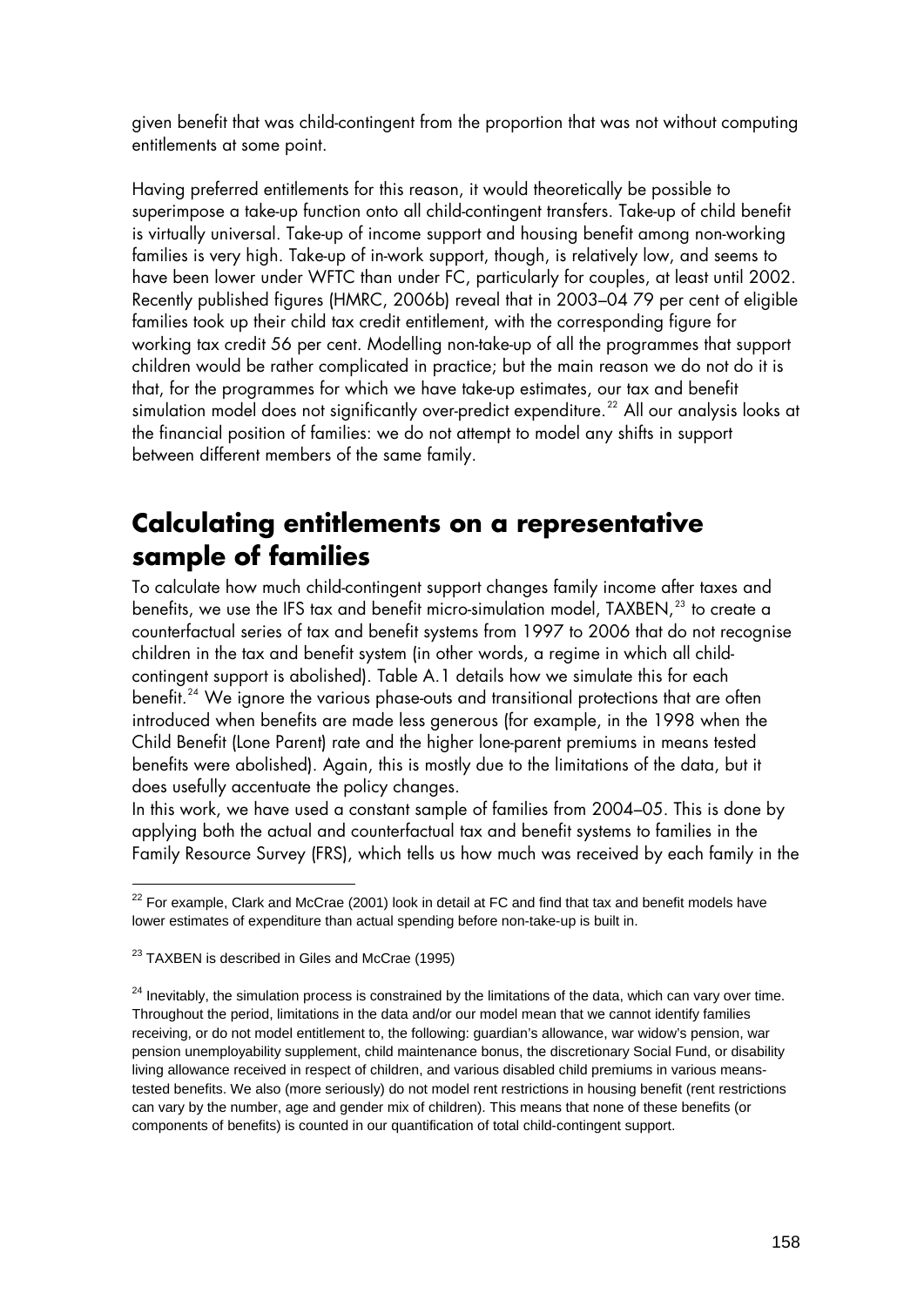given benefit that was child-contingent from the proportion that was not without computing entitlements at some point.

Having preferred entitlements for this reason, it would theoretically be possible to superimpose a take-up function onto all child-contingent transfers. Take-up of child benefit is virtually universal. Take-up of income support and housing benefit among non-working families is very high. Take-up of in-work support, though, is relatively low, and seems to have been lower under WFTC than under FC, particularly for couples, at least until 2002. Recently published figures (HMRC, 2006b) reveal that in 2003–04 79 per cent of eligible families took up their child tax credit entitlement, with the corresponding figure for working tax credit 56 per cent. Modelling non-take-up of all the programmes that support children would be rather complicated in practice; but the main reason we do not do it is that, for the programmes for which we have take-up estimates, our tax and benefit simulation model does not significantly over-predict expenditure.[22] All our analysis looks at the financial position of families: we do not attempt to model any shifts in support between different members of the same family.

## Calculating entitlements on a representative sample of families

To calculate how much child-contingent support changes family income after taxes and benefits, we use the IFS tax and benefit micro-simulation model, TAXBEN,[23] to create a counterfactual series of tax and benefit systems from 1997 to 2006 that do not recognise children in the tax and benefit system (in other words, a regime in which all child-contingent support is abolished). Table A.1 details how we simulate this for each benefit.[24] We ignore the various phase-outs and transitional protections that are often introduced when benefits are made less generous (for example, in the 1998 when the Child Benefit (Lone Parent) rate and the higher lone-parent premiums in means tested benefits were abolished). Again, this is mostly due to the limitations of the data, but it does usefully accentuate the policy changes.

In this work, we have used a constant sample of families from 2004–05. This is done by applying both the actual and counterfactual tax and benefit systems to families in the Family Resource Survey (FRS), which tells us how much was received by each family in the

---

[22] For example, Clark and McCrae (2001) look in detail at FC and find that tax and benefit models have lower estimates of expenditure than actual spending before non-take-up is built in.

[23] TAXBEN is described in Giles and McCrae (1995)

[24] Inevitably, the simulation process is constrained by the limitations of the data, which can vary over time. Throughout the period, limitations in the data and/or our model mean that we cannot identify families receiving, or do not model entitlement to, the following: guardian's allowance, war widow's pension, war pension unemployability supplement, child maintenance bonus, the discretionary Social Fund, or disability living allowance received in respect of children, and various disabled child premiums in various means-tested benefits. We also (more seriously) do not model rent restrictions in housing benefit (rent restrictions can vary by the number, age and gender mix of children). This means that none of these benefits (or components of benefits) is counted in our quantification of total child-contingent support.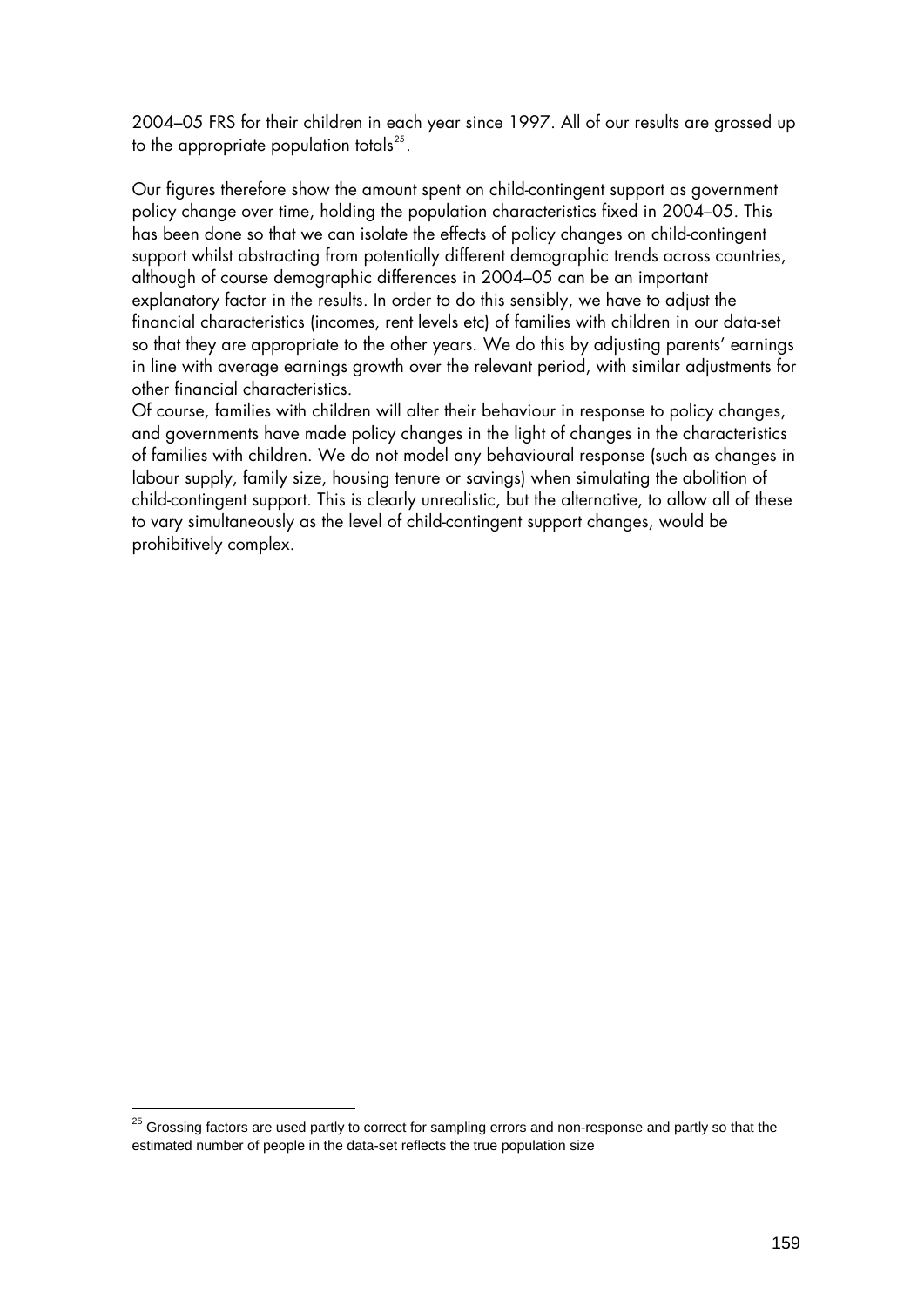2004–05 FRS for their children in each year since 1997. All of our results are grossed up to the appropriate population totals[25].

Our figures therefore show the amount spent on child-contingent support as government policy change over time, holding the population characteristics fixed in 2004–05. This has been done so that we can isolate the effects of policy changes on child-contingent support whilst abstracting from potentially different demographic trends across countries, although of course demographic differences in 2004–05 can be an important explanatory factor in the results. In order to do this sensibly, we have to adjust the financial characteristics (incomes, rent levels etc) of families with children in our data-set so that they are appropriate to the other years. We do this by adjusting parents' earnings in line with average earnings growth over the relevant period, with similar adjustments for other financial characteristics.

Of course, families with children will alter their behaviour in response to policy changes, and governments have made policy changes in the light of changes in the characteristics of families with children. We do not model any behavioural response (such as changes in labour supply, family size, housing tenure or savings) when simulating the abolition of child-contingent support. This is clearly unrealistic, but the alternative, to allow all of these to vary simultaneously as the level of child-contingent support changes, would be prohibitively complex.

[25] Grossing factors are used partly to correct for sampling errors and non-response and partly so that the estimated number of people in the data-set reflects the true population size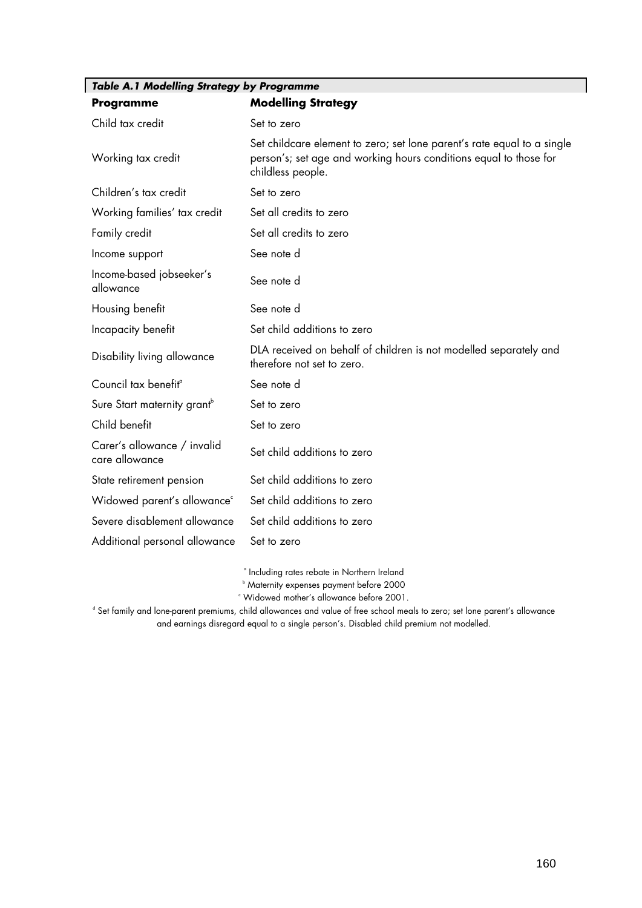**Table A.1 Modelling Strategy by Programme**

| Programme | Modelling Strategy |
|---|---|
| Child tax credit | Set to zero |
| Working tax credit | Set childcare element to zero; set lone parent's rate equal to a single person's; set age and working hours conditions equal to those for childless people. |
| Children's tax credit | Set to zero |
| Working families' tax credit | Set all credits to zero |
| Family credit | Set all credits to zero |
| Income support | See note d |
| Income-based jobseeker's allowance | See note d |
| Housing benefit | See note d |
| Incapacity benefit | Set child additions to zero |
| Disability living allowance | DLA received on behalf of children is not modelled separately and therefore not set to zero. |
| Council tax benefit[a] | See note d |
| Sure Start maternity grant[b] | Set to zero |
| Child benefit | Set to zero |
| Carer's allowance / invalid care allowance | Set child additions to zero |
| State retirement pension | Set child additions to zero |
| Widowed parent's allowance[c] | Set child additions to zero |
| Severe disablement allowance | Set child additions to zero |
| Additional personal allowance | Set to zero |

[a] Including rates rebate in Northern Ireland

[b] Maternity expenses payment before 2000

[c] Widowed mother's allowance before 2001.

[d] Set family and lone-parent premiums, child allowances and value of free school meals to zero; set lone parent's allowance and earnings disregard equal to a single person's. Disabled child premium not modelled.